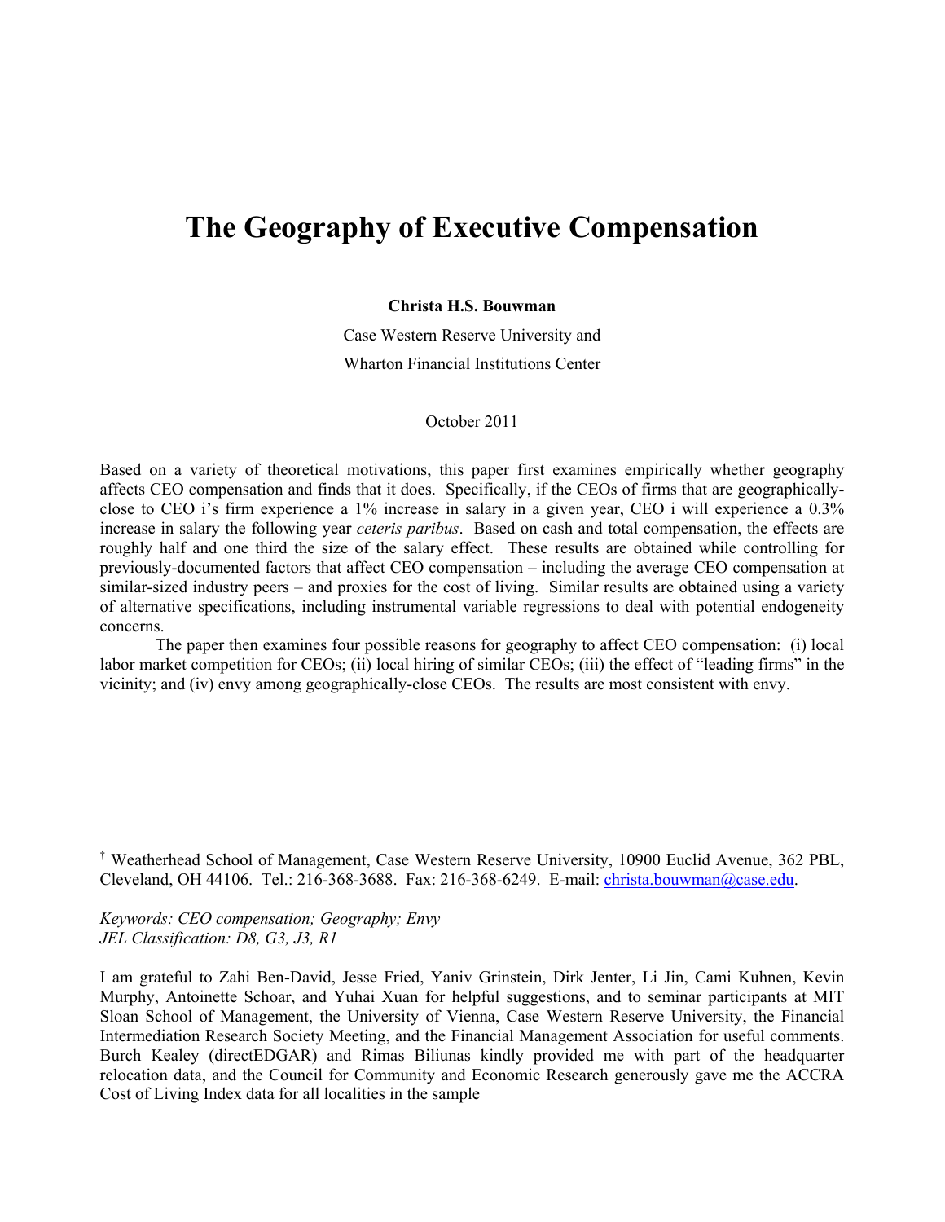# The Geography of Executive Compensation

**Christa H.S. Bouwman**

Case Western Reserve University and

Wharton Financial Institutions Center

October 2011

Based on a variety of theoretical motivations, this paper first examines empirically whether geography affects CEO compensation and finds that it does. Specifically, if the CEOs of firms that are geographically-close to CEO i's firm experience a 1% increase in salary in a given year, CEO i will experience a 0.3% increase in salary the following year *ceteris paribus*. Based on cash and total compensation, the effects are roughly half and one third the size of the salary effect. These results are obtained while controlling for previously-documented factors that affect CEO compensation – including the average CEO compensation at similar-sized industry peers – and proxies for the cost of living. Similar results are obtained using a variety of alternative specifications, including instrumental variable regressions to deal with potential endogeneity concerns.

The paper then examines four possible reasons for geography to affect CEO compensation: (i) local labor market competition for CEOs; (ii) local hiring of similar CEOs; (iii) the effect of "leading firms" in the vicinity; and (iv) envy among geographically-close CEOs. The results are most consistent with envy.

[†] Weatherhead School of Management, Case Western Reserve University, 10900 Euclid Avenue, 362 PBL, Cleveland, OH 44106. Tel.: 216-368-3688. Fax: 216-368-6249. E-mail: christa.bouwman@case.edu.

*Keywords: CEO compensation; Geography; Envy*
*JEL Classification: D8, G3, J3, R1*

I am grateful to Zahi Ben-David, Jesse Fried, Yaniv Grinstein, Dirk Jenter, Li Jin, Cami Kuhnen, Kevin Murphy, Antoinette Schoar, and Yuhai Xuan for helpful suggestions, and to seminar participants at MIT Sloan School of Management, the University of Vienna, Case Western Reserve University, the Financial Intermediation Research Society Meeting, and the Financial Management Association for useful comments. Burch Kealey (directEDGAR) and Rimas Biliunas kindly provided me with part of the headquarter relocation data, and the Council for Community and Economic Research generously gave me the ACCRA Cost of Living Index data for all localities in the sample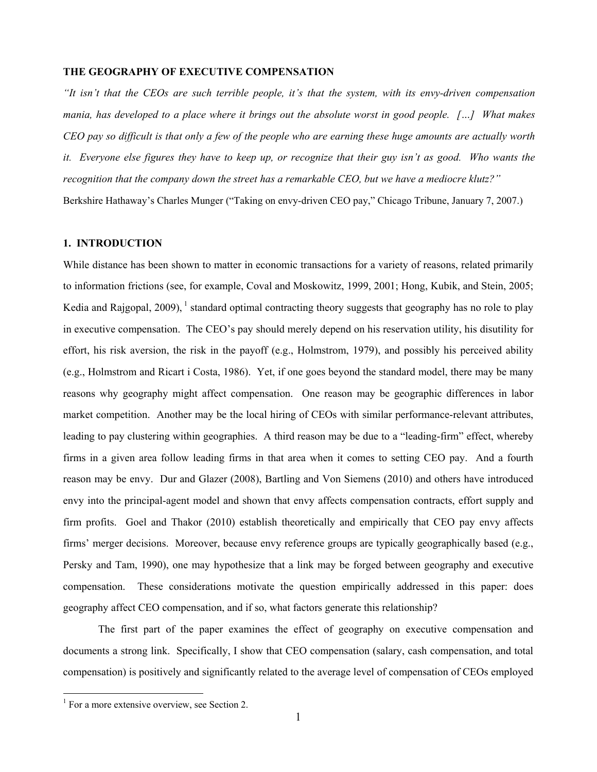**THE GEOGRAPHY OF EXECUTIVE COMPENSATION**

*"It isn't that the CEOs are such terrible people, it's that the system, with its envy-driven compensation mania, has developed to a place where it brings out the absolute worst in good people. […] What makes CEO pay so difficult is that only a few of the people who are earning these huge amounts are actually worth it. Everyone else figures they have to keep up, or recognize that their guy isn't as good. Who wants the recognition that the company down the street has a remarkable CEO, but we have a mediocre klutz?"*

Berkshire Hathaway's Charles Munger ("Taking on envy-driven CEO pay," Chicago Tribune, January 7, 2007.)

## 1. INTRODUCTION

While distance has been shown to matter in economic transactions for a variety of reasons, related primarily to information frictions (see, for example, Coval and Moskowitz, 1999, 2001; Hong, Kubik, and Stein, 2005; Kedia and Rajgopal, 2009), [1] standard optimal contracting theory suggests that geography has no role to play in executive compensation. The CEO's pay should merely depend on his reservation utility, his disutility for effort, his risk aversion, the risk in the payoff (e.g., Holmstrom, 1979), and possibly his perceived ability (e.g., Holmstrom and Ricart i Costa, 1986). Yet, if one goes beyond the standard model, there may be many reasons why geography might affect compensation. One reason may be geographic differences in labor market competition. Another may be the local hiring of CEOs with similar performance-relevant attributes, leading to pay clustering within geographies. A third reason may be due to a "leading-firm" effect, whereby firms in a given area follow leading firms in that area when it comes to setting CEO pay. And a fourth reason may be envy. Dur and Glazer (2008), Bartling and Von Siemens (2010) and others have introduced envy into the principal-agent model and shown that envy affects compensation contracts, effort supply and firm profits. Goel and Thakor (2010) establish theoretically and empirically that CEO pay envy affects firms' merger decisions. Moreover, because envy reference groups are typically geographically based (e.g., Persky and Tam, 1990), one may hypothesize that a link may be forged between geography and executive compensation. These considerations motivate the question empirically addressed in this paper: does geography affect CEO compensation, and if so, what factors generate this relationship?

The first part of the paper examines the effect of geography on executive compensation and documents a strong link. Specifically, I show that CEO compensation (salary, cash compensation, and total compensation) is positively and significantly related to the average level of compensation of CEOs employed

[1] For a more extensive overview, see Section 2.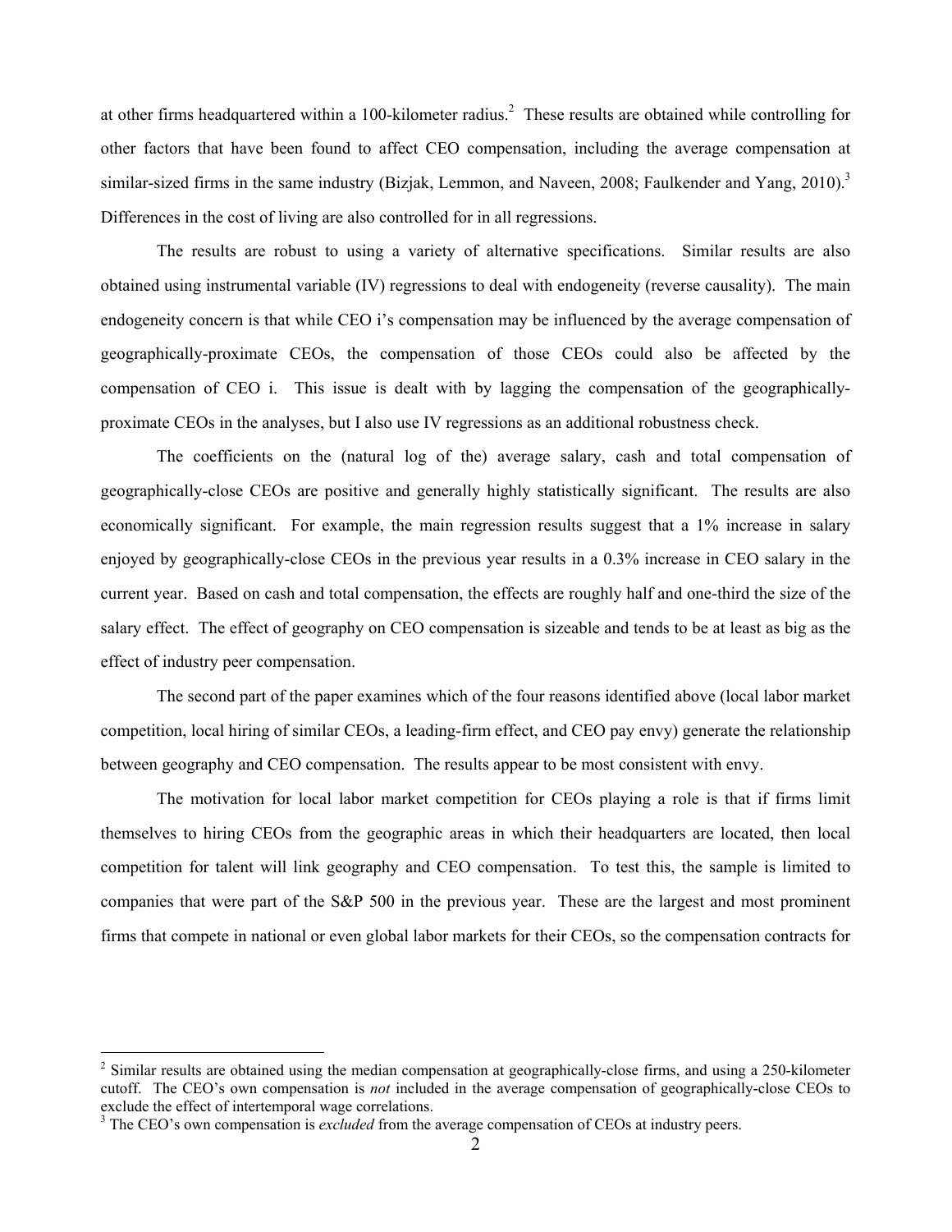at other firms headquartered within a 100-kilometer radius.[2] These results are obtained while controlling for other factors that have been found to affect CEO compensation, including the average compensation at similar-sized firms in the same industry (Bizjak, Lemmon, and Naveen, 2008; Faulkender and Yang, 2010).[3] Differences in the cost of living are also controlled for in all regressions.

The results are robust to using a variety of alternative specifications. Similar results are also obtained using instrumental variable (IV) regressions to deal with endogeneity (reverse causality). The main endogeneity concern is that while CEO i's compensation may be influenced by the average compensation of geographically-proximate CEOs, the compensation of those CEOs could also be affected by the compensation of CEO i. This issue is dealt with by lagging the compensation of the geographically-proximate CEOs in the analyses, but I also use IV regressions as an additional robustness check.

The coefficients on the (natural log of the) average salary, cash and total compensation of geographically-close CEOs are positive and generally highly statistically significant. The results are also economically significant. For example, the main regression results suggest that a 1% increase in salary enjoyed by geographically-close CEOs in the previous year results in a 0.3% increase in CEO salary in the current year. Based on cash and total compensation, the effects are roughly half and one-third the size of the salary effect. The effect of geography on CEO compensation is sizeable and tends to be at least as big as the effect of industry peer compensation.

The second part of the paper examines which of the four reasons identified above (local labor market competition, local hiring of similar CEOs, a leading-firm effect, and CEO pay envy) generate the relationship between geography and CEO compensation. The results appear to be most consistent with envy.

The motivation for local labor market competition for CEOs playing a role is that if firms limit themselves to hiring CEOs from the geographic areas in which their headquarters are located, then local competition for talent will link geography and CEO compensation. To test this, the sample is limited to companies that were part of the S&P 500 in the previous year. These are the largest and most prominent firms that compete in national or even global labor markets for their CEOs, so the compensation contracts for

---

[2] Similar results are obtained using the median compensation at geographically-close firms, and using a 250-kilometer cutoff. The CEO's own compensation is *not* included in the average compensation of geographically-close CEOs to exclude the effect of intertemporal wage correlations.

[3] The CEO's own compensation is *excluded* from the average compensation of CEOs at industry peers.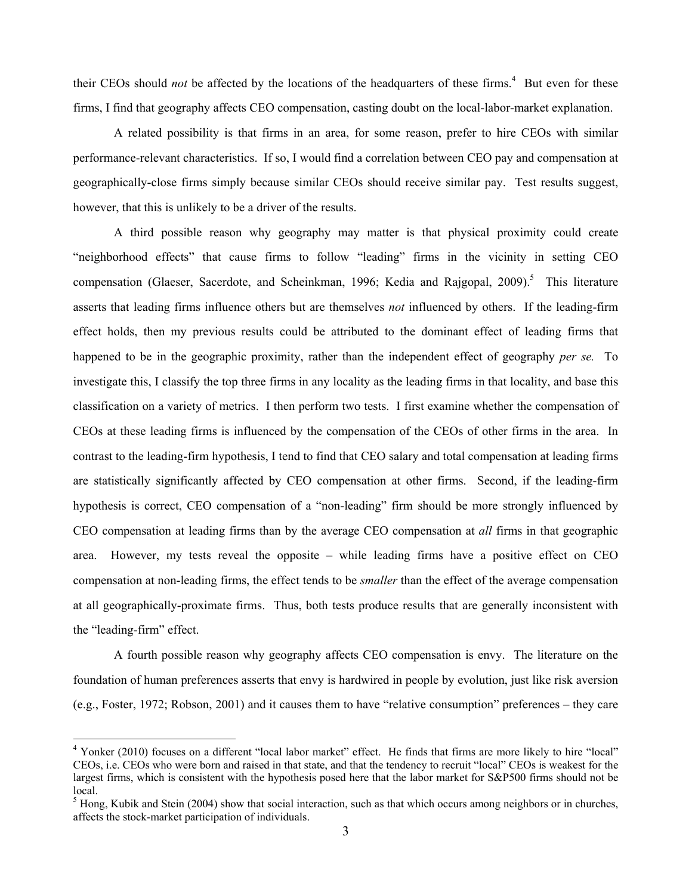their CEOs should *not* be affected by the locations of the headquarters of these firms.[4] But even for these firms, I find that geography affects CEO compensation, casting doubt on the local-labor-market explanation.

A related possibility is that firms in an area, for some reason, prefer to hire CEOs with similar performance-relevant characteristics. If so, I would find a correlation between CEO pay and compensation at geographically-close firms simply because similar CEOs should receive similar pay. Test results suggest, however, that this is unlikely to be a driver of the results.

A third possible reason why geography may matter is that physical proximity could create "neighborhood effects" that cause firms to follow "leading" firms in the vicinity in setting CEO compensation (Glaeser, Sacerdote, and Scheinkman, 1996; Kedia and Rajgopal, 2009).[5] This literature asserts that leading firms influence others but are themselves *not* influenced by others. If the leading-firm effect holds, then my previous results could be attributed to the dominant effect of leading firms that happened to be in the geographic proximity, rather than the independent effect of geography *per se.* To investigate this, I classify the top three firms in any locality as the leading firms in that locality, and base this classification on a variety of metrics. I then perform two tests. I first examine whether the compensation of CEOs at these leading firms is influenced by the compensation of the CEOs of other firms in the area. In contrast to the leading-firm hypothesis, I tend to find that CEO salary and total compensation at leading firms are statistically significantly affected by CEO compensation at other firms. Second, if the leading-firm hypothesis is correct, CEO compensation of a "non-leading" firm should be more strongly influenced by CEO compensation at leading firms than by the average CEO compensation at *all* firms in that geographic area. However, my tests reveal the opposite – while leading firms have a positive effect on CEO compensation at non-leading firms, the effect tends to be *smaller* than the effect of the average compensation at all geographically-proximate firms. Thus, both tests produce results that are generally inconsistent with the "leading-firm" effect.

A fourth possible reason why geography affects CEO compensation is envy. The literature on the foundation of human preferences asserts that envy is hardwired in people by evolution, just like risk aversion (e.g., Foster, 1972; Robson, 2001) and it causes them to have "relative consumption" preferences – they care

---

[4] Yonker (2010) focuses on a different "local labor market" effect. He finds that firms are more likely to hire "local" CEOs, i.e. CEOs who were born and raised in that state, and that the tendency to recruit "local" CEOs is weakest for the largest firms, which is consistent with the hypothesis posed here that the labor market for S&P500 firms should not be local.

[5] Hong, Kubik and Stein (2004) show that social interaction, such as that which occurs among neighbors or in churches, affects the stock-market participation of individuals.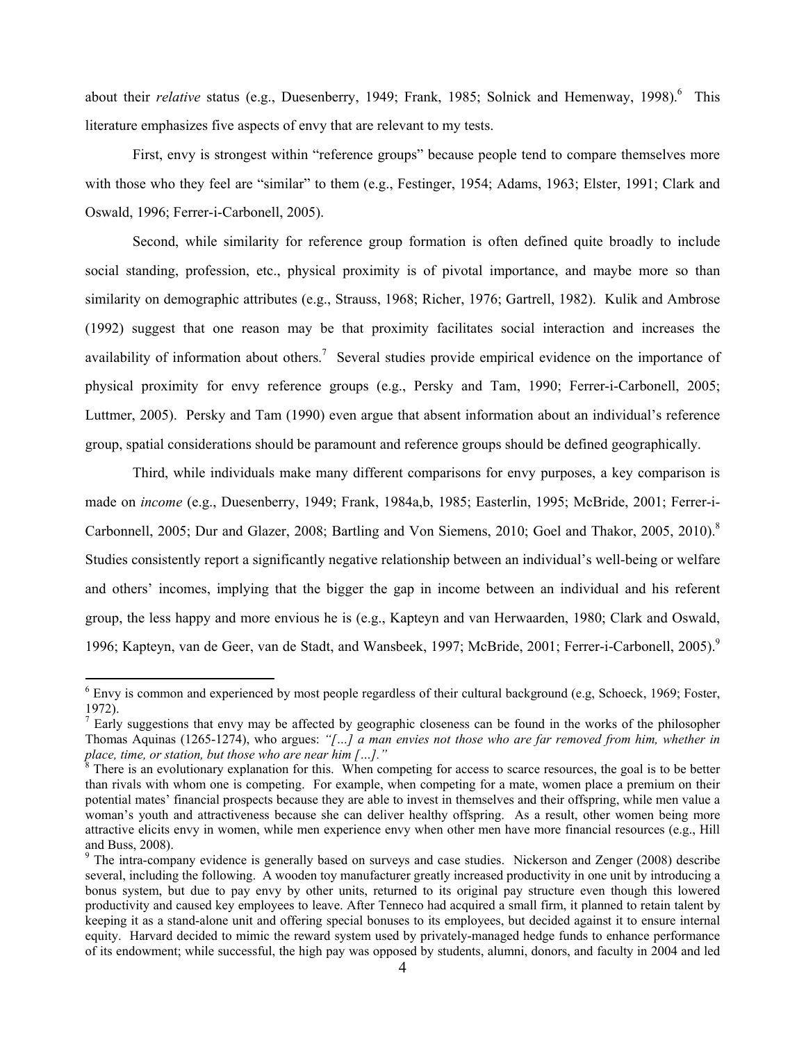about their *relative* status (e.g., Duesenberry, 1949; Frank, 1985; Solnick and Hemenway, 1998).[6] This literature emphasizes five aspects of envy that are relevant to my tests.

First, envy is strongest within "reference groups" because people tend to compare themselves more with those who they feel are "similar" to them (e.g., Festinger, 1954; Adams, 1963; Elster, 1991; Clark and Oswald, 1996; Ferrer-i-Carbonell, 2005).

Second, while similarity for reference group formation is often defined quite broadly to include social standing, profession, etc., physical proximity is of pivotal importance, and maybe more so than similarity on demographic attributes (e.g., Strauss, 1968; Richer, 1976; Gartrell, 1982). Kulik and Ambrose (1992) suggest that one reason may be that proximity facilitates social interaction and increases the availability of information about others.[7] Several studies provide empirical evidence on the importance of physical proximity for envy reference groups (e.g., Persky and Tam, 1990; Ferrer-i-Carbonell, 2005; Luttmer, 2005). Persky and Tam (1990) even argue that absent information about an individual's reference group, spatial considerations should be paramount and reference groups should be defined geographically.

Third, while individuals make many different comparisons for envy purposes, a key comparison is made on *income* (e.g., Duesenberry, 1949; Frank, 1984a,b, 1985; Easterlin, 1995; McBride, 2001; Ferrer-i-Carbonell, 2005; Dur and Glazer, 2008; Bartling and Von Siemens, 2010; Goel and Thakor, 2005, 2010).[8] Studies consistently report a significantly negative relationship between an individual's well-being or welfare and others' incomes, implying that the bigger the gap in income between an individual and his referent group, the less happy and more envious he is (e.g., Kapteyn and van Herwaarden, 1980; Clark and Oswald, 1996; Kapteyn, van de Geer, van de Stadt, and Wansbeek, 1997; McBride, 2001; Ferrer-i-Carbonell, 2005).[9]

---

[6] Envy is common and experienced by most people regardless of their cultural background (e.g, Schoeck, 1969; Foster, 1972).

[7] Early suggestions that envy may be affected by geographic closeness can be found in the works of the philosopher Thomas Aquinas (1265-1274), who argues: *"[…] a man envies not those who are far removed from him, whether in place, time, or station, but those who are near him […]."*

[8] There is an evolutionary explanation for this. When competing for access to scarce resources, the goal is to be better than rivals with whom one is competing. For example, when competing for a mate, women place a premium on their potential mates' financial prospects because they are able to invest in themselves and their offspring, while men value a woman's youth and attractiveness because she can deliver healthy offspring. As a result, other women being more attractive elicits envy in women, while men experience envy when other men have more financial resources (e.g., Hill and Buss, 2008).

[9] The intra-company evidence is generally based on surveys and case studies. Nickerson and Zenger (2008) describe several, including the following. A wooden toy manufacturer greatly increased productivity in one unit by introducing a bonus system, but due to pay envy by other units, returned to its original pay structure even though this lowered productivity and caused key employees to leave. After Tenneco had acquired a small firm, it planned to retain talent by keeping it as a stand-alone unit and offering special bonuses to its employees, but decided against it to ensure internal equity. Harvard decided to mimic the reward system used by privately-managed hedge funds to enhance performance of its endowment; while successful, the high pay was opposed by students, alumni, donors, and faculty in 2004 and led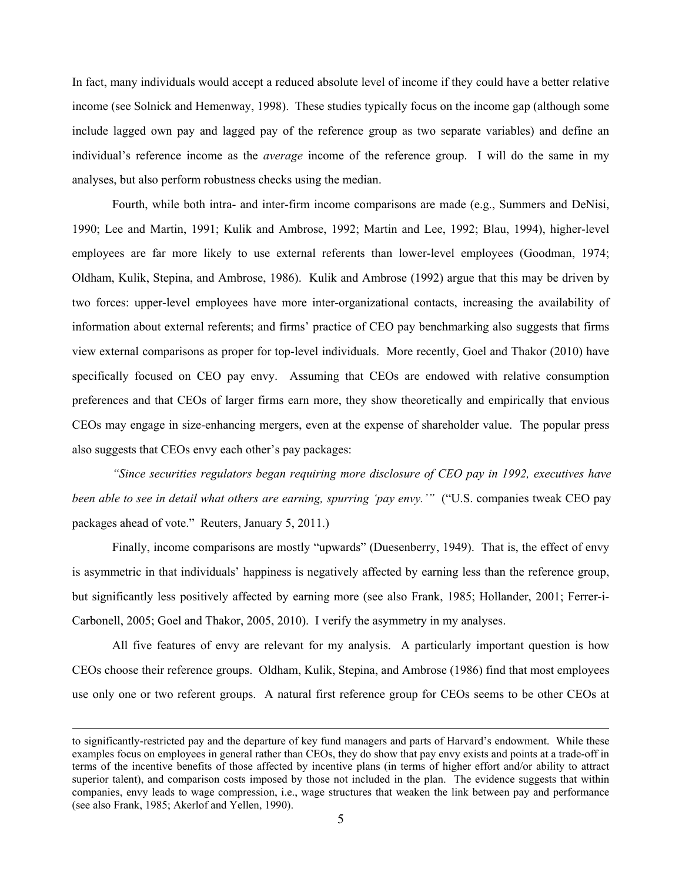In fact, many individuals would accept a reduced absolute level of income if they could have a better relative income (see Solnick and Hemenway, 1998). These studies typically focus on the income gap (although some include lagged own pay and lagged pay of the reference group as two separate variables) and define an individual's reference income as the *average* income of the reference group. I will do the same in my analyses, but also perform robustness checks using the median.

Fourth, while both intra- and inter-firm income comparisons are made (e.g., Summers and DeNisi, 1990; Lee and Martin, 1991; Kulik and Ambrose, 1992; Martin and Lee, 1992; Blau, 1994), higher-level employees are far more likely to use external referents than lower-level employees (Goodman, 1974; Oldham, Kulik, Stepina, and Ambrose, 1986). Kulik and Ambrose (1992) argue that this may be driven by two forces: upper-level employees have more inter-organizational contacts, increasing the availability of information about external referents; and firms' practice of CEO pay benchmarking also suggests that firms view external comparisons as proper for top-level individuals. More recently, Goel and Thakor (2010) have specifically focused on CEO pay envy. Assuming that CEOs are endowed with relative consumption preferences and that CEOs of larger firms earn more, they show theoretically and empirically that envious CEOs may engage in size-enhancing mergers, even at the expense of shareholder value. The popular press also suggests that CEOs envy each other's pay packages:

*"Since securities regulators began requiring more disclosure of CEO pay in 1992, executives have been able to see in detail what others are earning, spurring 'pay envy.'"* ("U.S. companies tweak CEO pay packages ahead of vote." Reuters, January 5, 2011.)

Finally, income comparisons are mostly "upwards" (Duesenberry, 1949). That is, the effect of envy is asymmetric in that individuals' happiness is negatively affected by earning less than the reference group, but significantly less positively affected by earning more (see also Frank, 1985; Hollander, 2001; Ferrer-i-Carbonell, 2005; Goel and Thakor, 2005, 2010). I verify the asymmetry in my analyses.

All five features of envy are relevant for my analysis. A particularly important question is how CEOs choose their reference groups. Oldham, Kulik, Stepina, and Ambrose (1986) find that most employees use only one or two referent groups. A natural first reference group for CEOs seems to be other CEOs at

to significantly-restricted pay and the departure of key fund managers and parts of Harvard's endowment. While these examples focus on employees in general rather than CEOs, they do show that pay envy exists and points at a trade-off in terms of the incentive benefits of those affected by incentive plans (in terms of higher effort and/or ability to attract superior talent), and comparison costs imposed by those not included in the plan. The evidence suggests that within companies, envy leads to wage compression, i.e., wage structures that weaken the link between pay and performance (see also Frank, 1985; Akerlof and Yellen, 1990).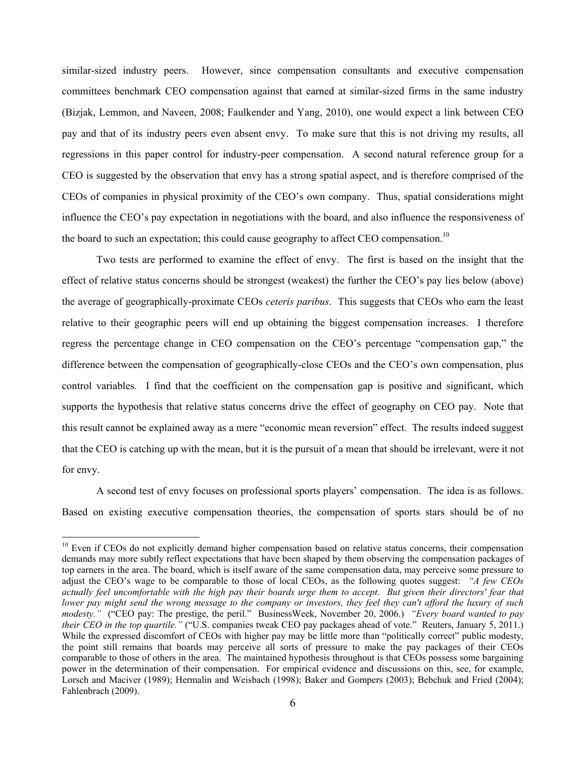similar-sized industry peers. However, since compensation consultants and executive compensation committees benchmark CEO compensation against that earned at similar-sized firms in the same industry (Bizjak, Lemmon, and Naveen, 2008; Faulkender and Yang, 2010), one would expect a link between CEO pay and that of its industry peers even absent envy. To make sure that this is not driving my results, all regressions in this paper control for industry-peer compensation. A second natural reference group for a CEO is suggested by the observation that envy has a strong spatial aspect, and is therefore comprised of the CEOs of companies in physical proximity of the CEO's own company. Thus, spatial considerations might influence the CEO's pay expectation in negotiations with the board, and also influence the responsiveness of the board to such an expectation; this could cause geography to affect CEO compensation.[10]

Two tests are performed to examine the effect of envy. The first is based on the insight that the effect of relative status concerns should be strongest (weakest) the further the CEO's pay lies below (above) the average of geographically-proximate CEOs *ceteris paribus*. This suggests that CEOs who earn the least relative to their geographic peers will end up obtaining the biggest compensation increases. I therefore regress the percentage change in CEO compensation on the CEO's percentage "compensation gap," the difference between the compensation of geographically-close CEOs and the CEO's own compensation, plus control variables. I find that the coefficient on the compensation gap is positive and significant, which supports the hypothesis that relative status concerns drive the effect of geography on CEO pay. Note that this result cannot be explained away as a mere "economic mean reversion" effect. The results indeed suggest that the CEO is catching up with the mean, but it is the pursuit of a mean that should be irrelevant, were it not for envy.

A second test of envy focuses on professional sports players' compensation. The idea is as follows. Based on existing executive compensation theories, the compensation of sports stars should be of no

---

[10] Even if CEOs do not explicitly demand higher compensation based on relative status concerns, their compensation demands may more subtly reflect expectations that have been shaped by them observing the compensation packages of top earners in the area. The board, which is itself aware of the same compensation data, may perceive some pressure to adjust the CEO's wage to be comparable to those of local CEOs, as the following quotes suggest: *"A few CEOs actually feel uncomfortable with the high pay their boards urge them to accept. But given their directors' fear that lower pay might send the wrong message to the company or investors, they feel they can't afford the luxury of such modesty."* ("CEO pay: The prestige, the peril." BusinessWeek, November 20, 2006.) *"Every board wanted to pay their CEO in the top quartile."* ("U.S. companies tweak CEO pay packages ahead of vote." Reuters, January 5, 2011.) While the expressed discomfort of CEOs with higher pay may be little more than "politically correct" public modesty, the point still remains that boards may perceive all sorts of pressure to make the pay packages of their CEOs comparable to those of others in the area. The maintained hypothesis throughout is that CEOs possess some bargaining power in the determination of their compensation. For empirical evidence and discussions on this, see, for example, Lorsch and Maciver (1989); Hermalin and Weisbach (1998); Baker and Gompers (2003); Bebchuk and Fried (2004); Fahlenbrach (2009).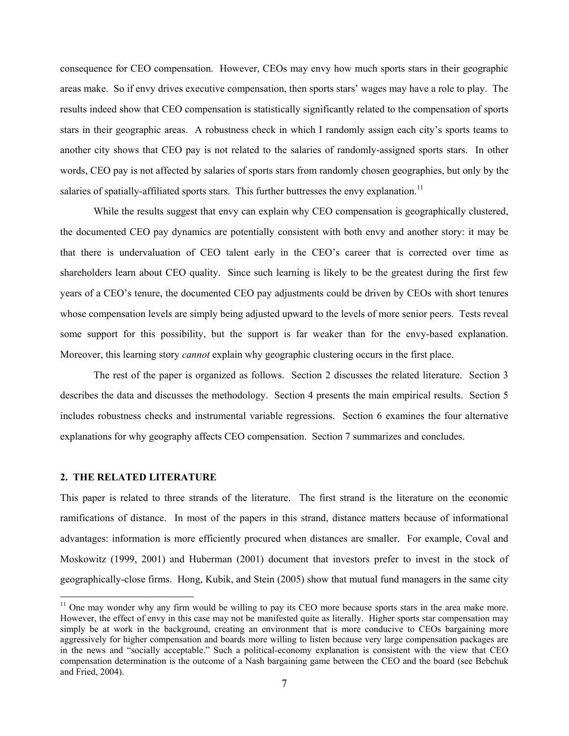consequence for CEO compensation. However, CEOs may envy how much sports stars in their geographic areas make. So if envy drives executive compensation, then sports stars' wages may have a role to play. The results indeed show that CEO compensation is statistically significantly related to the compensation of sports stars in their geographic areas. A robustness check in which I randomly assign each city's sports teams to another city shows that CEO pay is not related to the salaries of randomly-assigned sports stars. In other words, CEO pay is not affected by salaries of sports stars from randomly chosen geographies, but only by the salaries of spatially-affiliated sports stars. This further buttresses the envy explanation.[11]

While the results suggest that envy can explain why CEO compensation is geographically clustered, the documented CEO pay dynamics are potentially consistent with both envy and another story: it may be that there is undervaluation of CEO talent early in the CEO's career that is corrected over time as shareholders learn about CEO quality. Since such learning is likely to be the greatest during the first few years of a CEO's tenure, the documented CEO pay adjustments could be driven by CEOs with short tenures whose compensation levels are simply being adjusted upward to the levels of more senior peers. Tests reveal some support for this possibility, but the support is far weaker than for the envy-based explanation. Moreover, this learning story *cannot* explain why geographic clustering occurs in the first place.

The rest of the paper is organized as follows. Section 2 discusses the related literature. Section 3 describes the data and discusses the methodology. Section 4 presents the main empirical results. Section 5 includes robustness checks and instrumental variable regressions. Section 6 examines the four alternative explanations for why geography affects CEO compensation. Section 7 summarizes and concludes.

## 2. THE RELATED LITERATURE

This paper is related to three strands of the literature. The first strand is the literature on the economic ramifications of distance. In most of the papers in this strand, distance matters because of informational advantages: information is more efficiently procured when distances are smaller. For example, Coval and Moskowitz (1999, 2001) and Huberman (2001) document that investors prefer to invest in the stock of geographically-close firms. Hong, Kubik, and Stein (2005) show that mutual fund managers in the same city

[11] One may wonder why any firm would be willing to pay its CEO more because sports stars in the area make more. However, the effect of envy in this case may not be manifested quite as literally. Higher sports star compensation may simply be at work in the background, creating an environment that is more conducive to CEOs bargaining more aggressively for higher compensation and boards more willing to listen because very large compensation packages are in the news and "socially acceptable." Such a political-economy explanation is consistent with the view that CEO compensation determination is the outcome of a Nash bargaining game between the CEO and the board (see Bebchuk and Fried, 2004).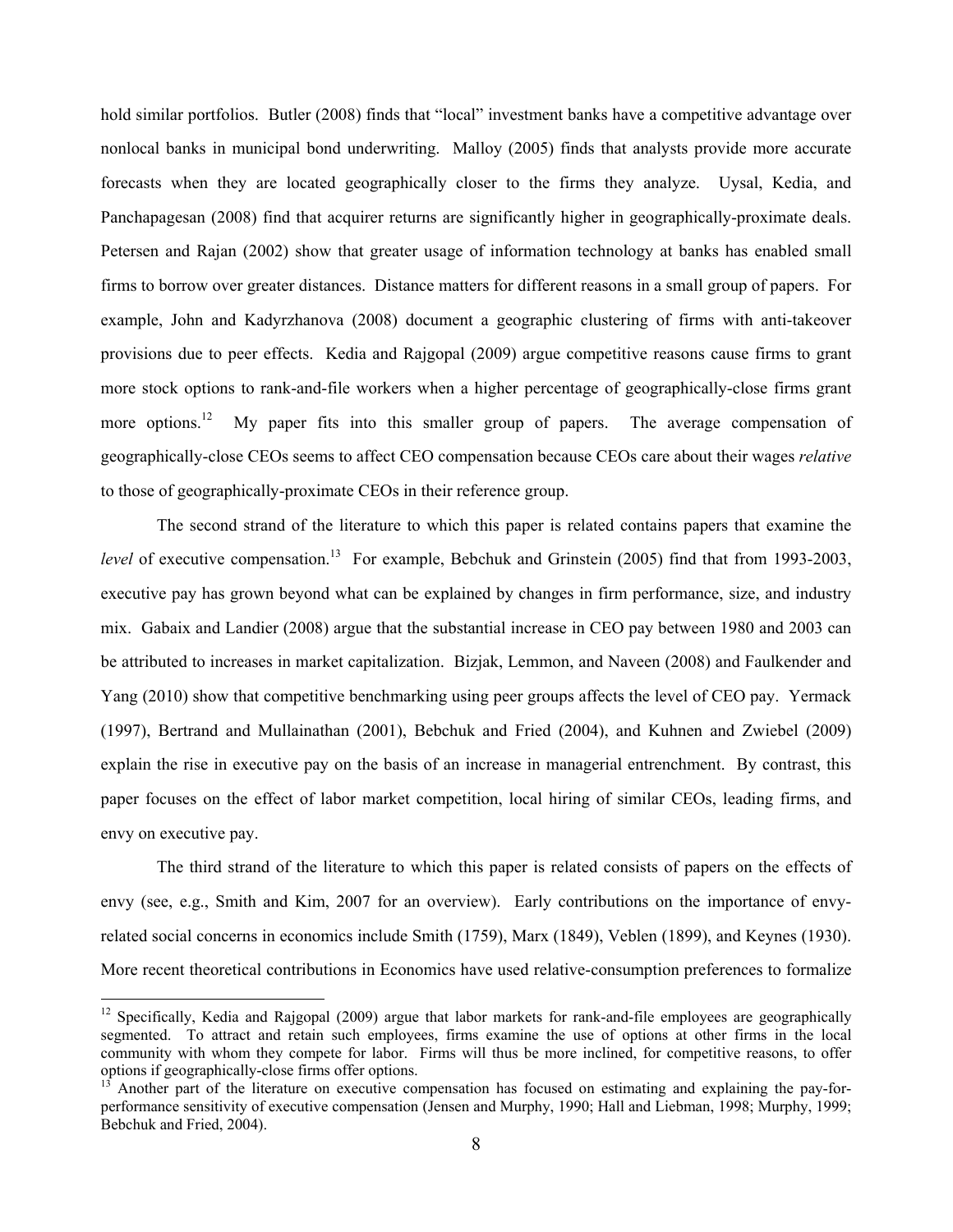hold similar portfolios. Butler (2008) finds that "local" investment banks have a competitive advantage over nonlocal banks in municipal bond underwriting. Malloy (2005) finds that analysts provide more accurate forecasts when they are located geographically closer to the firms they analyze. Uysal, Kedia, and Panchapagesan (2008) find that acquirer returns are significantly higher in geographically-proximate deals. Petersen and Rajan (2002) show that greater usage of information technology at banks has enabled small firms to borrow over greater distances. Distance matters for different reasons in a small group of papers. For example, John and Kadyrzhanova (2008) document a geographic clustering of firms with anti-takeover provisions due to peer effects. Kedia and Rajgopal (2009) argue competitive reasons cause firms to grant more stock options to rank-and-file workers when a higher percentage of geographically-close firms grant more options.[12] My paper fits into this smaller group of papers. The average compensation of geographically-close CEOs seems to affect CEO compensation because CEOs care about their wages *relative* to those of geographically-proximate CEOs in their reference group.

The second strand of the literature to which this paper is related contains papers that examine the *level* of executive compensation.[13] For example, Bebchuk and Grinstein (2005) find that from 1993-2003, executive pay has grown beyond what can be explained by changes in firm performance, size, and industry mix. Gabaix and Landier (2008) argue that the substantial increase in CEO pay between 1980 and 2003 can be attributed to increases in market capitalization. Bizjak, Lemmon, and Naveen (2008) and Faulkender and Yang (2010) show that competitive benchmarking using peer groups affects the level of CEO pay. Yermack (1997), Bertrand and Mullainathan (2001), Bebchuk and Fried (2004), and Kuhnen and Zwiebel (2009) explain the rise in executive pay on the basis of an increase in managerial entrenchment. By contrast, this paper focuses on the effect of labor market competition, local hiring of similar CEOs, leading firms, and envy on executive pay.

The third strand of the literature to which this paper is related consists of papers on the effects of envy (see, e.g., Smith and Kim, 2007 for an overview). Early contributions on the importance of envy-related social concerns in economics include Smith (1759), Marx (1849), Veblen (1899), and Keynes (1930). More recent theoretical contributions in Economics have used relative-consumption preferences to formalize

---

[12] Specifically, Kedia and Rajgopal (2009) argue that labor markets for rank-and-file employees are geographically segmented. To attract and retain such employees, firms examine the use of options at other firms in the local community with whom they compete for labor. Firms will thus be more inclined, for competitive reasons, to offer options if geographically-close firms offer options.

[13] Another part of the literature on executive compensation has focused on estimating and explaining the pay-for-performance sensitivity of executive compensation (Jensen and Murphy, 1990; Hall and Liebman, 1998; Murphy, 1999; Bebchuk and Fried, 2004).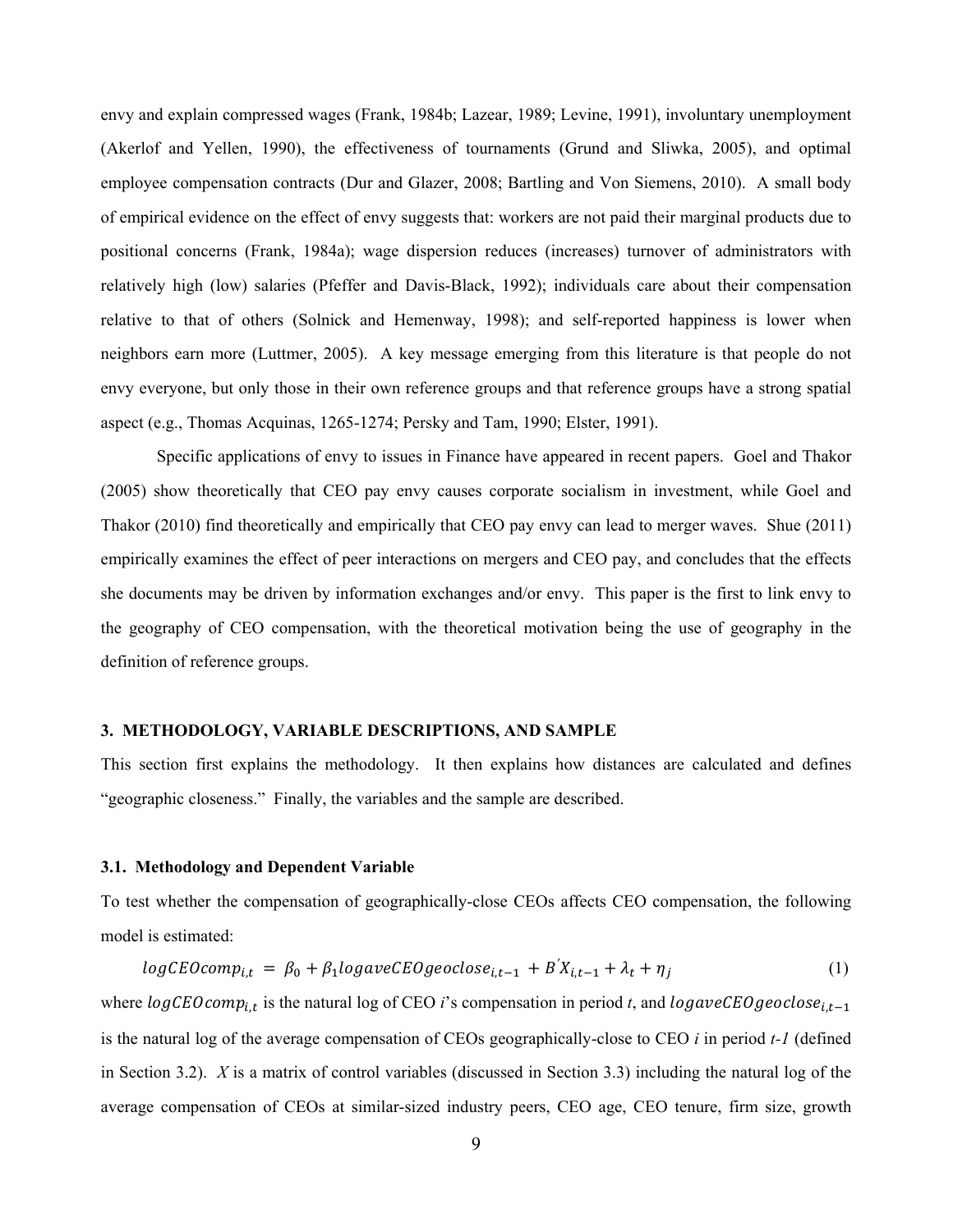envy and explain compressed wages (Frank, 1984b; Lazear, 1989; Levine, 1991), involuntary unemployment (Akerlof and Yellen, 1990), the effectiveness of tournaments (Grund and Sliwka, 2005), and optimal employee compensation contracts (Dur and Glazer, 2008; Bartling and Von Siemens, 2010). A small body of empirical evidence on the effect of envy suggests that: workers are not paid their marginal products due to positional concerns (Frank, 1984a); wage dispersion reduces (increases) turnover of administrators with relatively high (low) salaries (Pfeffer and Davis-Black, 1992); individuals care about their compensation relative to that of others (Solnick and Hemenway, 1998); and self-reported happiness is lower when neighbors earn more (Luttmer, 2005). A key message emerging from this literature is that people do not envy everyone, but only those in their own reference groups and that reference groups have a strong spatial aspect (e.g., Thomas Acquinas, 1265-1274; Persky and Tam, 1990; Elster, 1991).

Specific applications of envy to issues in Finance have appeared in recent papers. Goel and Thakor (2005) show theoretically that CEO pay envy causes corporate socialism in investment, while Goel and Thakor (2010) find theoretically and empirically that CEO pay envy can lead to merger waves. Shue (2011) empirically examines the effect of peer interactions on mergers and CEO pay, and concludes that the effects she documents may be driven by information exchanges and/or envy. This paper is the first to link envy to the geography of CEO compensation, with the theoretical motivation being the use of geography in the definition of reference groups.

## 3. METHODOLOGY, VARIABLE DESCRIPTIONS, AND SAMPLE

This section first explains the methodology. It then explains how distances are calculated and defines "geographic closeness." Finally, the variables and the sample are described.

### 3.1. Methodology and Dependent Variable

To test whether the compensation of geographically-close CEOs affects CEO compensation, the following model is estimated:

$$logCEOcomp_{i,t} = \beta_0 + \beta_1 logaveCEOgeoclose_{i,t-1} + B'X_{i,t-1} + \lambda_t + \eta_j \tag{1}$$

where $logCEOcomp_{i,t}$ is the natural log of CEO *i*'s compensation in period *t*, and $logaveCEOgeoclose_{i,t-1}$ is the natural log of the average compensation of CEOs geographically-close to CEO *i* in period *t-1* (defined in Section 3.2). *X* is a matrix of control variables (discussed in Section 3.3) including the natural log of the average compensation of CEOs at similar-sized industry peers, CEO age, CEO tenure, firm size, growth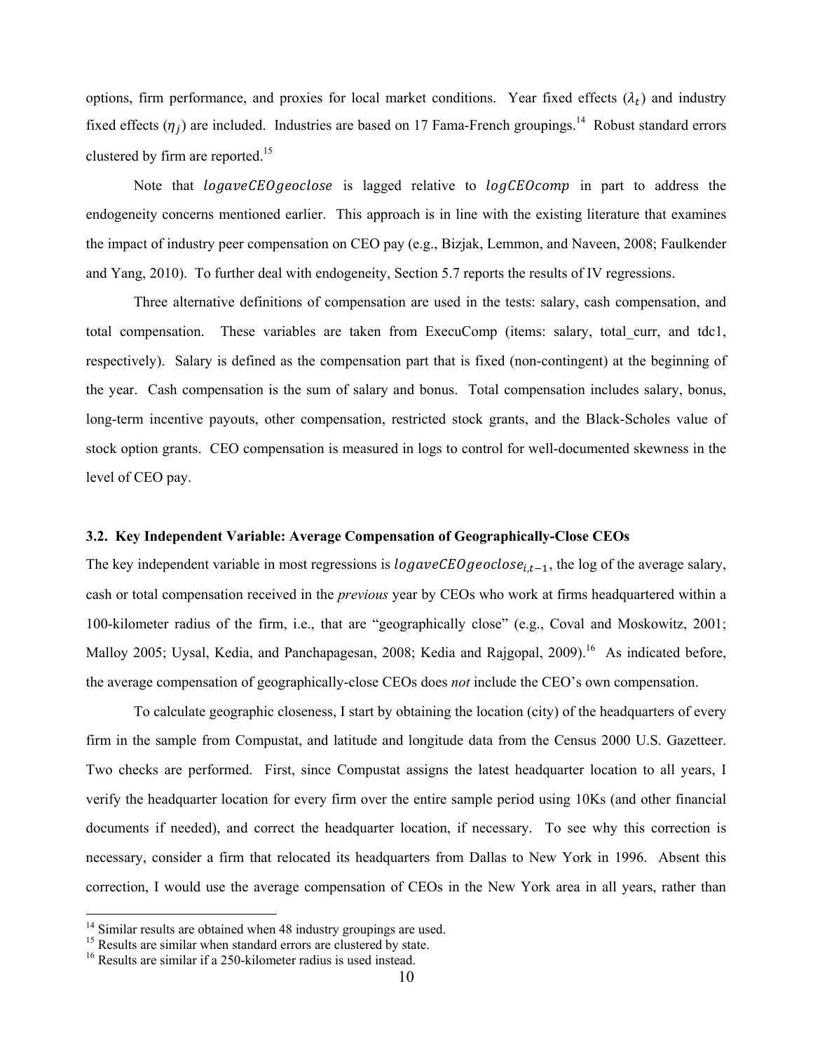options, firm performance, and proxies for local market conditions. Year fixed effects ($\lambda_t$) and industry fixed effects ($\eta_j$) are included. Industries are based on 17 Fama-French groupings.[14] Robust standard errors clustered by firm are reported.[15]

Note that $logaveCEOgeoclose$ is lagged relative to $logCEOcomp$ in part to address the endogeneity concerns mentioned earlier. This approach is in line with the existing literature that examines the impact of industry peer compensation on CEO pay (e.g., Bizjak, Lemmon, and Naveen, 2008; Faulkender and Yang, 2010). To further deal with endogeneity, Section 5.7 reports the results of IV regressions.

Three alternative definitions of compensation are used in the tests: salary, cash compensation, and total compensation. These variables are taken from ExecuComp (items: salary, total_curr, and tdc1, respectively). Salary is defined as the compensation part that is fixed (non-contingent) at the beginning of the year. Cash compensation is the sum of salary and bonus. Total compensation includes salary, bonus, long-term incentive payouts, other compensation, restricted stock grants, and the Black-Scholes value of stock option grants. CEO compensation is measured in logs to control for well-documented skewness in the level of CEO pay.

### 3.2. Key Independent Variable: Average Compensation of Geographically-Close CEOs

The key independent variable in most regressions is $logaveCEOgeoclose_{i,t-1}$, the log of the average salary, cash or total compensation received in the *previous* year by CEOs who work at firms headquartered within a 100-kilometer radius of the firm, i.e., that are "geographically close" (e.g., Coval and Moskowitz, 2001; Malloy 2005; Uysal, Kedia, and Panchapagesan, 2008; Kedia and Rajgopal, 2009).[16] As indicated before, the average compensation of geographically-close CEOs does *not* include the CEO's own compensation.

To calculate geographic closeness, I start by obtaining the location (city) of the headquarters of every firm in the sample from Compustat, and latitude and longitude data from the Census 2000 U.S. Gazetteer. Two checks are performed. First, since Compustat assigns the latest headquarter location to all years, I verify the headquarter location for every firm over the entire sample period using 10Ks (and other financial documents if needed), and correct the headquarter location, if necessary. To see why this correction is necessary, consider a firm that relocated its headquarters from Dallas to New York in 1996. Absent this correction, I would use the average compensation of CEOs in the New York area in all years, rather than

---

[14] Similar results are obtained when 48 industry groupings are used.

[15] Results are similar when standard errors are clustered by state.

[16] Results are similar if a 250-kilometer radius is used instead.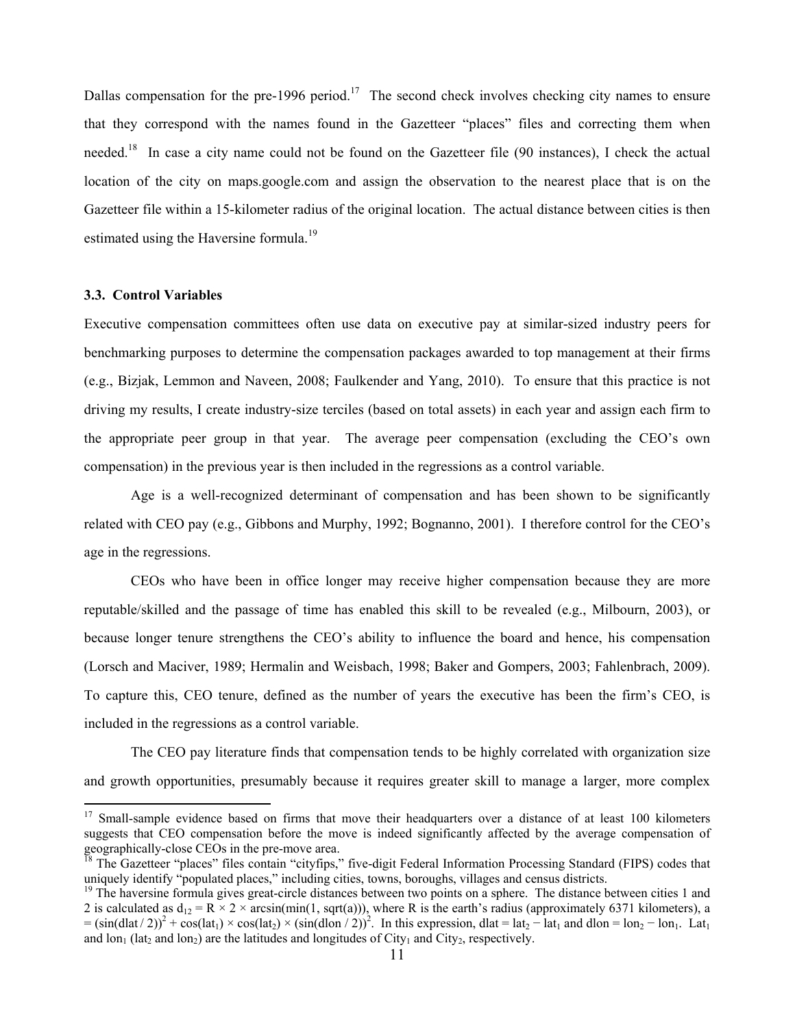Dallas compensation for the pre-1996 period.[17] The second check involves checking city names to ensure that they correspond with the names found in the Gazetteer "places" files and correcting them when needed.[18] In case a city name could not be found on the Gazetteer file (90 instances), I check the actual location of the city on maps.google.com and assign the observation to the nearest place that is on the Gazetteer file within a 15-kilometer radius of the original location. The actual distance between cities is then estimated using the Haversine formula.[19]

### 3.3. Control Variables

Executive compensation committees often use data on executive pay at similar-sized industry peers for benchmarking purposes to determine the compensation packages awarded to top management at their firms (e.g., Bizjak, Lemmon and Naveen, 2008; Faulkender and Yang, 2010). To ensure that this practice is not driving my results, I create industry-size terciles (based on total assets) in each year and assign each firm to the appropriate peer group in that year. The average peer compensation (excluding the CEO's own compensation) in the previous year is then included in the regressions as a control variable.

Age is a well-recognized determinant of compensation and has been shown to be significantly related with CEO pay (e.g., Gibbons and Murphy, 1992; Bognanno, 2001). I therefore control for the CEO's age in the regressions.

CEOs who have been in office longer may receive higher compensation because they are more reputable/skilled and the passage of time has enabled this skill to be revealed (e.g., Milbourn, 2003), or because longer tenure strengthens the CEO's ability to influence the board and hence, his compensation (Lorsch and Maciver, 1989; Hermalin and Weisbach, 1998; Baker and Gompers, 2003; Fahlenbrach, 2009). To capture this, CEO tenure, defined as the number of years the executive has been the firm's CEO, is included in the regressions as a control variable.

The CEO pay literature finds that compensation tends to be highly correlated with organization size and growth opportunities, presumably because it requires greater skill to manage a larger, more complex

---

[17] Small-sample evidence based on firms that move their headquarters over a distance of at least 100 kilometers suggests that CEO compensation before the move is indeed significantly affected by the average compensation of geographically-close CEOs in the pre-move area.

[18] The Gazetteer "places" files contain "cityfips," five-digit Federal Information Processing Standard (FIPS) codes that uniquely identify "populated places," including cities, towns, boroughs, villages and census districts.

[19] The haversine formula gives great-circle distances between two points on a sphere. The distance between cities 1 and 2 is calculated as $d_{12} = R \times 2 \times \arcsin(\min(1, \text{sqrt}(a)))$, where R is the earth's radius (approximately 6371 kilometers), $a = (\sin(\text{dlat}/2))^2 + \cos(\text{lat}_1) \times \cos(\text{lat}_2) \times (\sin(\text{dlon}/2))^2$. In this expression, $\text{dlat} = \text{lat}_2 - \text{lat}_1$ and $\text{dlon} = \text{lon}_2 - \text{lon}_1$. $\text{Lat}_1$ and $\text{lon}_1$ ($\text{lat}_2$ and $\text{lon}_2$) are the latitudes and longitudes of $\text{City}_1$ and $\text{City}_2$, respectively.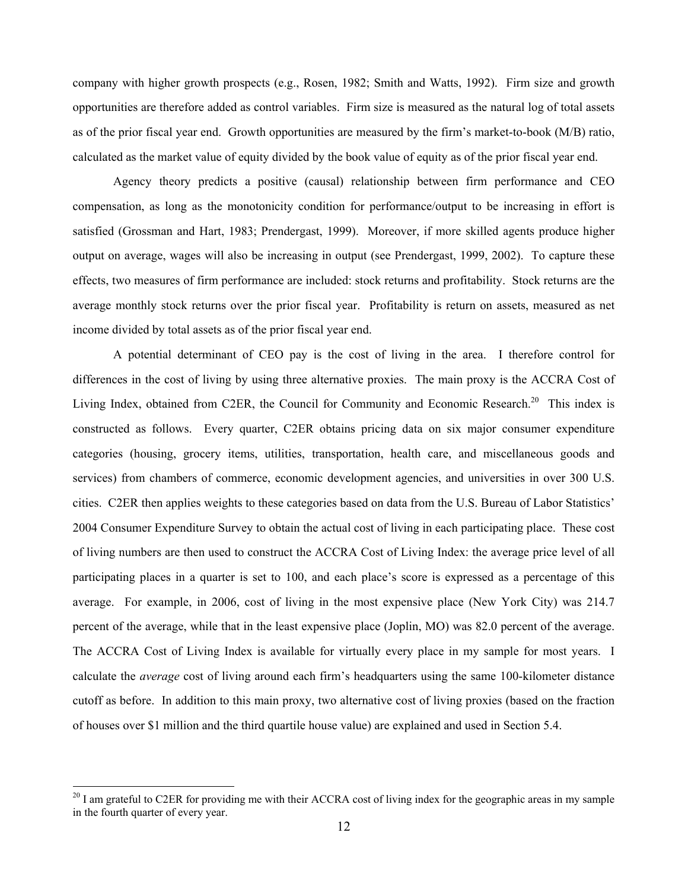company with higher growth prospects (e.g., Rosen, 1982; Smith and Watts, 1992). Firm size and growth opportunities are therefore added as control variables. Firm size is measured as the natural log of total assets as of the prior fiscal year end. Growth opportunities are measured by the firm's market-to-book (M/B) ratio, calculated as the market value of equity divided by the book value of equity as of the prior fiscal year end.

Agency theory predicts a positive (causal) relationship between firm performance and CEO compensation, as long as the monotonicity condition for performance/output to be increasing in effort is satisfied (Grossman and Hart, 1983; Prendergast, 1999). Moreover, if more skilled agents produce higher output on average, wages will also be increasing in output (see Prendergast, 1999, 2002). To capture these effects, two measures of firm performance are included: stock returns and profitability. Stock returns are the average monthly stock returns over the prior fiscal year. Profitability is return on assets, measured as net income divided by total assets as of the prior fiscal year end.

A potential determinant of CEO pay is the cost of living in the area. I therefore control for differences in the cost of living by using three alternative proxies. The main proxy is the ACCRA Cost of Living Index, obtained from C2ER, the Council for Community and Economic Research.[20] This index is constructed as follows. Every quarter, C2ER obtains pricing data on six major consumer expenditure categories (housing, grocery items, utilities, transportation, health care, and miscellaneous goods and services) from chambers of commerce, economic development agencies, and universities in over 300 U.S. cities. C2ER then applies weights to these categories based on data from the U.S. Bureau of Labor Statistics' 2004 Consumer Expenditure Survey to obtain the actual cost of living in each participating place. These cost of living numbers are then used to construct the ACCRA Cost of Living Index: the average price level of all participating places in a quarter is set to 100, and each place's score is expressed as a percentage of this average. For example, in 2006, cost of living in the most expensive place (New York City) was 214.7 percent of the average, while that in the least expensive place (Joplin, MO) was 82.0 percent of the average. The ACCRA Cost of Living Index is available for virtually every place in my sample for most years. I calculate the *average* cost of living around each firm's headquarters using the same 100-kilometer distance cutoff as before. In addition to this main proxy, two alternative cost of living proxies (based on the fraction of houses over $1 million and the third quartile house value) are explained and used in Section 5.4.

[20] I am grateful to C2ER for providing me with their ACCRA cost of living index for the geographic areas in my sample in the fourth quarter of every year.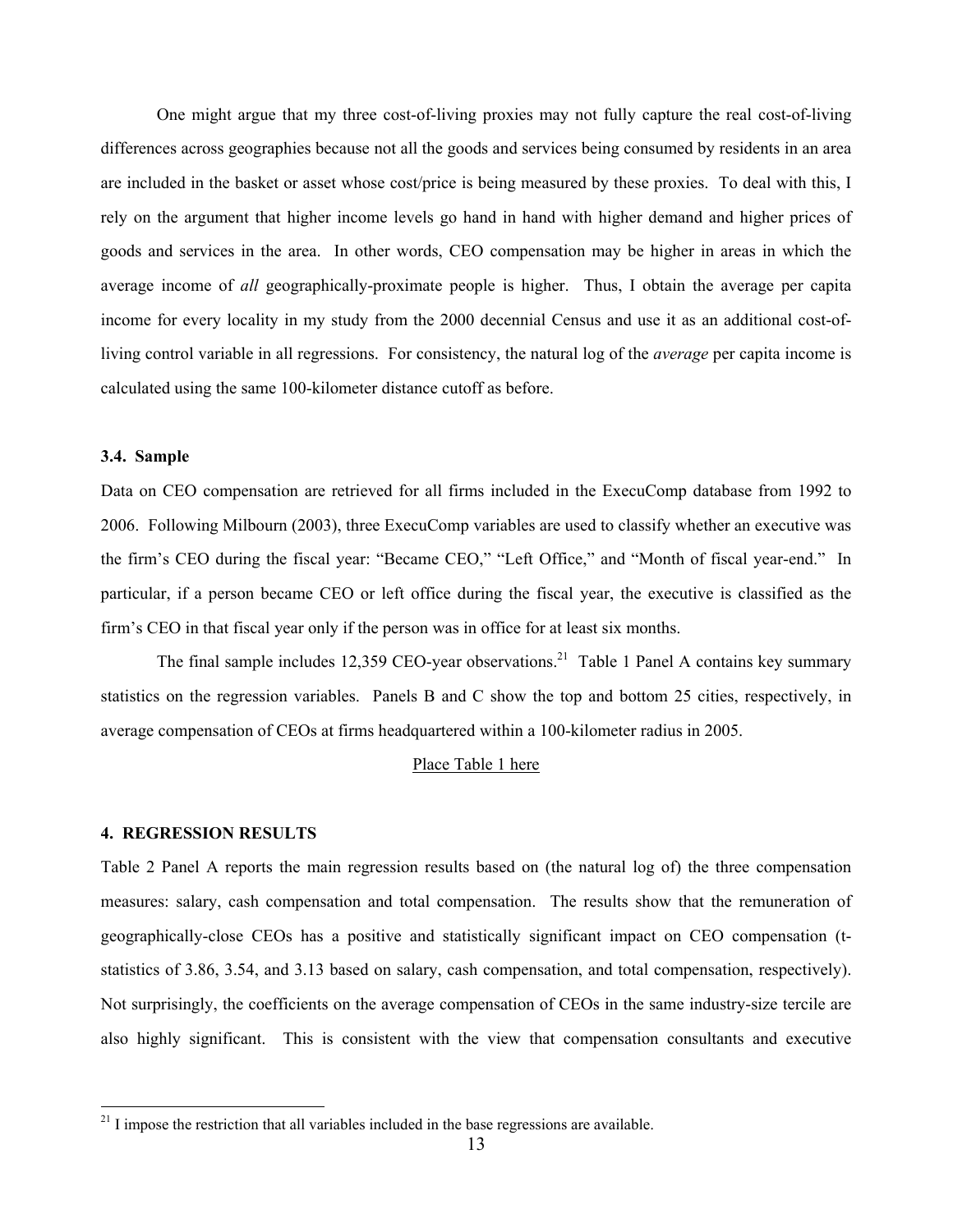One might argue that my three cost-of-living proxies may not fully capture the real cost-of-living differences across geographies because not all the goods and services being consumed by residents in an area are included in the basket or asset whose cost/price is being measured by these proxies. To deal with this, I rely on the argument that higher income levels go hand in hand with higher demand and higher prices of goods and services in the area. In other words, CEO compensation may be higher in areas in which the average income of *all* geographically-proximate people is higher. Thus, I obtain the average per capita income for every locality in my study from the 2000 decennial Census and use it as an additional cost-of-living control variable in all regressions. For consistency, the natural log of the *average* per capita income is calculated using the same 100-kilometer distance cutoff as before.

### 3.4. Sample

Data on CEO compensation are retrieved for all firms included in the ExecuComp database from 1992 to 2006. Following Milbourn (2003), three ExecuComp variables are used to classify whether an executive was the firm's CEO during the fiscal year: "Became CEO," "Left Office," and "Month of fiscal year-end." In particular, if a person became CEO or left office during the fiscal year, the executive is classified as the firm's CEO in that fiscal year only if the person was in office for at least six months.

The final sample includes 12,359 CEO-year observations.[21] Table 1 Panel A contains key summary statistics on the regression variables. Panels B and C show the top and bottom 25 cities, respectively, in average compensation of CEOs at firms headquartered within a 100-kilometer radius in 2005.

Place Table 1 here

## 4. REGRESSION RESULTS

Table 2 Panel A reports the main regression results based on (the natural log of) the three compensation measures: salary, cash compensation and total compensation. The results show that the remuneration of geographically-close CEOs has a positive and statistically significant impact on CEO compensation (t-statistics of 3.86, 3.54, and 3.13 based on salary, cash compensation, and total compensation, respectively). Not surprisingly, the coefficients on the average compensation of CEOs in the same industry-size tercile are also highly significant. This is consistent with the view that compensation consultants and executive

[21] I impose the restriction that all variables included in the base regressions are available.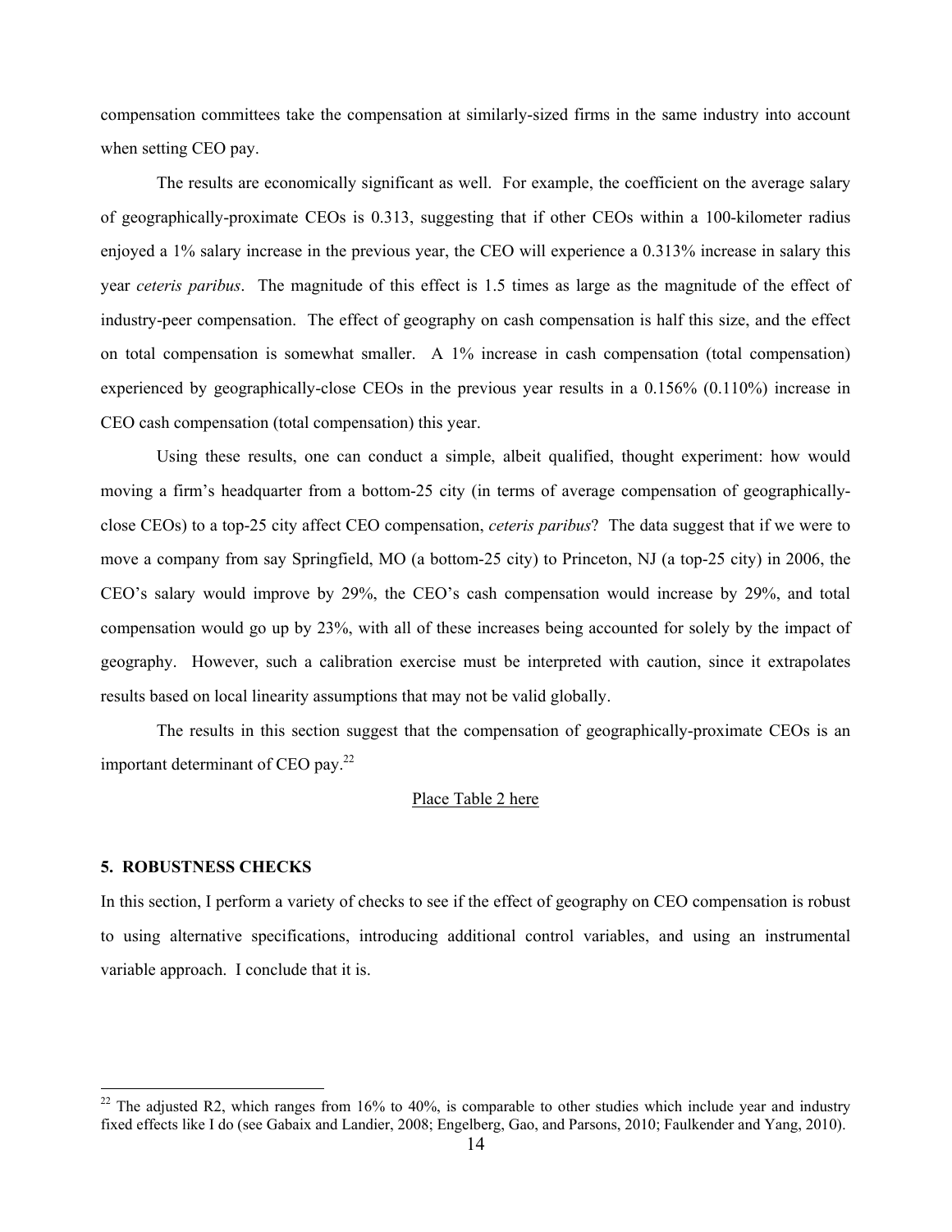compensation committees take the compensation at similarly-sized firms in the same industry into account when setting CEO pay.

The results are economically significant as well. For example, the coefficient on the average salary of geographically-proximate CEOs is 0.313, suggesting that if other CEOs within a 100-kilometer radius enjoyed a 1% salary increase in the previous year, the CEO will experience a 0.313% increase in salary this year *ceteris paribus*. The magnitude of this effect is 1.5 times as large as the magnitude of the effect of industry-peer compensation. The effect of geography on cash compensation is half this size, and the effect on total compensation is somewhat smaller. A 1% increase in cash compensation (total compensation) experienced by geographically-close CEOs in the previous year results in a 0.156% (0.110%) increase in CEO cash compensation (total compensation) this year.

Using these results, one can conduct a simple, albeit qualified, thought experiment: how would moving a firm's headquarter from a bottom-25 city (in terms of average compensation of geographically-close CEOs) to a top-25 city affect CEO compensation, *ceteris paribus*? The data suggest that if we were to move a company from say Springfield, MO (a bottom-25 city) to Princeton, NJ (a top-25 city) in 2006, the CEO's salary would improve by 29%, the CEO's cash compensation would increase by 29%, and total compensation would go up by 23%, with all of these increases being accounted for solely by the impact of geography. However, such a calibration exercise must be interpreted with caution, since it extrapolates results based on local linearity assumptions that may not be valid globally.

The results in this section suggest that the compensation of geographically-proximate CEOs is an important determinant of CEO pay.[22]

Place Table 2 here

## 5. ROBUSTNESS CHECKS

In this section, I perform a variety of checks to see if the effect of geography on CEO compensation is robust to using alternative specifications, introducing additional control variables, and using an instrumental variable approach. I conclude that it is.

---

[22] The adjusted R2, which ranges from 16% to 40%, is comparable to other studies which include year and industry fixed effects like I do (see Gabaix and Landier, 2008; Engelberg, Gao, and Parsons, 2010; Faulkender and Yang, 2010).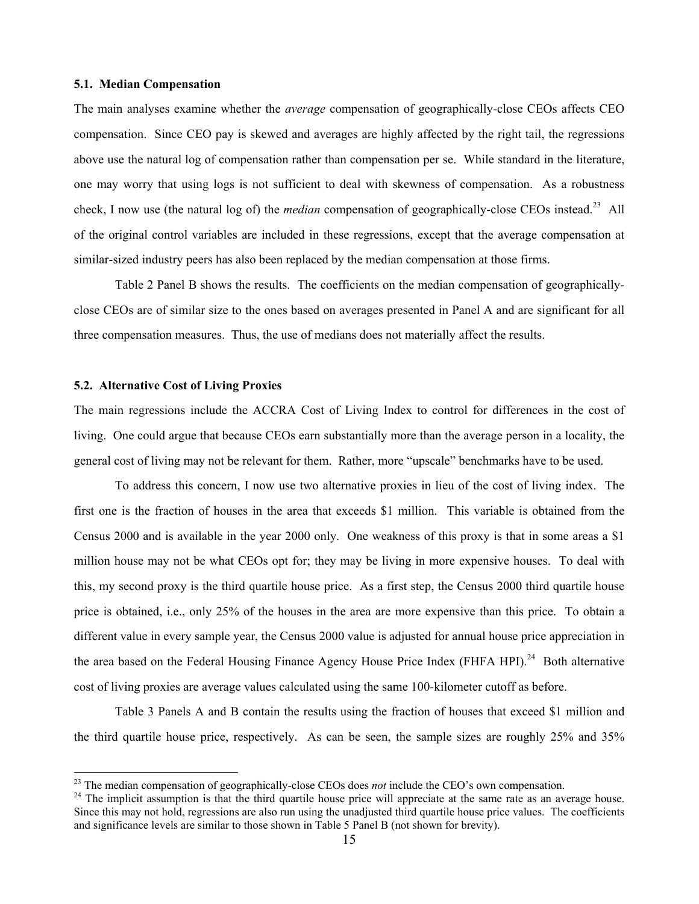### 5.1. Median Compensation

The main analyses examine whether the *average* compensation of geographically-close CEOs affects CEO compensation. Since CEO pay is skewed and averages are highly affected by the right tail, the regressions above use the natural log of compensation rather than compensation per se. While standard in the literature, one may worry that using logs is not sufficient to deal with skewness of compensation. As a robustness check, I now use (the natural log of) the *median* compensation of geographically-close CEOs instead.[23] All of the original control variables are included in these regressions, except that the average compensation at similar-sized industry peers has also been replaced by the median compensation at those firms.

Table 2 Panel B shows the results. The coefficients on the median compensation of geographically-close CEOs are of similar size to the ones based on averages presented in Panel A and are significant for all three compensation measures. Thus, the use of medians does not materially affect the results.

### 5.2. Alternative Cost of Living Proxies

The main regressions include the ACCRA Cost of Living Index to control for differences in the cost of living. One could argue that because CEOs earn substantially more than the average person in a locality, the general cost of living may not be relevant for them. Rather, more "upscale" benchmarks have to be used.

To address this concern, I now use two alternative proxies in lieu of the cost of living index. The first one is the fraction of houses in the area that exceeds $1 million. This variable is obtained from the Census 2000 and is available in the year 2000 only. One weakness of this proxy is that in some areas a $1 million house may not be what CEOs opt for; they may be living in more expensive houses. To deal with this, my second proxy is the third quartile house price. As a first step, the Census 2000 third quartile house price is obtained, i.e., only 25% of the houses in the area are more expensive than this price. To obtain a different value in every sample year, the Census 2000 value is adjusted for annual house price appreciation in the area based on the Federal Housing Finance Agency House Price Index (FHFA HPI).[24] Both alternative cost of living proxies are average values calculated using the same 100-kilometer cutoff as before.

Table 3 Panels A and B contain the results using the fraction of houses that exceed $1 million and the third quartile house price, respectively. As can be seen, the sample sizes are roughly 25% and 35%

---

[23] The median compensation of geographically-close CEOs does *not* include the CEO's own compensation.

[24] The implicit assumption is that the third quartile house price will appreciate at the same rate as an average house. Since this may not hold, regressions are also run using the unadjusted third quartile house price values. The coefficients and significance levels are similar to those shown in Table 5 Panel B (not shown for brevity).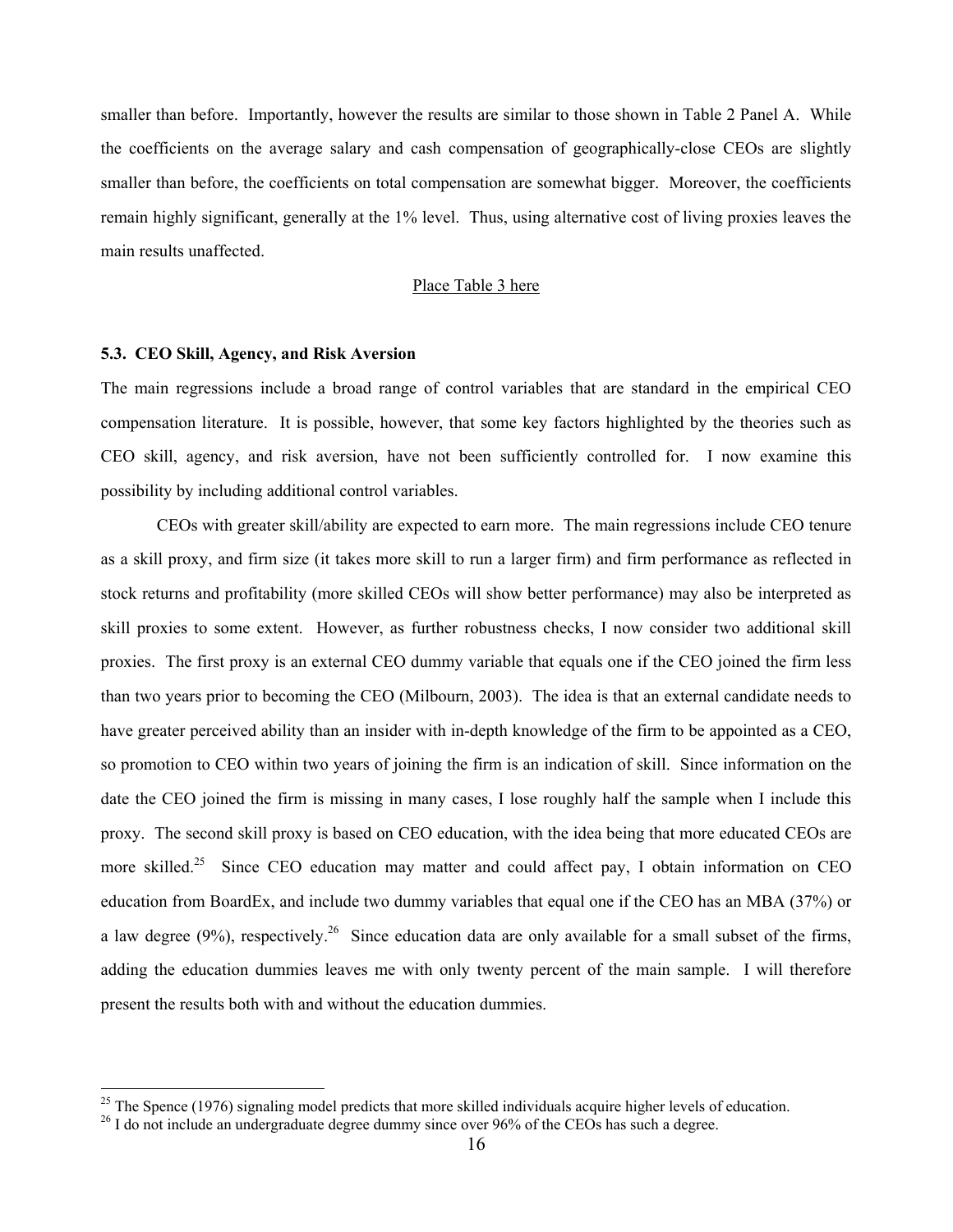smaller than before. Importantly, however the results are similar to those shown in Table 2 Panel A. While the coefficients on the average salary and cash compensation of geographically-close CEOs are slightly smaller than before, the coefficients on total compensation are somewhat bigger. Moreover, the coefficients remain highly significant, generally at the 1% level. Thus, using alternative cost of living proxies leaves the main results unaffected.

Place Table 3 here

### 5.3. CEO Skill, Agency, and Risk Aversion

The main regressions include a broad range of control variables that are standard in the empirical CEO compensation literature. It is possible, however, that some key factors highlighted by the theories such as CEO skill, agency, and risk aversion, have not been sufficiently controlled for. I now examine this possibility by including additional control variables.

CEOs with greater skill/ability are expected to earn more. The main regressions include CEO tenure as a skill proxy, and firm size (it takes more skill to run a larger firm) and firm performance as reflected in stock returns and profitability (more skilled CEOs will show better performance) may also be interpreted as skill proxies to some extent. However, as further robustness checks, I now consider two additional skill proxies. The first proxy is an external CEO dummy variable that equals one if the CEO joined the firm less than two years prior to becoming the CEO (Milbourn, 2003). The idea is that an external candidate needs to have greater perceived ability than an insider with in-depth knowledge of the firm to be appointed as a CEO, so promotion to CEO within two years of joining the firm is an indication of skill. Since information on the date the CEO joined the firm is missing in many cases, I lose roughly half the sample when I include this proxy. The second skill proxy is based on CEO education, with the idea being that more educated CEOs are more skilled.[25] Since CEO education may matter and could affect pay, I obtain information on CEO education from BoardEx, and include two dummy variables that equal one if the CEO has an MBA (37%) or a law degree (9%), respectively.[26] Since education data are only available for a small subset of the firms, adding the education dummies leaves me with only twenty percent of the main sample. I will therefore present the results both with and without the education dummies.

---

[25] The Spence (1976) signaling model predicts that more skilled individuals acquire higher levels of education.

[26] I do not include an undergraduate degree dummy since over 96% of the CEOs has such a degree.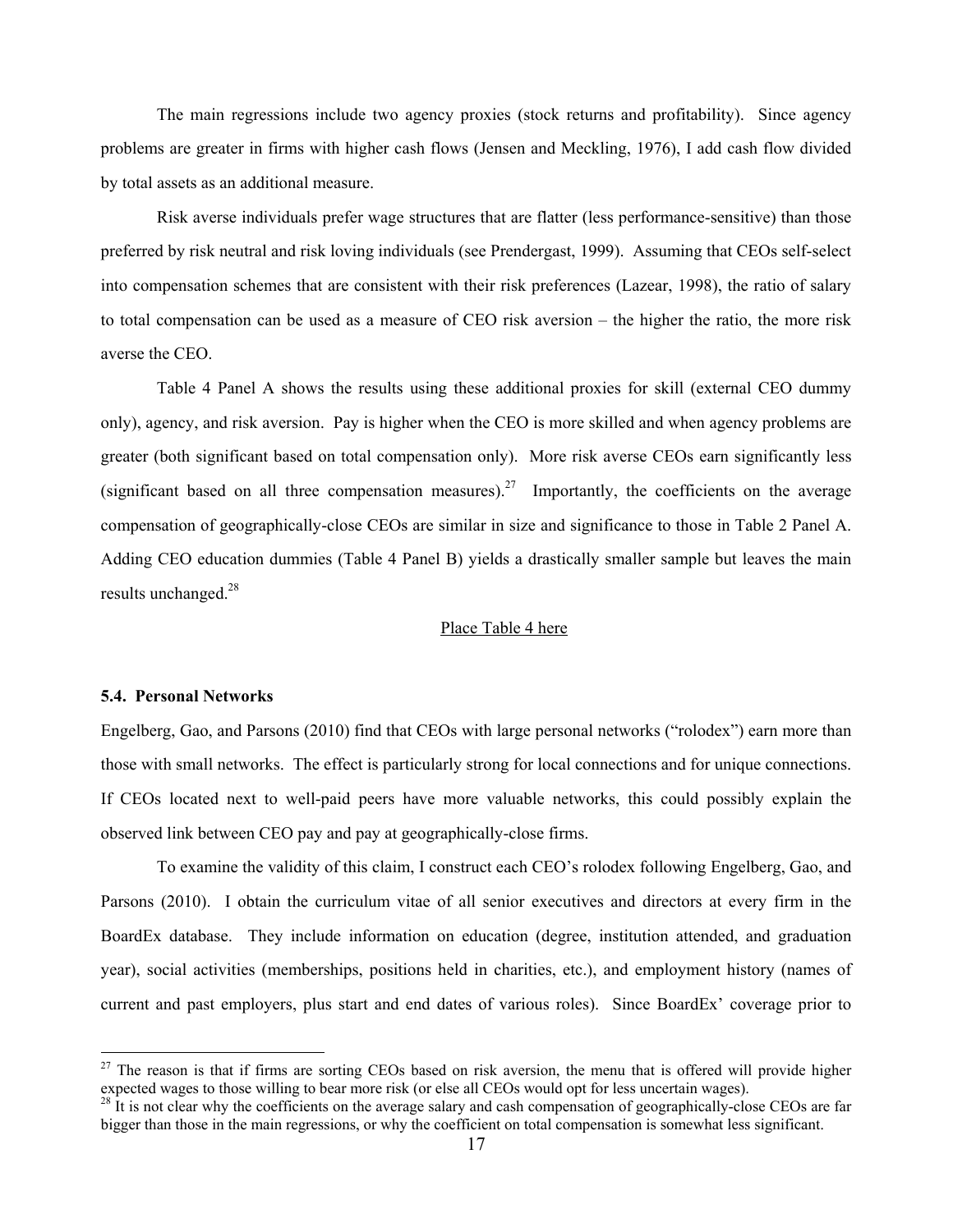The main regressions include two agency proxies (stock returns and profitability). Since agency problems are greater in firms with higher cash flows (Jensen and Meckling, 1976), I add cash flow divided by total assets as an additional measure.

Risk averse individuals prefer wage structures that are flatter (less performance-sensitive) than those preferred by risk neutral and risk loving individuals (see Prendergast, 1999). Assuming that CEOs self-select into compensation schemes that are consistent with their risk preferences (Lazear, 1998), the ratio of salary to total compensation can be used as a measure of CEO risk aversion – the higher the ratio, the more risk averse the CEO.

Table 4 Panel A shows the results using these additional proxies for skill (external CEO dummy only), agency, and risk aversion. Pay is higher when the CEO is more skilled and when agency problems are greater (both significant based on total compensation only). More risk averse CEOs earn significantly less (significant based on all three compensation measures).[27] Importantly, the coefficients on the average compensation of geographically-close CEOs are similar in size and significance to those in Table 2 Panel A. Adding CEO education dummies (Table 4 Panel B) yields a drastically smaller sample but leaves the main results unchanged.[28]

Place Table 4 here

### 5.4. Personal Networks

Engelberg, Gao, and Parsons (2010) find that CEOs with large personal networks ("rolodex") earn more than those with small networks. The effect is particularly strong for local connections and for unique connections. If CEOs located next to well-paid peers have more valuable networks, this could possibly explain the observed link between CEO pay and pay at geographically-close firms.

To examine the validity of this claim, I construct each CEO's rolodex following Engelberg, Gao, and Parsons (2010). I obtain the curriculum vitae of all senior executives and directors at every firm in the BoardEx database. They include information on education (degree, institution attended, and graduation year), social activities (memberships, positions held in charities, etc.), and employment history (names of current and past employers, plus start and end dates of various roles). Since BoardEx' coverage prior to

---

[27] The reason is that if firms are sorting CEOs based on risk aversion, the menu that is offered will provide higher expected wages to those willing to bear more risk (or else all CEOs would opt for less uncertain wages).

[28] It is not clear why the coefficients on the average salary and cash compensation of geographically-close CEOs are far bigger than those in the main regressions, or why the coefficient on total compensation is somewhat less significant.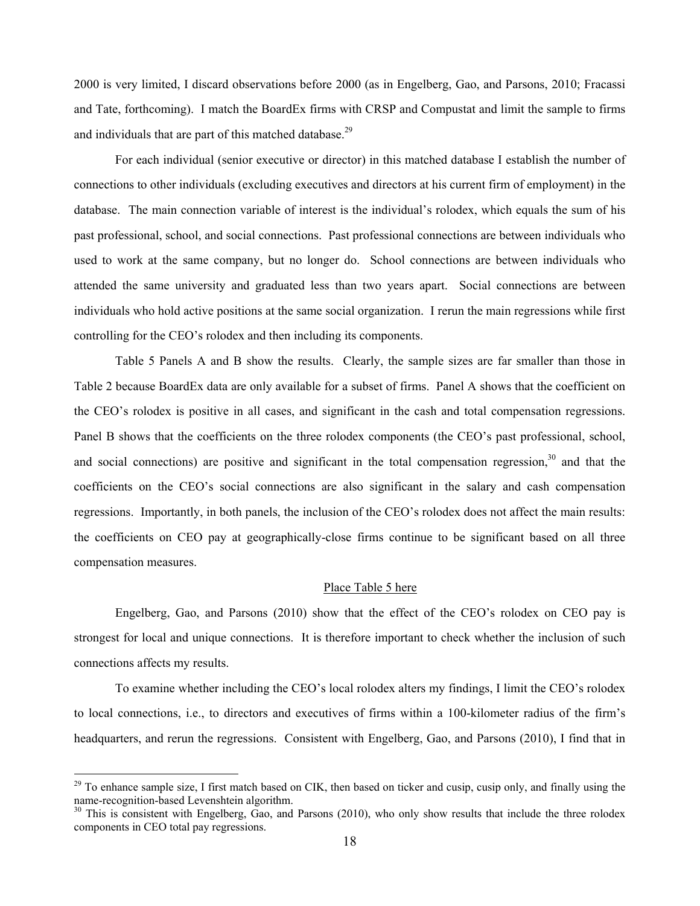2000 is very limited, I discard observations before 2000 (as in Engelberg, Gao, and Parsons, 2010; Fracassi and Tate, forthcoming). I match the BoardEx firms with CRSP and Compustat and limit the sample to firms and individuals that are part of this matched database.[29]

For each individual (senior executive or director) in this matched database I establish the number of connections to other individuals (excluding executives and directors at his current firm of employment) in the database. The main connection variable of interest is the individual's rolodex, which equals the sum of his past professional, school, and social connections. Past professional connections are between individuals who used to work at the same company, but no longer do. School connections are between individuals who attended the same university and graduated less than two years apart. Social connections are between individuals who hold active positions at the same social organization. I rerun the main regressions while first controlling for the CEO's rolodex and then including its components.

Table 5 Panels A and B show the results. Clearly, the sample sizes are far smaller than those in Table 2 because BoardEx data are only available for a subset of firms. Panel A shows that the coefficient on the CEO's rolodex is positive in all cases, and significant in the cash and total compensation regressions. Panel B shows that the coefficients on the three rolodex components (the CEO's past professional, school, and social connections) are positive and significant in the total compensation regression,[30] and that the coefficients on the CEO's social connections are also significant in the salary and cash compensation regressions. Importantly, in both panels, the inclusion of the CEO's rolodex does not affect the main results: the coefficients on CEO pay at geographically-close firms continue to be significant based on all three compensation measures.

Place Table 5 here

Engelberg, Gao, and Parsons (2010) show that the effect of the CEO's rolodex on CEO pay is strongest for local and unique connections. It is therefore important to check whether the inclusion of such connections affects my results.

To examine whether including the CEO's local rolodex alters my findings, I limit the CEO's rolodex to local connections, i.e., to directors and executives of firms within a 100-kilometer radius of the firm's headquarters, and rerun the regressions. Consistent with Engelberg, Gao, and Parsons (2010), I find that in

[29] To enhance sample size, I first match based on CIK, then based on ticker and cusip, cusip only, and finally using the name-recognition-based Levenshtein algorithm.

[30] This is consistent with Engelberg, Gao, and Parsons (2010), who only show results that include the three rolodex components in CEO total pay regressions.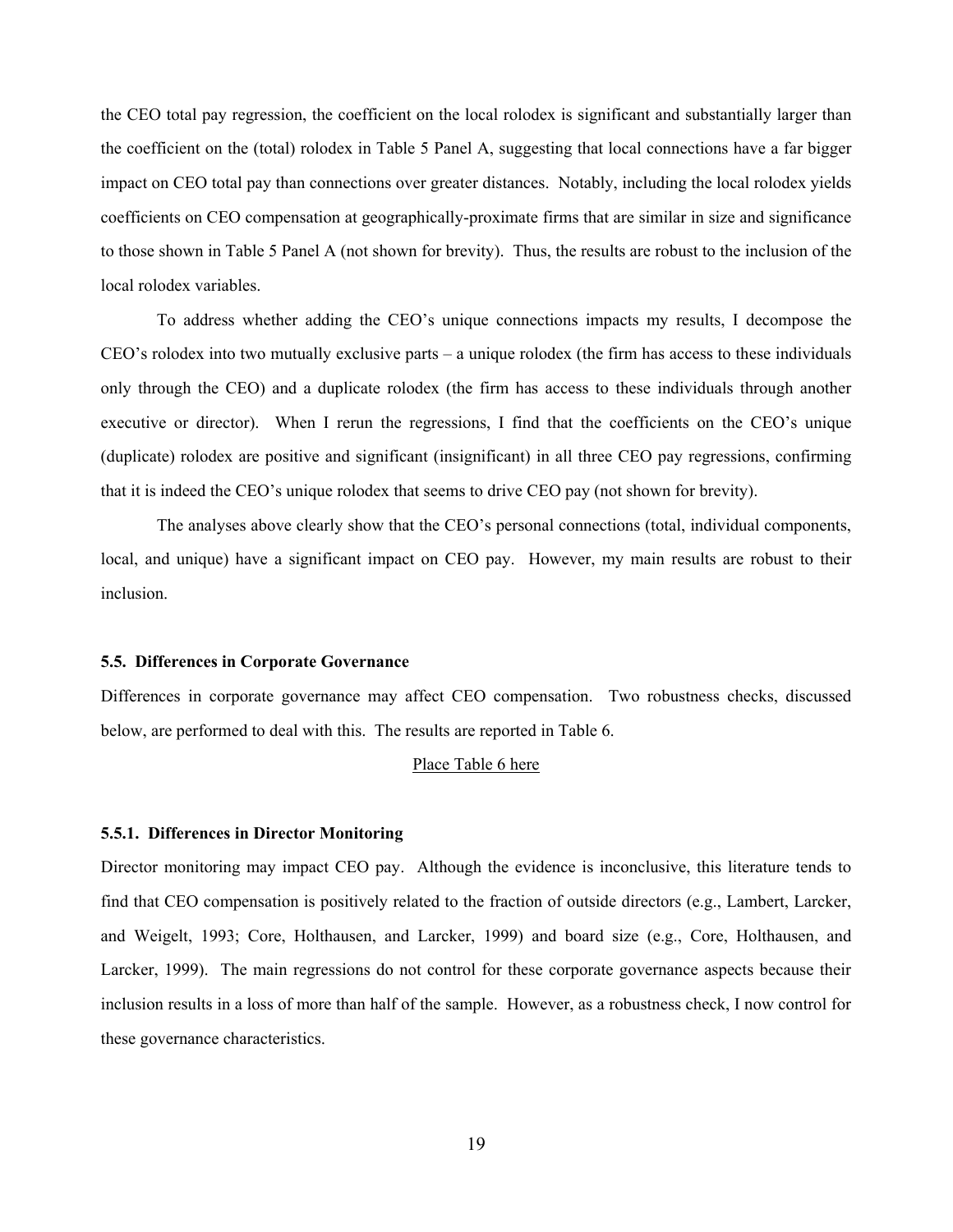the CEO total pay regression, the coefficient on the local rolodex is significant and substantially larger than the coefficient on the (total) rolodex in Table 5 Panel A, suggesting that local connections have a far bigger impact on CEO total pay than connections over greater distances. Notably, including the local rolodex yields coefficients on CEO compensation at geographically-proximate firms that are similar in size and significance to those shown in Table 5 Panel A (not shown for brevity). Thus, the results are robust to the inclusion of the local rolodex variables.

To address whether adding the CEO's unique connections impacts my results, I decompose the CEO's rolodex into two mutually exclusive parts – a unique rolodex (the firm has access to these individuals only through the CEO) and a duplicate rolodex (the firm has access to these individuals through another executive or director). When I rerun the regressions, I find that the coefficients on the CEO's unique (duplicate) rolodex are positive and significant (insignificant) in all three CEO pay regressions, confirming that it is indeed the CEO's unique rolodex that seems to drive CEO pay (not shown for brevity).

The analyses above clearly show that the CEO's personal connections (total, individual components, local, and unique) have a significant impact on CEO pay. However, my main results are robust to their inclusion.

### 5.5. Differences in Corporate Governance

Differences in corporate governance may affect CEO compensation. Two robustness checks, discussed below, are performed to deal with this. The results are reported in Table 6.

Place Table 6 here

#### 5.5.1. Differences in Director Monitoring

Director monitoring may impact CEO pay. Although the evidence is inconclusive, this literature tends to find that CEO compensation is positively related to the fraction of outside directors (e.g., Lambert, Larcker, and Weigelt, 1993; Core, Holthausen, and Larcker, 1999) and board size (e.g., Core, Holthausen, and Larcker, 1999). The main regressions do not control for these corporate governance aspects because their inclusion results in a loss of more than half of the sample. However, as a robustness check, I now control for these governance characteristics.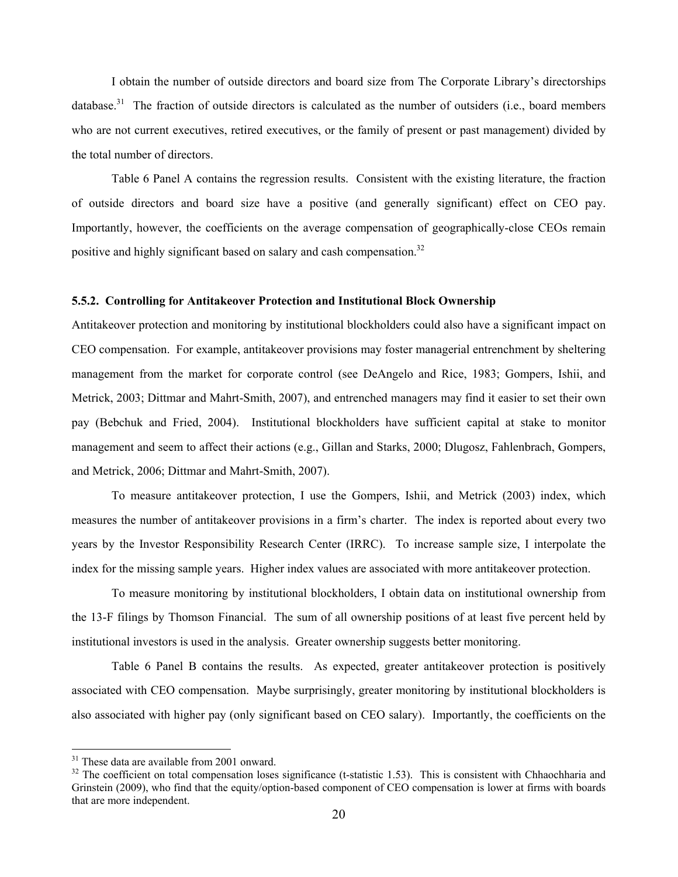I obtain the number of outside directors and board size from The Corporate Library's directorships database.[31] The fraction of outside directors is calculated as the number of outsiders (i.e., board members who are not current executives, retired executives, or the family of present or past management) divided by the total number of directors.

Table 6 Panel A contains the regression results. Consistent with the existing literature, the fraction of outside directors and board size have a positive (and generally significant) effect on CEO pay. Importantly, however, the coefficients on the average compensation of geographically-close CEOs remain positive and highly significant based on salary and cash compensation.[32]

### 5.5.2. Controlling for Antitakeover Protection and Institutional Block Ownership

Antitakeover protection and monitoring by institutional blockholders could also have a significant impact on CEO compensation. For example, antitakeover provisions may foster managerial entrenchment by sheltering management from the market for corporate control (see DeAngelo and Rice, 1983; Gompers, Ishii, and Metrick, 2003; Dittmar and Mahrt-Smith, 2007), and entrenched managers may find it easier to set their own pay (Bebchuk and Fried, 2004). Institutional blockholders have sufficient capital at stake to monitor management and seem to affect their actions (e.g., Gillan and Starks, 2000; Dlugosz, Fahlenbrach, Gompers, and Metrick, 2006; Dittmar and Mahrt-Smith, 2007).

To measure antitakeover protection, I use the Gompers, Ishii, and Metrick (2003) index, which measures the number of antitakeover provisions in a firm's charter. The index is reported about every two years by the Investor Responsibility Research Center (IRRC). To increase sample size, I interpolate the index for the missing sample years. Higher index values are associated with more antitakeover protection.

To measure monitoring by institutional blockholders, I obtain data on institutional ownership from the 13-F filings by Thomson Financial. The sum of all ownership positions of at least five percent held by institutional investors is used in the analysis. Greater ownership suggests better monitoring.

Table 6 Panel B contains the results. As expected, greater antitakeover protection is positively associated with CEO compensation. Maybe surprisingly, greater monitoring by institutional blockholders is also associated with higher pay (only significant based on CEO salary). Importantly, the coefficients on the

[31] These data are available from 2001 onward.

[32] The coefficient on total compensation loses significance (t-statistic 1.53). This is consistent with Chhaochharia and Grinstein (2009), who find that the equity/option-based component of CEO compensation is lower at firms with boards that are more independent.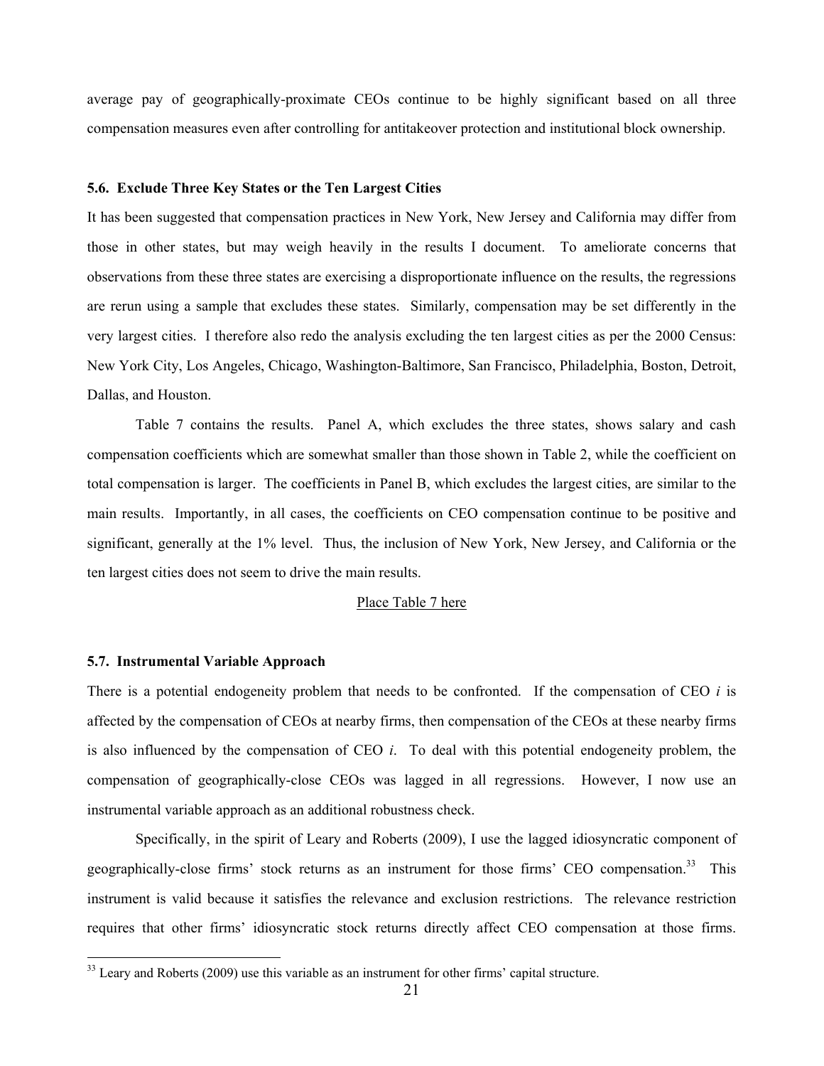average pay of geographically-proximate CEOs continue to be highly significant based on all three compensation measures even after controlling for antitakeover protection and institutional block ownership.

### 5.6. Exclude Three Key States or the Ten Largest Cities

It has been suggested that compensation practices in New York, New Jersey and California may differ from those in other states, but may weigh heavily in the results I document. To ameliorate concerns that observations from these three states are exercising a disproportionate influence on the results, the regressions are rerun using a sample that excludes these states. Similarly, compensation may be set differently in the very largest cities. I therefore also redo the analysis excluding the ten largest cities as per the 2000 Census: New York City, Los Angeles, Chicago, Washington-Baltimore, San Francisco, Philadelphia, Boston, Detroit, Dallas, and Houston.

Table 7 contains the results. Panel A, which excludes the three states, shows salary and cash compensation coefficients which are somewhat smaller than those shown in Table 2, while the coefficient on total compensation is larger. The coefficients in Panel B, which excludes the largest cities, are similar to the main results. Importantly, in all cases, the coefficients on CEO compensation continue to be positive and significant, generally at the 1% level. Thus, the inclusion of New York, New Jersey, and California or the ten largest cities does not seem to drive the main results.

Place Table 7 here

### 5.7. Instrumental Variable Approach

There is a potential endogeneity problem that needs to be confronted. If the compensation of CEO *i* is affected by the compensation of CEOs at nearby firms, then compensation of the CEOs at these nearby firms is also influenced by the compensation of CEO *i*. To deal with this potential endogeneity problem, the compensation of geographically-close CEOs was lagged in all regressions. However, I now use an instrumental variable approach as an additional robustness check.

Specifically, in the spirit of Leary and Roberts (2009), I use the lagged idiosyncratic component of geographically-close firms' stock returns as an instrument for those firms' CEO compensation.[33] This instrument is valid because it satisfies the relevance and exclusion restrictions. The relevance restriction requires that other firms' idiosyncratic stock returns directly affect CEO compensation at those firms.

[33] Leary and Roberts (2009) use this variable as an instrument for other firms' capital structure.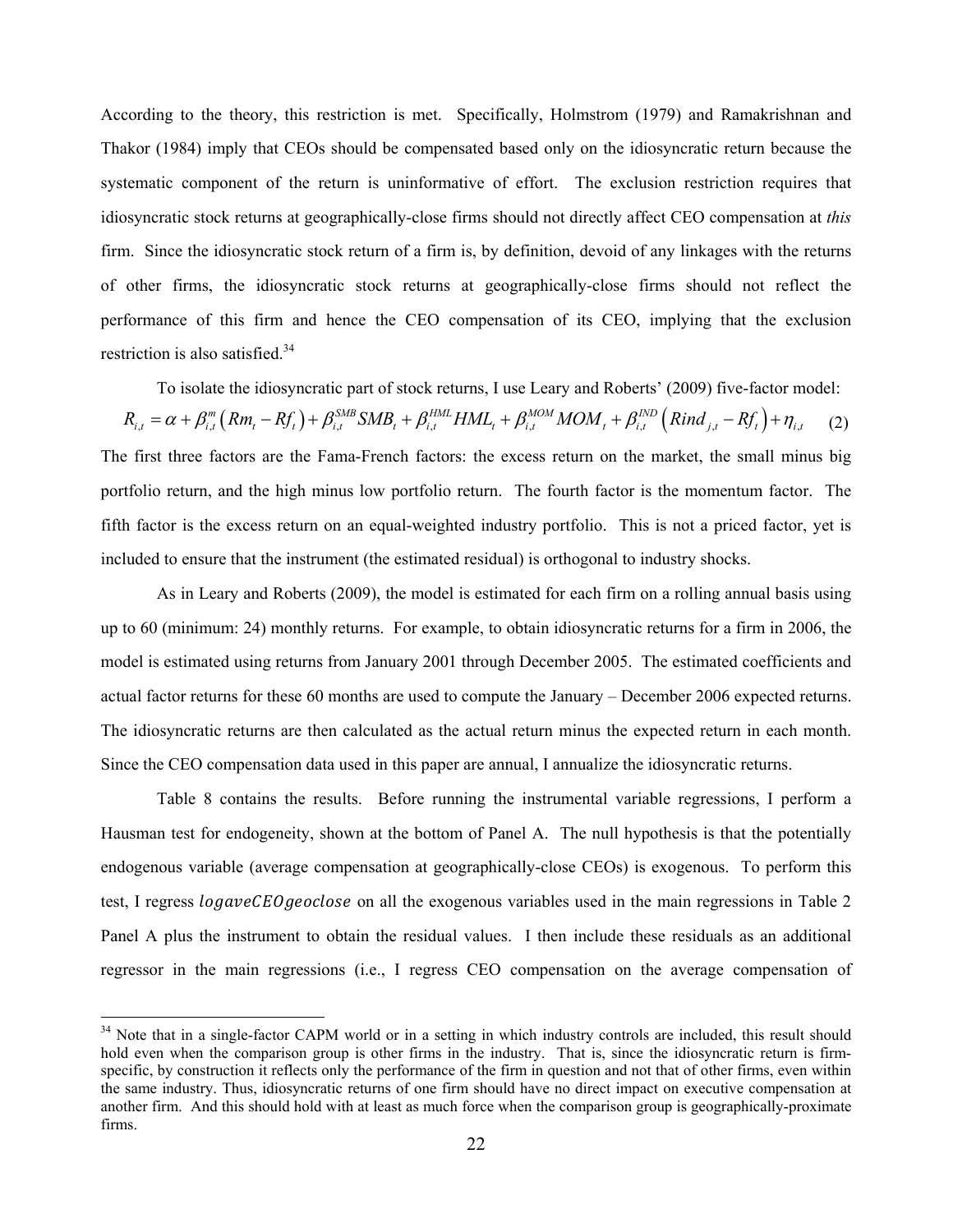According to the theory, this restriction is met. Specifically, Holmstrom (1979) and Ramakrishnan and Thakor (1984) imply that CEOs should be compensated based only on the idiosyncratic return because the systematic component of the return is uninformative of effort. The exclusion restriction requires that idiosyncratic stock returns at geographically-close firms should not directly affect CEO compensation at *this* firm. Since the idiosyncratic stock return of a firm is, by definition, devoid of any linkages with the returns of other firms, the idiosyncratic stock returns at geographically-close firms should not reflect the performance of this firm and hence the CEO compensation of its CEO, implying that the exclusion restriction is also satisfied.[34]

To isolate the idiosyncratic part of stock returns, I use Leary and Roberts' (2009) five-factor model:

$$R_{i,t} = \alpha + \beta_{i,t}^{m}\left(Rm_t - Rf_t\right) + \beta_{i,t}^{SMB} SMB_t + \beta_{i,t}^{HML} HML_t + \beta_{i,t}^{MOM} MOM_t + \beta_{i,t}^{IND}\left(Rind_{j,t} - Rf_t\right) + \eta_{i,t} \qquad (2)$$

The first three factors are the Fama-French factors: the excess return on the market, the small minus big portfolio return, and the high minus low portfolio return. The fourth factor is the momentum factor. The fifth factor is the excess return on an equal-weighted industry portfolio. This is not a priced factor, yet is included to ensure that the instrument (the estimated residual) is orthogonal to industry shocks.

As in Leary and Roberts (2009), the model is estimated for each firm on a rolling annual basis using up to 60 (minimum: 24) monthly returns. For example, to obtain idiosyncratic returns for a firm in 2006, the model is estimated using returns from January 2001 through December 2005. The estimated coefficients and actual factor returns for these 60 months are used to compute the January – December 2006 expected returns. The idiosyncratic returns are then calculated as the actual return minus the expected return in each month. Since the CEO compensation data used in this paper are annual, I annualize the idiosyncratic returns.

Table 8 contains the results. Before running the instrumental variable regressions, I perform a Hausman test for endogeneity, shown at the bottom of Panel A. The null hypothesis is that the potentially endogenous variable (average compensation at geographically-close CEOs) is exogenous. To perform this test, I regress $logaveCEOgeoclose$ on all the exogenous variables used in the main regressions in Table 2 Panel A plus the instrument to obtain the residual values. I then include these residuals as an additional regressor in the main regressions (i.e., I regress CEO compensation on the average compensation of

[34] Note that in a single-factor CAPM world or in a setting in which industry controls are included, this result should hold even when the comparison group is other firms in the industry. That is, since the idiosyncratic return is firm-specific, by construction it reflects only the performance of the firm in question and not that of other firms, even within the same industry. Thus, idiosyncratic returns of one firm should have no direct impact on executive compensation at another firm. And this should hold with at least as much force when the comparison group is geographically-proximate firms.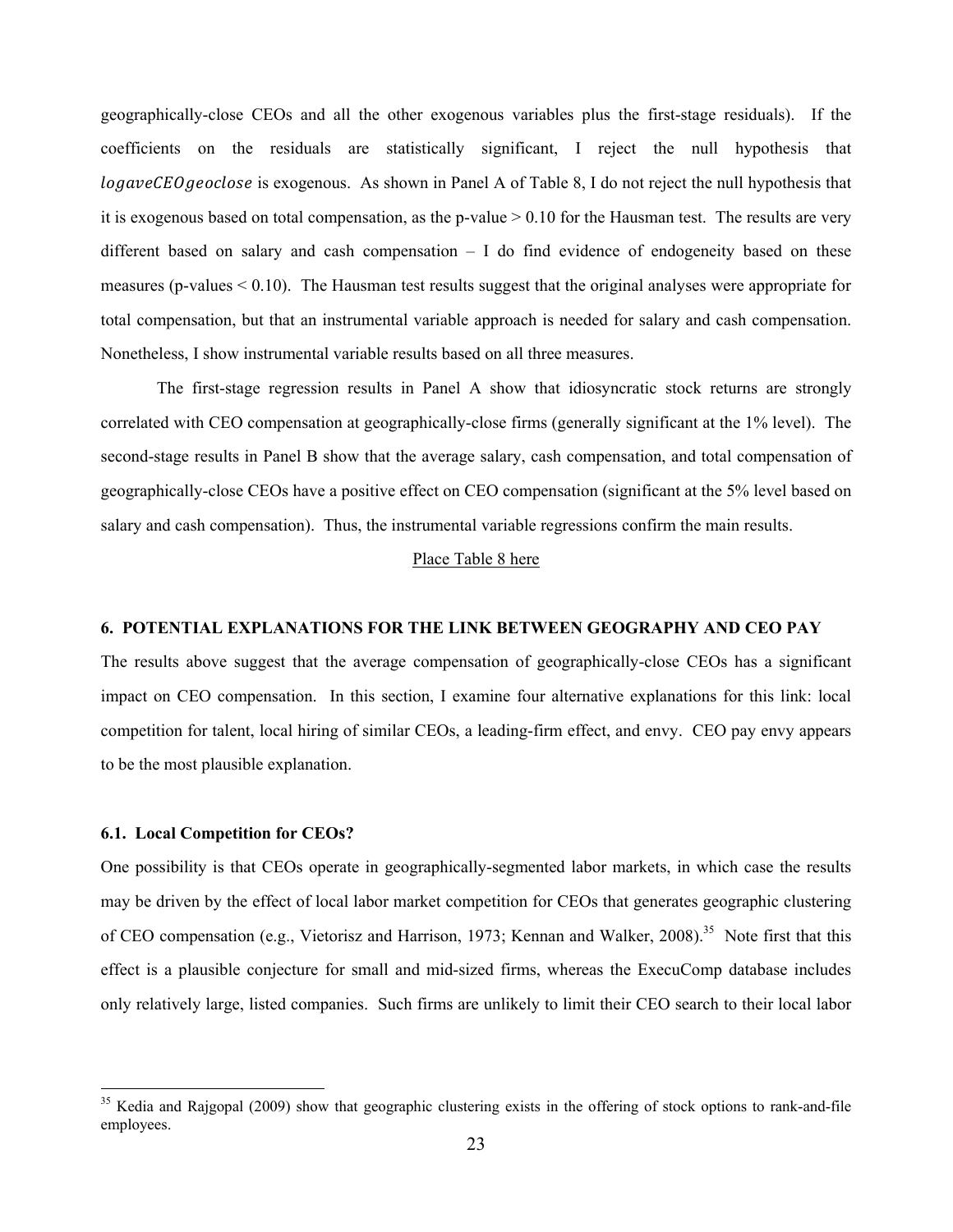geographically-close CEOs and all the other exogenous variables plus the first-stage residuals). If the coefficients on the residuals are statistically significant, I reject the null hypothesis that $logaveCEOgeoclose$ is exogenous. As shown in Panel A of Table 8, I do not reject the null hypothesis that it is exogenous based on total compensation, as the p-value > 0.10 for the Hausman test. The results are very different based on salary and cash compensation – I do find evidence of endogeneity based on these measures (p-values < 0.10). The Hausman test results suggest that the original analyses were appropriate for total compensation, but that an instrumental variable approach is needed for salary and cash compensation. Nonetheless, I show instrumental variable results based on all three measures.

The first-stage regression results in Panel A show that idiosyncratic stock returns are strongly correlated with CEO compensation at geographically-close firms (generally significant at the 1% level). The second-stage results in Panel B show that the average salary, cash compensation, and total compensation of geographically-close CEOs have a positive effect on CEO compensation (significant at the 5% level based on salary and cash compensation). Thus, the instrumental variable regressions confirm the main results.

Place Table 8 here

### 6. POTENTIAL EXPLANATIONS FOR THE LINK BETWEEN GEOGRAPHY AND CEO PAY

The results above suggest that the average compensation of geographically-close CEOs has a significant impact on CEO compensation. In this section, I examine four alternative explanations for this link: local competition for talent, local hiring of similar CEOs, a leading-firm effect, and envy. CEO pay envy appears to be the most plausible explanation.

#### 6.1. Local Competition for CEOs?

One possibility is that CEOs operate in geographically-segmented labor markets, in which case the results may be driven by the effect of local labor market competition for CEOs that generates geographic clustering of CEO compensation (e.g., Vietorisz and Harrison, 1973; Kennan and Walker, 2008).[35] Note first that this effect is a plausible conjecture for small and mid-sized firms, whereas the ExecuComp database includes only relatively large, listed companies. Such firms are unlikely to limit their CEO search to their local labor

[35] Kedia and Rajgopal (2009) show that geographic clustering exists in the offering of stock options to rank-and-file employees.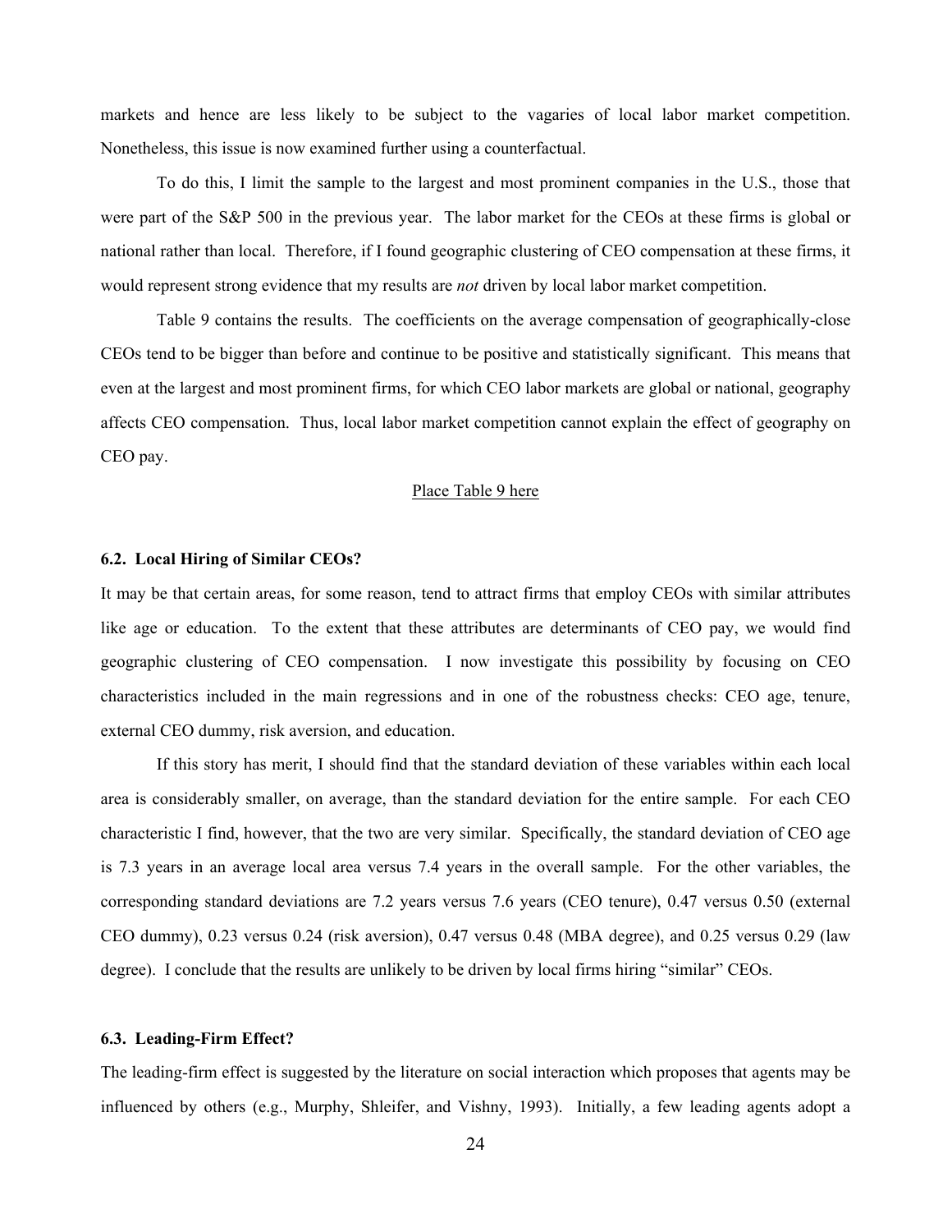markets and hence are less likely to be subject to the vagaries of local labor market competition. Nonetheless, this issue is now examined further using a counterfactual.

To do this, I limit the sample to the largest and most prominent companies in the U.S., those that were part of the S&P 500 in the previous year. The labor market for the CEOs at these firms is global or national rather than local. Therefore, if I found geographic clustering of CEO compensation at these firms, it would represent strong evidence that my results are *not* driven by local labor market competition.

Table 9 contains the results. The coefficients on the average compensation of geographically-close CEOs tend to be bigger than before and continue to be positive and statistically significant. This means that even at the largest and most prominent firms, for which CEO labor markets are global or national, geography affects CEO compensation. Thus, local labor market competition cannot explain the effect of geography on CEO pay.

Place Table 9 here

### 6.2. Local Hiring of Similar CEOs?

It may be that certain areas, for some reason, tend to attract firms that employ CEOs with similar attributes like age or education. To the extent that these attributes are determinants of CEO pay, we would find geographic clustering of CEO compensation. I now investigate this possibility by focusing on CEO characteristics included in the main regressions and in one of the robustness checks: CEO age, tenure, external CEO dummy, risk aversion, and education.

If this story has merit, I should find that the standard deviation of these variables within each local area is considerably smaller, on average, than the standard deviation for the entire sample. For each CEO characteristic I find, however, that the two are very similar. Specifically, the standard deviation of CEO age is 7.3 years in an average local area versus 7.4 years in the overall sample. For the other variables, the corresponding standard deviations are 7.2 years versus 7.6 years (CEO tenure), 0.47 versus 0.50 (external CEO dummy), 0.23 versus 0.24 (risk aversion), 0.47 versus 0.48 (MBA degree), and 0.25 versus 0.29 (law degree). I conclude that the results are unlikely to be driven by local firms hiring "similar" CEOs.

### 6.3. Leading-Firm Effect?

The leading-firm effect is suggested by the literature on social interaction which proposes that agents may be influenced by others (e.g., Murphy, Shleifer, and Vishny, 1993). Initially, a few leading agents adopt a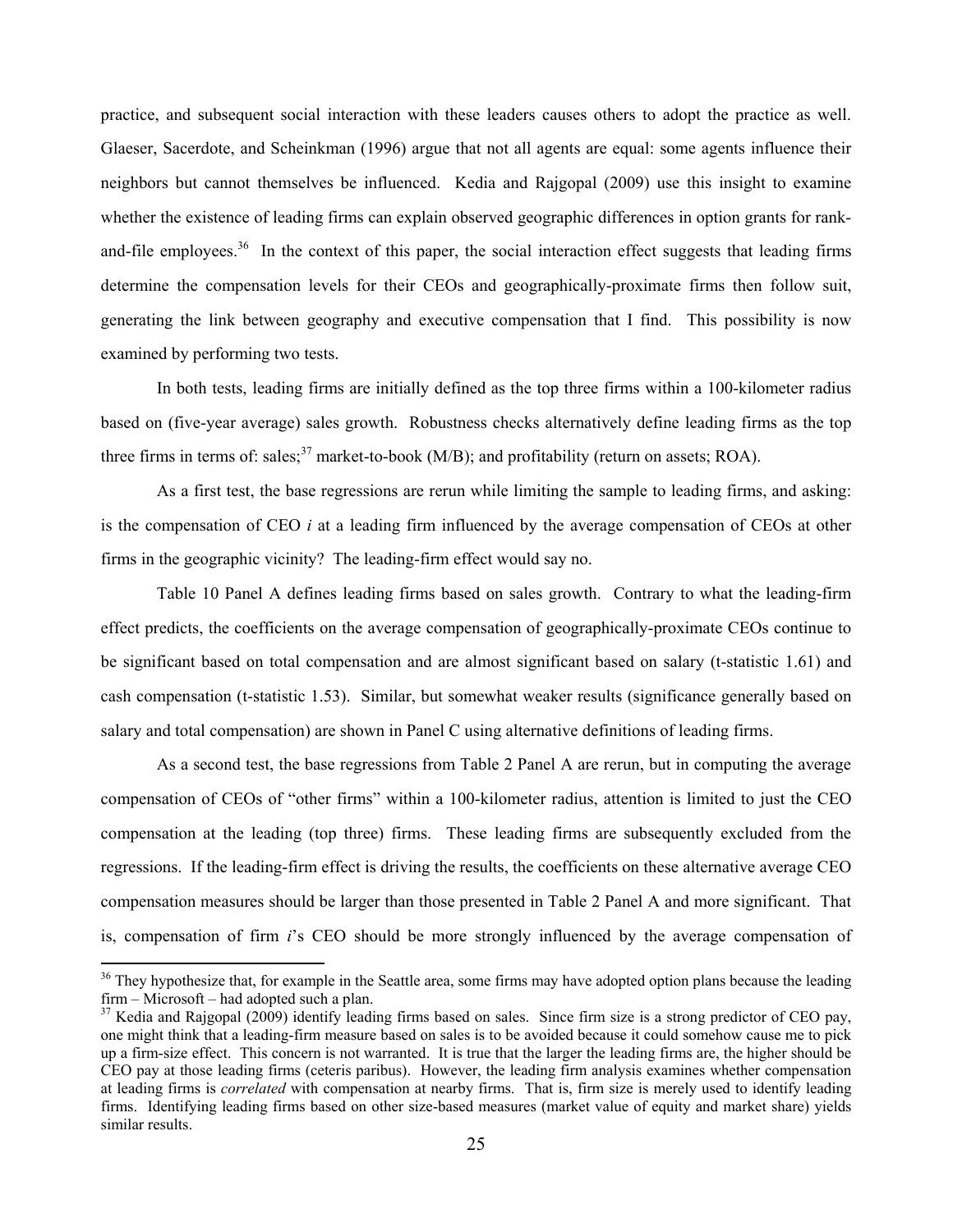practice, and subsequent social interaction with these leaders causes others to adopt the practice as well. Glaeser, Sacerdote, and Scheinkman (1996) argue that not all agents are equal: some agents influence their neighbors but cannot themselves be influenced. Kedia and Rajgopal (2009) use this insight to examine whether the existence of leading firms can explain observed geographic differences in option grants for rank-and-file employees.[36] In the context of this paper, the social interaction effect suggests that leading firms determine the compensation levels for their CEOs and geographically-proximate firms then follow suit, generating the link between geography and executive compensation that I find. This possibility is now examined by performing two tests.

In both tests, leading firms are initially defined as the top three firms within a 100-kilometer radius based on (five-year average) sales growth. Robustness checks alternatively define leading firms as the top three firms in terms of: sales;[37] market-to-book (M/B); and profitability (return on assets; ROA).

As a first test, the base regressions are rerun while limiting the sample to leading firms, and asking: is the compensation of CEO *i* at a leading firm influenced by the average compensation of CEOs at other firms in the geographic vicinity? The leading-firm effect would say no.

Table 10 Panel A defines leading firms based on sales growth. Contrary to what the leading-firm effect predicts, the coefficients on the average compensation of geographically-proximate CEOs continue to be significant based on total compensation and are almost significant based on salary (t-statistic 1.61) and cash compensation (t-statistic 1.53). Similar, but somewhat weaker results (significance generally based on salary and total compensation) are shown in Panel C using alternative definitions of leading firms.

As a second test, the base regressions from Table 2 Panel A are rerun, but in computing the average compensation of CEOs of "other firms" within a 100-kilometer radius, attention is limited to just the CEO compensation at the leading (top three) firms. These leading firms are subsequently excluded from the regressions. If the leading-firm effect is driving the results, the coefficients on these alternative average CEO compensation measures should be larger than those presented in Table 2 Panel A and more significant. That is, compensation of firm *i*'s CEO should be more strongly influenced by the average compensation of

---

[36] They hypothesize that, for example in the Seattle area, some firms may have adopted option plans because the leading firm – Microsoft – had adopted such a plan.

[37] Kedia and Rajgopal (2009) identify leading firms based on sales. Since firm size is a strong predictor of CEO pay, one might think that a leading-firm measure based on sales is to be avoided because it could somehow cause me to pick up a firm-size effect. This concern is not warranted. It is true that the larger the leading firms are, the higher should be CEO pay at those leading firms (ceteris paribus). However, the leading firm analysis examines whether compensation at leading firms is *correlated* with compensation at nearby firms. That is, firm size is merely used to identify leading firms. Identifying leading firms based on other size-based measures (market value of equity and market share) yields similar results.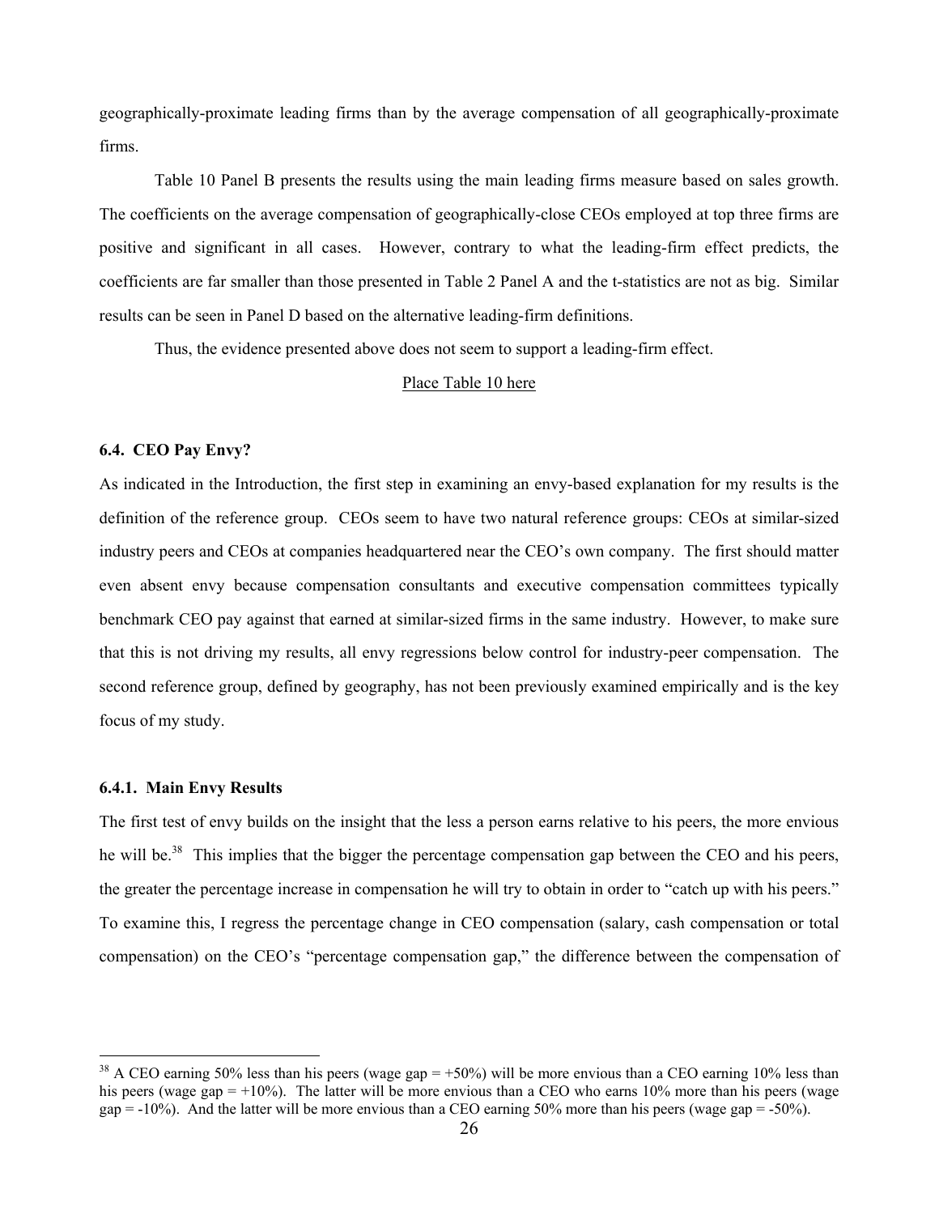geographically-proximate leading firms than by the average compensation of all geographically-proximate firms.

Table 10 Panel B presents the results using the main leading firms measure based on sales growth. The coefficients on the average compensation of geographically-close CEOs employed at top three firms are positive and significant in all cases. However, contrary to what the leading-firm effect predicts, the coefficients are far smaller than those presented in Table 2 Panel A and the t-statistics are not as big. Similar results can be seen in Panel D based on the alternative leading-firm definitions.

Thus, the evidence presented above does not seem to support a leading-firm effect.

Place Table 10 here

### 6.4. CEO Pay Envy?

As indicated in the Introduction, the first step in examining an envy-based explanation for my results is the definition of the reference group. CEOs seem to have two natural reference groups: CEOs at similar-sized industry peers and CEOs at companies headquartered near the CEO's own company. The first should matter even absent envy because compensation consultants and executive compensation committees typically benchmark CEO pay against that earned at similar-sized firms in the same industry. However, to make sure that this is not driving my results, all envy regressions below control for industry-peer compensation. The second reference group, defined by geography, has not been previously examined empirically and is the key focus of my study.

#### 6.4.1. Main Envy Results

The first test of envy builds on the insight that the less a person earns relative to his peers, the more envious he will be.[38] This implies that the bigger the percentage compensation gap between the CEO and his peers, the greater the percentage increase in compensation he will try to obtain in order to "catch up with his peers." To examine this, I regress the percentage change in CEO compensation (salary, cash compensation or total compensation) on the CEO's "percentage compensation gap," the difference between the compensation of

[38] A CEO earning 50% less than his peers (wage gap = +50%) will be more envious than a CEO earning 10% less than his peers (wage gap = +10%). The latter will be more envious than a CEO who earns 10% more than his peers (wage gap = -10%). And the latter will be more envious than a CEO earning 50% more than his peers (wage gap = -50%).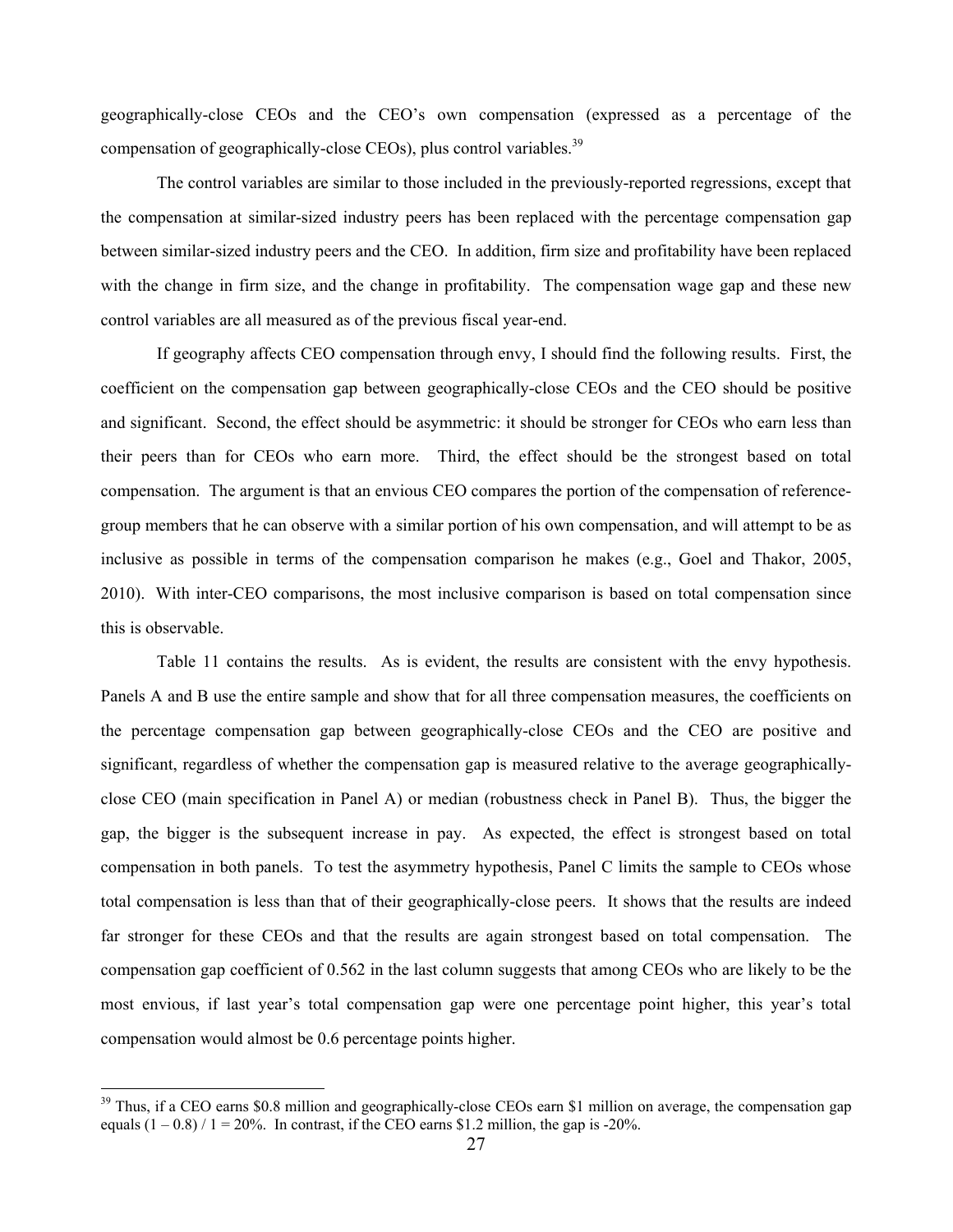geographically-close CEOs and the CEO's own compensation (expressed as a percentage of the compensation of geographically-close CEOs), plus control variables.[39]

The control variables are similar to those included in the previously-reported regressions, except that the compensation at similar-sized industry peers has been replaced with the percentage compensation gap between similar-sized industry peers and the CEO. In addition, firm size and profitability have been replaced with the change in firm size, and the change in profitability. The compensation wage gap and these new control variables are all measured as of the previous fiscal year-end.

If geography affects CEO compensation through envy, I should find the following results. First, the coefficient on the compensation gap between geographically-close CEOs and the CEO should be positive and significant. Second, the effect should be asymmetric: it should be stronger for CEOs who earn less than their peers than for CEOs who earn more. Third, the effect should be the strongest based on total compensation. The argument is that an envious CEO compares the portion of the compensation of reference-group members that he can observe with a similar portion of his own compensation, and will attempt to be as inclusive as possible in terms of the compensation comparison he makes (e.g., Goel and Thakor, 2005, 2010). With inter-CEO comparisons, the most inclusive comparison is based on total compensation since this is observable.

Table 11 contains the results. As is evident, the results are consistent with the envy hypothesis. Panels A and B use the entire sample and show that for all three compensation measures, the coefficients on the percentage compensation gap between geographically-close CEOs and the CEO are positive and significant, regardless of whether the compensation gap is measured relative to the average geographically-close CEO (main specification in Panel A) or median (robustness check in Panel B). Thus, the bigger the gap, the bigger is the subsequent increase in pay. As expected, the effect is strongest based on total compensation in both panels. To test the asymmetry hypothesis, Panel C limits the sample to CEOs whose total compensation is less than that of their geographically-close peers. It shows that the results are indeed far stronger for these CEOs and that the results are again strongest based on total compensation. The compensation gap coefficient of 0.562 in the last column suggests that among CEOs who are likely to be the most envious, if last year's total compensation gap were one percentage point higher, this year's total compensation would almost be 0.6 percentage points higher.

[39] Thus, if a CEO earns \$0.8 million and geographically-close CEOs earn \$1 million on average, the compensation gap equals (1 – 0.8) / 1 = 20%. In contrast, if the CEO earns \$1.2 million, the gap is -20%.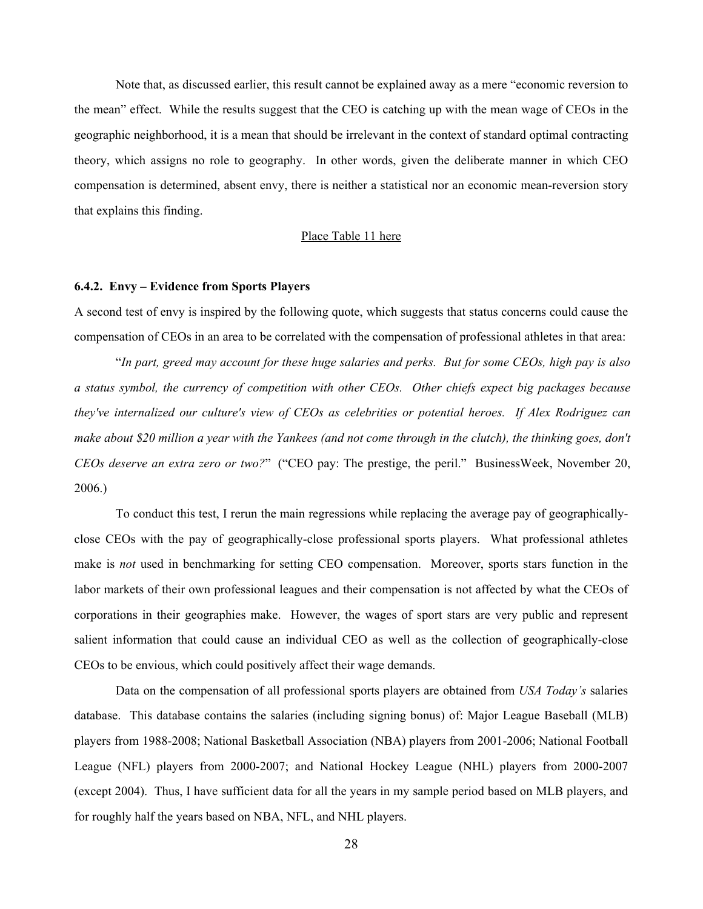Note that, as discussed earlier, this result cannot be explained away as a mere "economic reversion to the mean" effect. While the results suggest that the CEO is catching up with the mean wage of CEOs in the geographic neighborhood, it is a mean that should be irrelevant in the context of standard optimal contracting theory, which assigns no role to geography. In other words, given the deliberate manner in which CEO compensation is determined, absent envy, there is neither a statistical nor an economic mean-reversion story that explains this finding.

Place Table 11 here

#### 6.4.2. Envy – Evidence from Sports Players

A second test of envy is inspired by the following quote, which suggests that status concerns could cause the compensation of CEOs in an area to be correlated with the compensation of professional athletes in that area:

"*In part, greed may account for these huge salaries and perks. But for some CEOs, high pay is also a status symbol, the currency of competition with other CEOs. Other chiefs expect big packages because they've internalized our culture's view of CEOs as celebrities or potential heroes. If Alex Rodriguez can make about $20 million a year with the Yankees (and not come through in the clutch), the thinking goes, don't CEOs deserve an extra zero or two?*" ("CEO pay: The prestige, the peril." BusinessWeek, November 20, 2006.)

To conduct this test, I rerun the main regressions while replacing the average pay of geographically-close CEOs with the pay of geographically-close professional sports players. What professional athletes make is *not* used in benchmarking for setting CEO compensation. Moreover, sports stars function in the labor markets of their own professional leagues and their compensation is not affected by what the CEOs of corporations in their geographies make. However, the wages of sport stars are very public and represent salient information that could cause an individual CEO as well as the collection of geographically-close CEOs to be envious, which could positively affect their wage demands.

Data on the compensation of all professional sports players are obtained from *USA Today's* salaries database. This database contains the salaries (including signing bonus) of: Major League Baseball (MLB) players from 1988-2008; National Basketball Association (NBA) players from 2001-2006; National Football League (NFL) players from 2000-2007; and National Hockey League (NHL) players from 2000-2007 (except 2004). Thus, I have sufficient data for all the years in my sample period based on MLB players, and for roughly half the years based on NBA, NFL, and NHL players.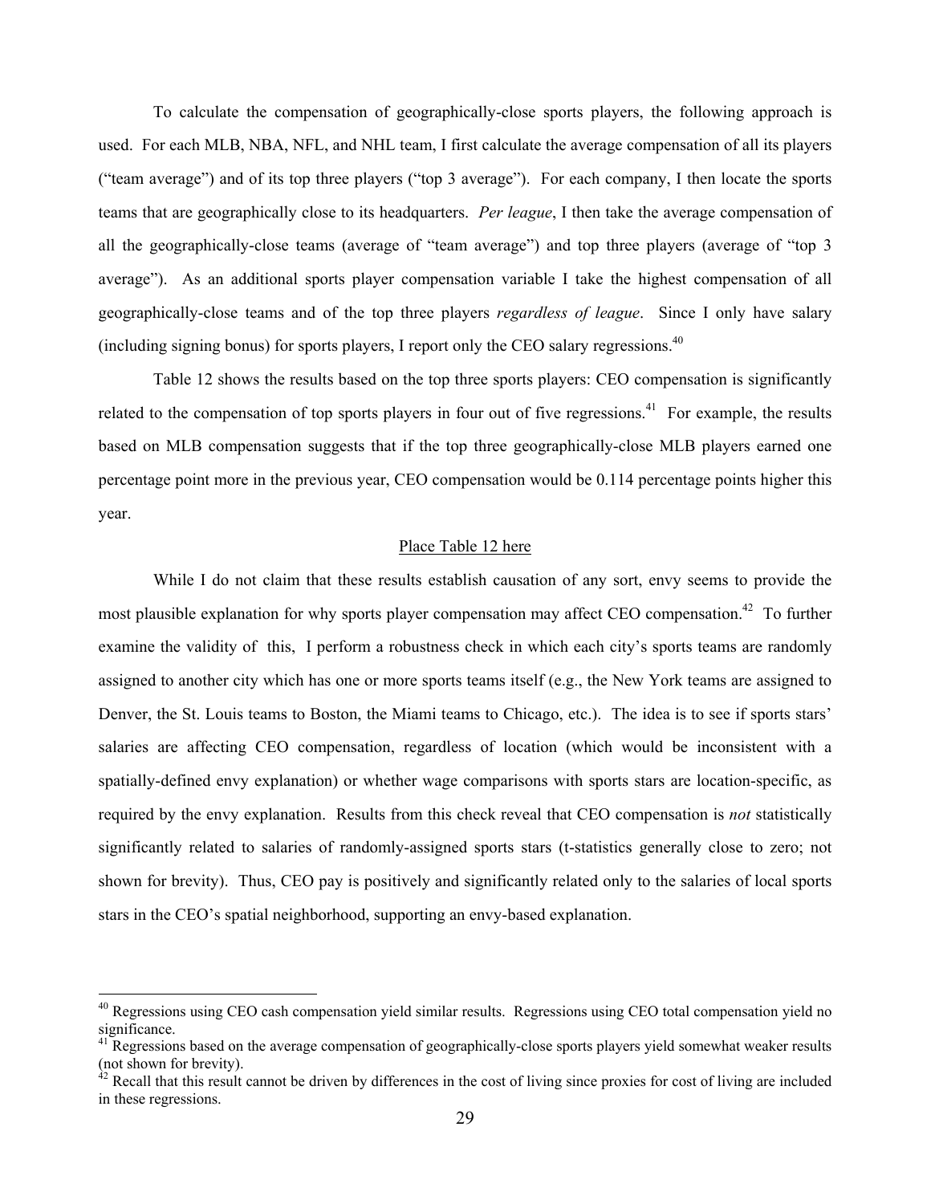To calculate the compensation of geographically-close sports players, the following approach is used. For each MLB, NBA, NFL, and NHL team, I first calculate the average compensation of all its players ("team average") and of its top three players ("top 3 average"). For each company, I then locate the sports teams that are geographically close to its headquarters. *Per league*, I then take the average compensation of all the geographically-close teams (average of "team average") and top three players (average of "top 3 average"). As an additional sports player compensation variable I take the highest compensation of all geographically-close teams and of the top three players *regardless of league*. Since I only have salary (including signing bonus) for sports players, I report only the CEO salary regressions.[40]

Table 12 shows the results based on the top three sports players: CEO compensation is significantly related to the compensation of top sports players in four out of five regressions.[41] For example, the results based on MLB compensation suggests that if the top three geographically-close MLB players earned one percentage point more in the previous year, CEO compensation would be 0.114 percentage points higher this year.

Place Table 12 here

While I do not claim that these results establish causation of any sort, envy seems to provide the most plausible explanation for why sports player compensation may affect CEO compensation.[42] To further examine the validity of this, I perform a robustness check in which each city's sports teams are randomly assigned to another city which has one or more sports teams itself (e.g., the New York teams are assigned to Denver, the St. Louis teams to Boston, the Miami teams to Chicago, etc.). The idea is to see if sports stars' salaries are affecting CEO compensation, regardless of location (which would be inconsistent with a spatially-defined envy explanation) or whether wage comparisons with sports stars are location-specific, as required by the envy explanation. Results from this check reveal that CEO compensation is *not* statistically significantly related to salaries of randomly-assigned sports stars (t-statistics generally close to zero; not shown for brevity). Thus, CEO pay is positively and significantly related only to the salaries of local sports stars in the CEO's spatial neighborhood, supporting an envy-based explanation.

---

[40] Regressions using CEO cash compensation yield similar results. Regressions using CEO total compensation yield no significance.

[41] Regressions based on the average compensation of geographically-close sports players yield somewhat weaker results (not shown for brevity).

[42] Recall that this result cannot be driven by differences in the cost of living since proxies for cost of living are included in these regressions.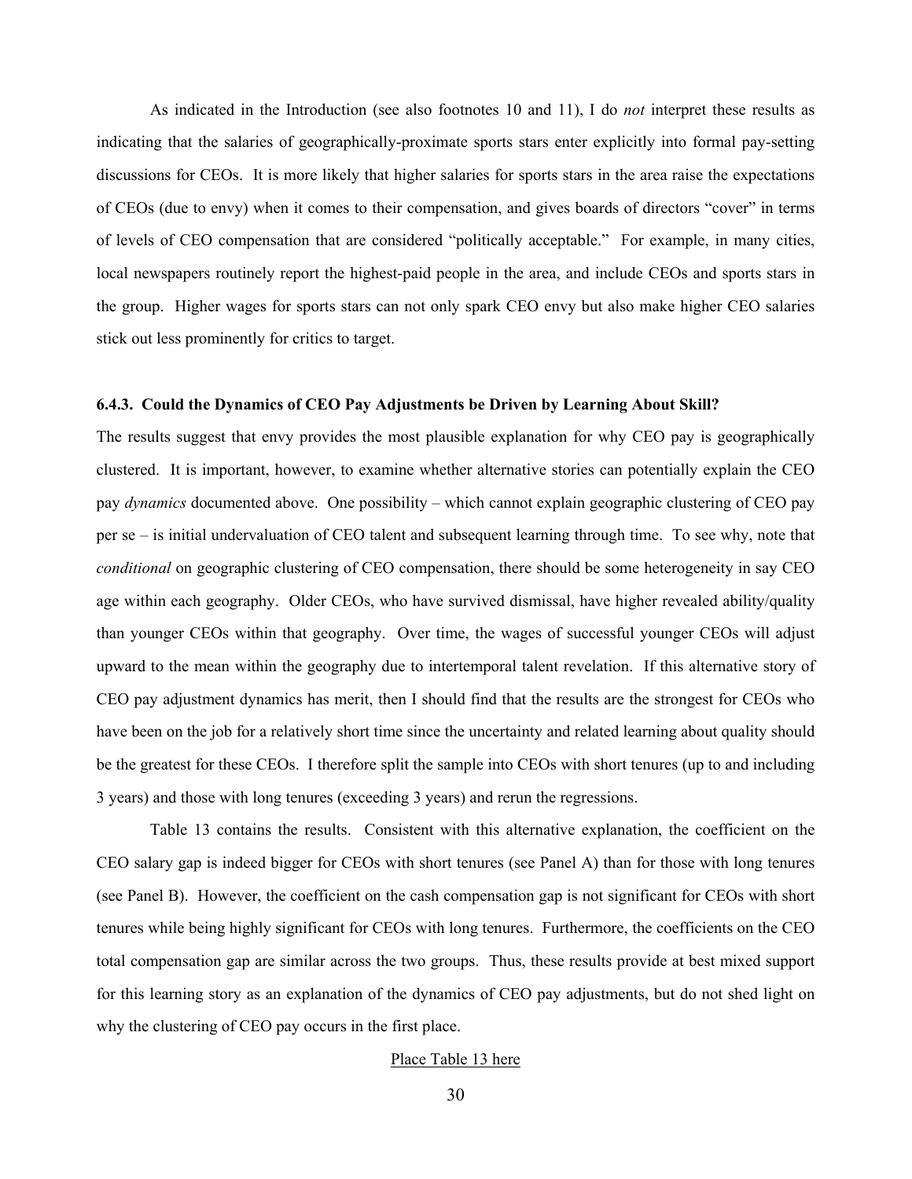As indicated in the Introduction (see also footnotes 10 and 11), I do *not* interpret these results as indicating that the salaries of geographically-proximate sports stars enter explicitly into formal pay-setting discussions for CEOs. It is more likely that higher salaries for sports stars in the area raise the expectations of CEOs (due to envy) when it comes to their compensation, and gives boards of directors "cover" in terms of levels of CEO compensation that are considered "politically acceptable." For example, in many cities, local newspapers routinely report the highest-paid people in the area, and include CEOs and sports stars in the group. Higher wages for sports stars can not only spark CEO envy but also make higher CEO salaries stick out less prominently for critics to target.

### 6.4.3. Could the Dynamics of CEO Pay Adjustments be Driven by Learning About Skill?

The results suggest that envy provides the most plausible explanation for why CEO pay is geographically clustered. It is important, however, to examine whether alternative stories can potentially explain the CEO pay *dynamics* documented above. One possibility – which cannot explain geographic clustering of CEO pay per se – is initial undervaluation of CEO talent and subsequent learning through time. To see why, note that *conditional* on geographic clustering of CEO compensation, there should be some heterogeneity in say CEO age within each geography. Older CEOs, who have survived dismissal, have higher revealed ability/quality than younger CEOs within that geography. Over time, the wages of successful younger CEOs will adjust upward to the mean within the geography due to intertemporal talent revelation. If this alternative story of CEO pay adjustment dynamics has merit, then I should find that the results are the strongest for CEOs who have been on the job for a relatively short time since the uncertainty and related learning about quality should be the greatest for these CEOs. I therefore split the sample into CEOs with short tenures (up to and including 3 years) and those with long tenures (exceeding 3 years) and rerun the regressions.

Table 13 contains the results. Consistent with this alternative explanation, the coefficient on the CEO salary gap is indeed bigger for CEOs with short tenures (see Panel A) than for those with long tenures (see Panel B). However, the coefficient on the cash compensation gap is not significant for CEOs with short tenures while being highly significant for CEOs with long tenures. Furthermore, the coefficients on the CEO total compensation gap are similar across the two groups. Thus, these results provide at best mixed support for this learning story as an explanation of the dynamics of CEO pay adjustments, but do not shed light on why the clustering of CEO pay occurs in the first place.

Place Table 13 here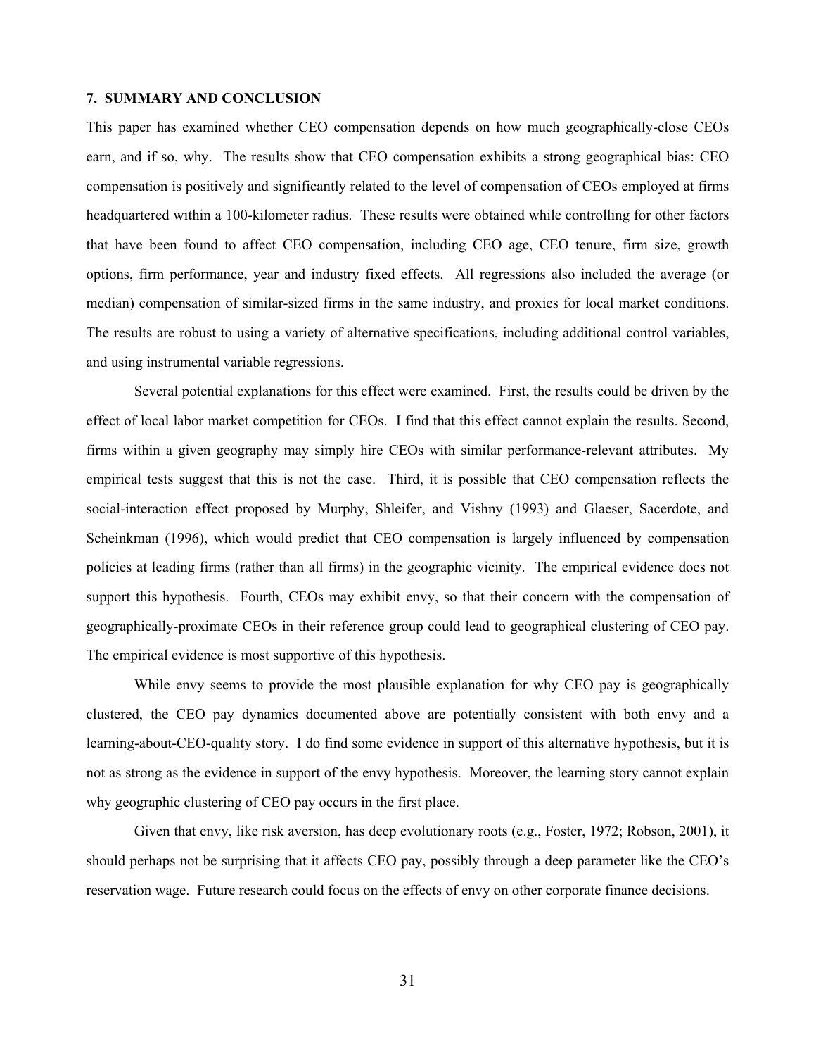## 7. SUMMARY AND CONCLUSION

This paper has examined whether CEO compensation depends on how much geographically-close CEOs earn, and if so, why. The results show that CEO compensation exhibits a strong geographical bias: CEO compensation is positively and significantly related to the level of compensation of CEOs employed at firms headquartered within a 100-kilometer radius. These results were obtained while controlling for other factors that have been found to affect CEO compensation, including CEO age, CEO tenure, firm size, growth options, firm performance, year and industry fixed effects. All regressions also included the average (or median) compensation of similar-sized firms in the same industry, and proxies for local market conditions. The results are robust to using a variety of alternative specifications, including additional control variables, and using instrumental variable regressions.

Several potential explanations for this effect were examined. First, the results could be driven by the effect of local labor market competition for CEOs. I find that this effect cannot explain the results. Second, firms within a given geography may simply hire CEOs with similar performance-relevant attributes. My empirical tests suggest that this is not the case. Third, it is possible that CEO compensation reflects the social-interaction effect proposed by Murphy, Shleifer, and Vishny (1993) and Glaeser, Sacerdote, and Scheinkman (1996), which would predict that CEO compensation is largely influenced by compensation policies at leading firms (rather than all firms) in the geographic vicinity. The empirical evidence does not support this hypothesis. Fourth, CEOs may exhibit envy, so that their concern with the compensation of geographically-proximate CEOs in their reference group could lead to geographical clustering of CEO pay. The empirical evidence is most supportive of this hypothesis.

While envy seems to provide the most plausible explanation for why CEO pay is geographically clustered, the CEO pay dynamics documented above are potentially consistent with both envy and a learning-about-CEO-quality story. I do find some evidence in support of this alternative hypothesis, but it is not as strong as the evidence in support of the envy hypothesis. Moreover, the learning story cannot explain why geographic clustering of CEO pay occurs in the first place.

Given that envy, like risk aversion, has deep evolutionary roots (e.g., Foster, 1972; Robson, 2001), it should perhaps not be surprising that it affects CEO pay, possibly through a deep parameter like the CEO's reservation wage. Future research could focus on the effects of envy on other corporate finance decisions.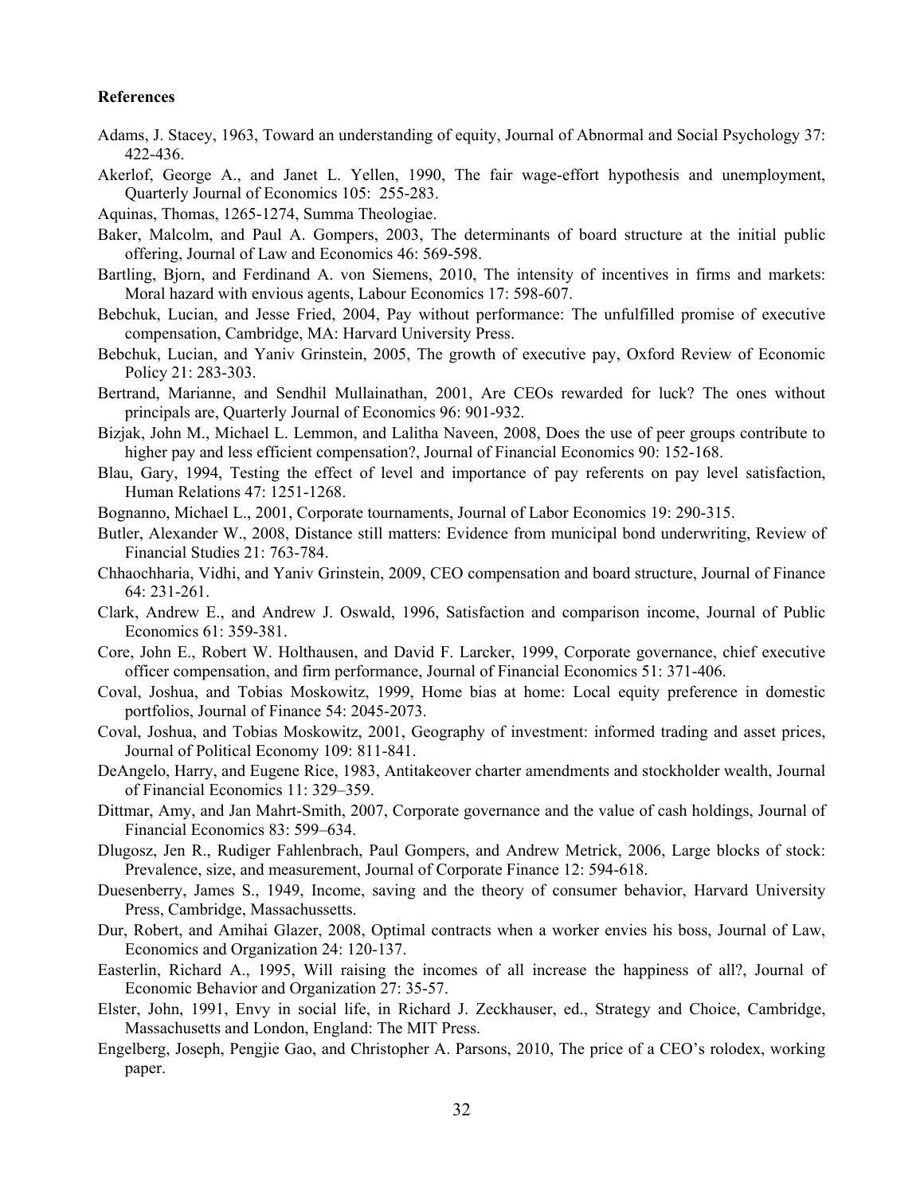**References**

Adams, J. Stacey, 1963, Toward an understanding of equity, Journal of Abnormal and Social Psychology 37: 422-436.

Akerlof, George A., and Janet L. Yellen, 1990, The fair wage-effort hypothesis and unemployment, Quarterly Journal of Economics 105: 255-283.

Aquinas, Thomas, 1265-1274, Summa Theologiae.

Baker, Malcolm, and Paul A. Gompers, 2003, The determinants of board structure at the initial public offering, Journal of Law and Economics 46: 569-598.

Bartling, Bjorn, and Ferdinand A. von Siemens, 2010, The intensity of incentives in firms and markets: Moral hazard with envious agents, Labour Economics 17: 598-607.

Bebchuk, Lucian, and Jesse Fried, 2004, Pay without performance: The unfulfilled promise of executive compensation, Cambridge, MA: Harvard University Press.

Bebchuk, Lucian, and Yaniv Grinstein, 2005, The growth of executive pay, Oxford Review of Economic Policy 21: 283-303.

Bertrand, Marianne, and Sendhil Mullainathan, 2001, Are CEOs rewarded for luck? The ones without principals are, Quarterly Journal of Economics 96: 901-932.

Bizjak, John M., Michael L. Lemmon, and Lalitha Naveen, 2008, Does the use of peer groups contribute to higher pay and less efficient compensation?, Journal of Financial Economics 90: 152-168.

Blau, Gary, 1994, Testing the effect of level and importance of pay referents on pay level satisfaction, Human Relations 47: 1251-1268.

Bognanno, Michael L., 2001, Corporate tournaments, Journal of Labor Economics 19: 290-315.

Butler, Alexander W., 2008, Distance still matters: Evidence from municipal bond underwriting, Review of Financial Studies 21: 763-784.

Chhaochharia, Vidhi, and Yaniv Grinstein, 2009, CEO compensation and board structure, Journal of Finance 64: 231-261.

Clark, Andrew E., and Andrew J. Oswald, 1996, Satisfaction and comparison income, Journal of Public Economics 61: 359-381.

Core, John E., Robert W. Holthausen, and David F. Larcker, 1999, Corporate governance, chief executive officer compensation, and firm performance, Journal of Financial Economics 51: 371-406.

Coval, Joshua, and Tobias Moskowitz, 1999, Home bias at home: Local equity preference in domestic portfolios, Journal of Finance 54: 2045-2073.

Coval, Joshua, and Tobias Moskowitz, 2001, Geography of investment: informed trading and asset prices, Journal of Political Economy 109: 811-841.

DeAngelo, Harry, and Eugene Rice, 1983, Antitakeover charter amendments and stockholder wealth, Journal of Financial Economics 11: 329–359.

Dittmar, Amy, and Jan Mahrt-Smith, 2007, Corporate governance and the value of cash holdings, Journal of Financial Economics 83: 599–634.

Dlugosz, Jen R., Rudiger Fahlenbrach, Paul Gompers, and Andrew Metrick, 2006, Large blocks of stock: Prevalence, size, and measurement, Journal of Corporate Finance 12: 594-618.

Duesenberry, James S., 1949, Income, saving and the theory of consumer behavior, Harvard University Press, Cambridge, Massachussetts.

Dur, Robert, and Amihai Glazer, 2008, Optimal contracts when a worker envies his boss, Journal of Law, Economics and Organization 24: 120-137.

Easterlin, Richard A., 1995, Will raising the incomes of all increase the happiness of all?, Journal of Economic Behavior and Organization 27: 35-57.

Elster, John, 1991, Envy in social life, in Richard J. Zeckhauser, ed., Strategy and Choice, Cambridge, Massachusetts and London, England: The MIT Press.

Engelberg, Joseph, Pengjie Gao, and Christopher A. Parsons, 2010, The price of a CEO's rolodex, working paper.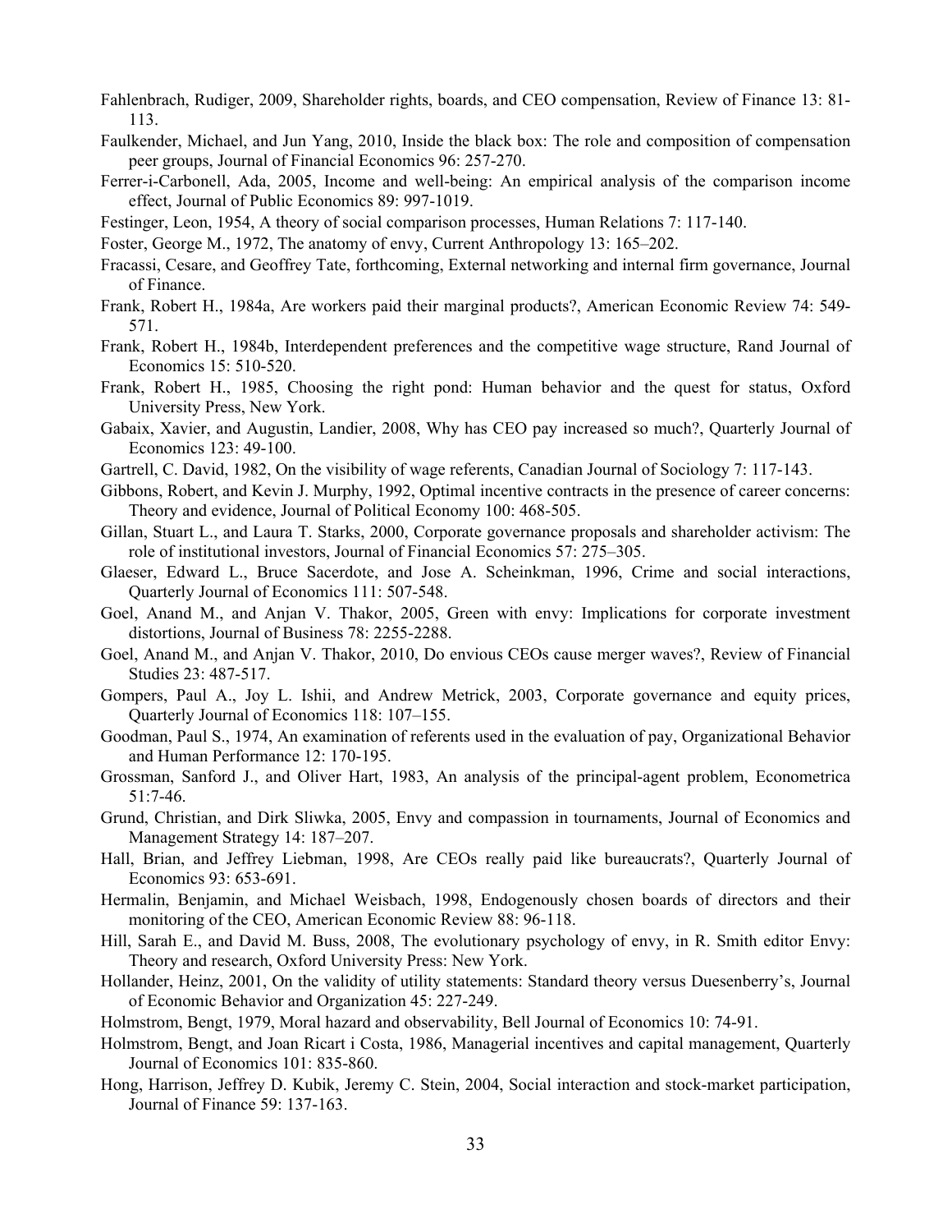Fahlenbrach, Rudiger, 2009, Shareholder rights, boards, and CEO compensation, Review of Finance 13: 81-113.

Faulkender, Michael, and Jun Yang, 2010, Inside the black box: The role and composition of compensation peer groups, Journal of Financial Economics 96: 257-270.

Ferrer-i-Carbonell, Ada, 2005, Income and well-being: An empirical analysis of the comparison income effect, Journal of Public Economics 89: 997-1019.

Festinger, Leon, 1954, A theory of social comparison processes, Human Relations 7: 117-140.

Foster, George M., 1972, The anatomy of envy, Current Anthropology 13: 165–202.

Fracassi, Cesare, and Geoffrey Tate, forthcoming, External networking and internal firm governance, Journal of Finance.

Frank, Robert H., 1984a, Are workers paid their marginal products?, American Economic Review 74: 549-571.

Frank, Robert H., 1984b, Interdependent preferences and the competitive wage structure, Rand Journal of Economics 15: 510-520.

Frank, Robert H., 1985, Choosing the right pond: Human behavior and the quest for status, Oxford University Press, New York.

Gabaix, Xavier, and Augustin, Landier, 2008, Why has CEO pay increased so much?, Quarterly Journal of Economics 123: 49-100.

Gartrell, C. David, 1982, On the visibility of wage referents, Canadian Journal of Sociology 7: 117-143.

Gibbons, Robert, and Kevin J. Murphy, 1992, Optimal incentive contracts in the presence of career concerns: Theory and evidence, Journal of Political Economy 100: 468-505.

Gillan, Stuart L., and Laura T. Starks, 2000, Corporate governance proposals and shareholder activism: The role of institutional investors, Journal of Financial Economics 57: 275–305.

Glaeser, Edward L., Bruce Sacerdote, and Jose A. Scheinkman, 1996, Crime and social interactions, Quarterly Journal of Economics 111: 507-548.

Goel, Anand M., and Anjan V. Thakor, 2005, Green with envy: Implications for corporate investment distortions, Journal of Business 78: 2255-2288.

Goel, Anand M., and Anjan V. Thakor, 2010, Do envious CEOs cause merger waves?, Review of Financial Studies 23: 487-517.

Gompers, Paul A., Joy L. Ishii, and Andrew Metrick, 2003, Corporate governance and equity prices, Quarterly Journal of Economics 118: 107–155.

Goodman, Paul S., 1974, An examination of referents used in the evaluation of pay, Organizational Behavior and Human Performance 12: 170-195.

Grossman, Sanford J., and Oliver Hart, 1983, An analysis of the principal-agent problem, Econometrica 51:7-46.

Grund, Christian, and Dirk Sliwka, 2005, Envy and compassion in tournaments, Journal of Economics and Management Strategy 14: 187–207.

Hall, Brian, and Jeffrey Liebman, 1998, Are CEOs really paid like bureaucrats?, Quarterly Journal of Economics 93: 653-691.

Hermalin, Benjamin, and Michael Weisbach, 1998, Endogenously chosen boards of directors and their monitoring of the CEO, American Economic Review 88: 96-118.

Hill, Sarah E., and David M. Buss, 2008, The evolutionary psychology of envy, in R. Smith editor Envy: Theory and research, Oxford University Press: New York.

Hollander, Heinz, 2001, On the validity of utility statements: Standard theory versus Duesenberry's, Journal of Economic Behavior and Organization 45: 227-249.

Holmstrom, Bengt, 1979, Moral hazard and observability, Bell Journal of Economics 10: 74-91.

Holmstrom, Bengt, and Joan Ricart i Costa, 1986, Managerial incentives and capital management, Quarterly Journal of Economics 101: 835-860.

Hong, Harrison, Jeffrey D. Kubik, Jeremy C. Stein, 2004, Social interaction and stock-market participation, Journal of Finance 59: 137-163.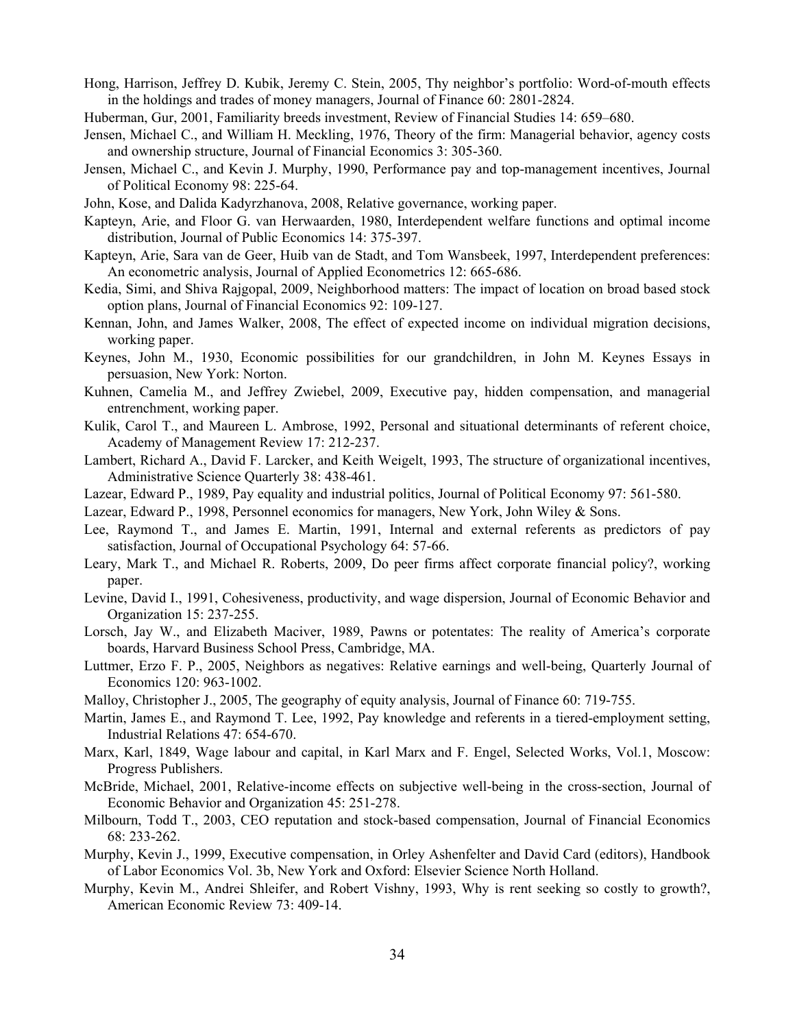Hong, Harrison, Jeffrey D. Kubik, Jeremy C. Stein, 2005, Thy neighbor's portfolio: Word-of-mouth effects in the holdings and trades of money managers, Journal of Finance 60: 2801-2824.

Huberman, Gur, 2001, Familiarity breeds investment, Review of Financial Studies 14: 659–680.

Jensen, Michael C., and William H. Meckling, 1976, Theory of the firm: Managerial behavior, agency costs and ownership structure, Journal of Financial Economics 3: 305-360.

Jensen, Michael C., and Kevin J. Murphy, 1990, Performance pay and top-management incentives, Journal of Political Economy 98: 225-64.

John, Kose, and Dalida Kadyrzhanova, 2008, Relative governance, working paper.

Kapteyn, Arie, and Floor G. van Herwaarden, 1980, Interdependent welfare functions and optimal income distribution, Journal of Public Economics 14: 375-397.

Kapteyn, Arie, Sara van de Geer, Huib van de Stadt, and Tom Wansbeek, 1997, Interdependent preferences: An econometric analysis, Journal of Applied Econometrics 12: 665-686.

Kedia, Simi, and Shiva Rajgopal, 2009, Neighborhood matters: The impact of location on broad based stock option plans, Journal of Financial Economics 92: 109-127.

Kennan, John, and James Walker, 2008, The effect of expected income on individual migration decisions, working paper.

Keynes, John M., 1930, Economic possibilities for our grandchildren, in John M. Keynes Essays in persuasion, New York: Norton.

Kuhnen, Camelia M., and Jeffrey Zwiebel, 2009, Executive pay, hidden compensation, and managerial entrenchment, working paper.

Kulik, Carol T., and Maureen L. Ambrose, 1992, Personal and situational determinants of referent choice, Academy of Management Review 17: 212-237.

Lambert, Richard A., David F. Larcker, and Keith Weigelt, 1993, The structure of organizational incentives, Administrative Science Quarterly 38: 438-461.

Lazear, Edward P., 1989, Pay equality and industrial politics, Journal of Political Economy 97: 561-580.

Lazear, Edward P., 1998, Personnel economics for managers, New York, John Wiley & Sons.

Lee, Raymond T., and James E. Martin, 1991, Internal and external referents as predictors of pay satisfaction, Journal of Occupational Psychology 64: 57-66.

Leary, Mark T., and Michael R. Roberts, 2009, Do peer firms affect corporate financial policy?, working paper.

Levine, David I., 1991, Cohesiveness, productivity, and wage dispersion, Journal of Economic Behavior and Organization 15: 237-255.

Lorsch, Jay W., and Elizabeth Maciver, 1989, Pawns or potentates: The reality of America's corporate boards, Harvard Business School Press, Cambridge, MA.

Luttmer, Erzo F. P., 2005, Neighbors as negatives: Relative earnings and well-being, Quarterly Journal of Economics 120: 963-1002.

Malloy, Christopher J., 2005, The geography of equity analysis, Journal of Finance 60: 719-755.

Martin, James E., and Raymond T. Lee, 1992, Pay knowledge and referents in a tiered-employment setting, Industrial Relations 47: 654-670.

Marx, Karl, 1849, Wage labour and capital, in Karl Marx and F. Engel, Selected Works, Vol.1, Moscow: Progress Publishers.

McBride, Michael, 2001, Relative-income effects on subjective well-being in the cross-section, Journal of Economic Behavior and Organization 45: 251-278.

Milbourn, Todd T., 2003, CEO reputation and stock-based compensation, Journal of Financial Economics 68: 233-262.

Murphy, Kevin J., 1999, Executive compensation, in Orley Ashenfelter and David Card (editors), Handbook of Labor Economics Vol. 3b, New York and Oxford: Elsevier Science North Holland.

Murphy, Kevin M., Andrei Shleifer, and Robert Vishny, 1993, Why is rent seeking so costly to growth?, American Economic Review 73: 409-14.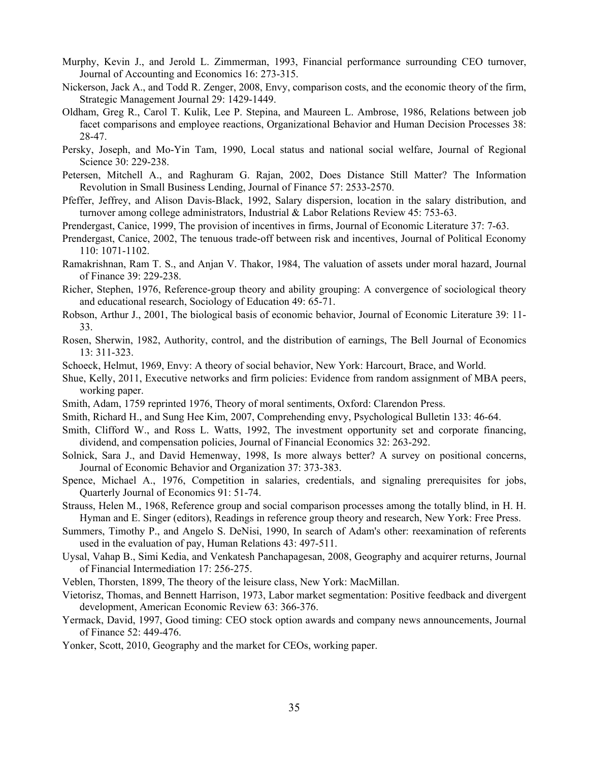Murphy, Kevin J., and Jerold L. Zimmerman, 1993, Financial performance surrounding CEO turnover, Journal of Accounting and Economics 16: 273-315.

Nickerson, Jack A., and Todd R. Zenger, 2008, Envy, comparison costs, and the economic theory of the firm, Strategic Management Journal 29: 1429-1449.

Oldham, Greg R., Carol T. Kulik, Lee P. Stepina, and Maureen L. Ambrose, 1986, Relations between job facet comparisons and employee reactions, Organizational Behavior and Human Decision Processes 38: 28-47.

Persky, Joseph, and Mo-Yin Tam, 1990, Local status and national social welfare, Journal of Regional Science 30: 229-238.

Petersen, Mitchell A., and Raghuram G. Rajan, 2002, Does Distance Still Matter? The Information Revolution in Small Business Lending, Journal of Finance 57: 2533-2570.

Pfeffer, Jeffrey, and Alison Davis-Black, 1992, Salary dispersion, location in the salary distribution, and turnover among college administrators, Industrial & Labor Relations Review 45: 753-63.

Prendergast, Canice, 1999, The provision of incentives in firms, Journal of Economic Literature 37: 7-63.

Prendergast, Canice, 2002, The tenuous trade-off between risk and incentives, Journal of Political Economy 110: 1071-1102.

Ramakrishnan, Ram T. S., and Anjan V. Thakor, 1984, The valuation of assets under moral hazard, Journal of Finance 39: 229-238.

Richer, Stephen, 1976, Reference-group theory and ability grouping: A convergence of sociological theory and educational research, Sociology of Education 49: 65-71.

Robson, Arthur J., 2001, The biological basis of economic behavior, Journal of Economic Literature 39: 11-33.

Rosen, Sherwin, 1982, Authority, control, and the distribution of earnings, The Bell Journal of Economics 13: 311-323.

Schoeck, Helmut, 1969, Envy: A theory of social behavior, New York: Harcourt, Brace, and World.

Shue, Kelly, 2011, Executive networks and firm policies: Evidence from random assignment of MBA peers, working paper.

Smith, Adam, 1759 reprinted 1976, Theory of moral sentiments, Oxford: Clarendon Press.

Smith, Richard H., and Sung Hee Kim, 2007, Comprehending envy, Psychological Bulletin 133: 46-64.

Smith, Clifford W., and Ross L. Watts, 1992, The investment opportunity set and corporate financing, dividend, and compensation policies, Journal of Financial Economics 32: 263-292.

Solnick, Sara J., and David Hemenway, 1998, Is more always better? A survey on positional concerns, Journal of Economic Behavior and Organization 37: 373-383.

Spence, Michael A., 1976, Competition in salaries, credentials, and signaling prerequisites for jobs, Quarterly Journal of Economics 91: 51-74.

Strauss, Helen M., 1968, Reference group and social comparison processes among the totally blind, in H. H. Hyman and E. Singer (editors), Readings in reference group theory and research, New York: Free Press.

Summers, Timothy P., and Angelo S. DeNisi, 1990, In search of Adam's other: reexamination of referents used in the evaluation of pay, Human Relations 43: 497-511.

Uysal, Vahap B., Simi Kedia, and Venkatesh Panchapagesan, 2008, Geography and acquirer returns, Journal of Financial Intermediation 17: 256-275.

Veblen, Thorsten, 1899, The theory of the leisure class, New York: MacMillan.

Vietorisz, Thomas, and Bennett Harrison, 1973, Labor market segmentation: Positive feedback and divergent development, American Economic Review 63: 366-376.

Yermack, David, 1997, Good timing: CEO stock option awards and company news announcements, Journal of Finance 52: 449-476.

Yonker, Scott, 2010, Geography and the market for CEOs, working paper.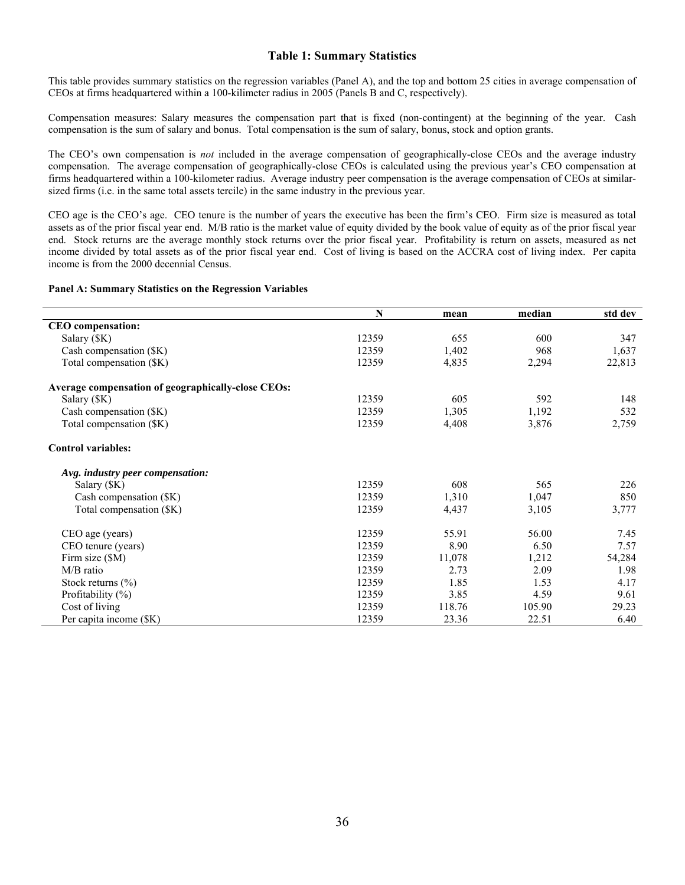## Table 1: Summary Statistics

This table provides summary statistics on the regression variables (Panel A), and the top and bottom 25 cities in average compensation of CEOs at firms headquartered within a 100-kilimeter radius in 2005 (Panels B and C, respectively).

Compensation measures: Salary measures the compensation part that is fixed (non-contingent) at the beginning of the year. Cash compensation is the sum of salary and bonus. Total compensation is the sum of salary, bonus, stock and option grants.

The CEO's own compensation is *not* included in the average compensation of geographically-close CEOs and the average industry compensation. The average compensation of geographically-close CEOs is calculated using the previous year's CEO compensation at firms headquartered within a 100-kilometer radius. Average industry peer compensation is the average compensation of CEOs at similar-sized firms (i.e. in the same total assets tercile) in the same industry in the previous year.

CEO age is the CEO's age. CEO tenure is the number of years the executive has been the firm's CEO. Firm size is measured as total assets as of the prior fiscal year end. M/B ratio is the market value of equity divided by the book value of equity as of the prior fiscal year end. Stock returns are the average monthly stock returns over the prior fiscal year. Profitability is return on assets, measured as net income divided by total assets as of the prior fiscal year end. Cost of living is based on the ACCRA cost of living index. Per capita income is from the 2000 decennial Census.

**Panel A: Summary Statistics on the Regression Variables**

| | N | mean | median | std dev |
|---|---|---|---|---|
| **CEO compensation:** | | | | |
| Salary ($K) | 12359 | 655 | 600 | 347 |
| Cash compensation ($K) | 12359 | 1,402 | 968 | 1,637 |
| Total compensation ($K) | 12359 | 4,835 | 2,294 | 22,813 |
| **Average compensation of geographically-close CEOs:** | | | | |
| Salary ($K) | 12359 | 605 | 592 | 148 |
| Cash compensation ($K) | 12359 | 1,305 | 1,192 | 532 |
| Total compensation ($K) | 12359 | 4,408 | 3,876 | 2,759 |
| **Control variables:** | | | | |
| ***Avg. industry peer compensation:*** | | | | |
| Salary ($K) | 12359 | 608 | 565 | 226 |
| Cash compensation ($K) | 12359 | 1,310 | 1,047 | 850 |
| Total compensation ($K) | 12359 | 4,437 | 3,105 | 3,777 |
| CEO age (years) | 12359 | 55.91 | 56.00 | 7.45 |
| CEO tenure (years) | 12359 | 8.90 | 6.50 | 7.57 |
| Firm size ($M) | 12359 | 11,078 | 1,212 | 54,284 |
| M/B ratio | 12359 | 2.73 | 2.09 | 1.98 |
| Stock returns (%) | 12359 | 1.85 | 1.53 | 4.17 |
| Profitability (%) | 12359 | 3.85 | 4.59 | 9.61 |
| Cost of living | 12359 | 118.76 | 105.90 | 29.23 |
| Per capita income ($K) | 12359 | 23.36 | 22.51 | 6.40 |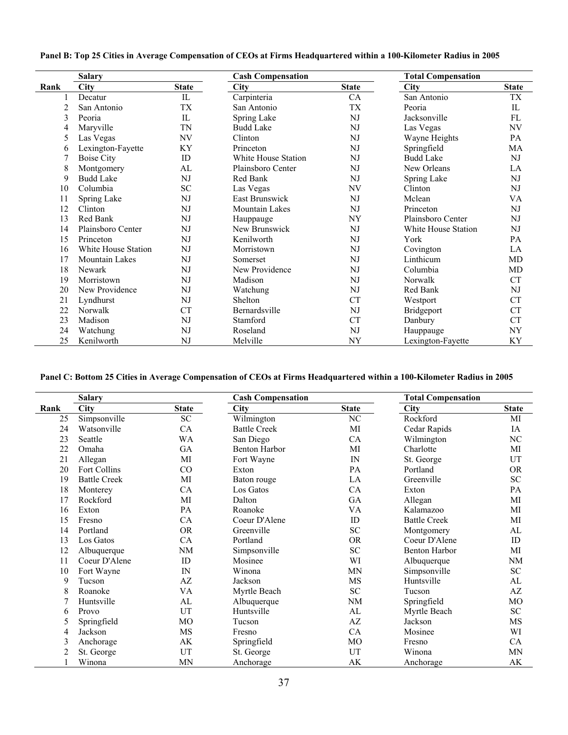**Panel B: Top 25 Cities in Average Compensation of CEOs at Firms Headquartered within a 100-Kilometer Radius in 2005**

| | Salary | | Cash Compensation | | Total Compensation | |
|---|---|---|---|---|---|---|
| Rank | City | State | City | State | City | State |
| 1 | Decatur | IL | Carpinteria | CA | San Antonio | TX |
| 2 | San Antonio | TX | San Antonio | TX | Peoria | IL |
| 3 | Peoria | IL | Spring Lake | NJ | Jacksonville | FL |
| 4 | Maryville | TN | Budd Lake | NJ | Las Vegas | NV |
| 5 | Las Vegas | NV | Clinton | NJ | Wayne Heights | PA |
| 6 | Lexington-Fayette | KY | Princeton | NJ | Springfield | MA |
| 7 | Boise City | ID | White House Station | NJ | Budd Lake | NJ |
| 8 | Montgomery | AL | Plainsboro Center | NJ | New Orleans | LA |
| 9 | Budd Lake | NJ | Red Bank | NJ | Spring Lake | NJ |
| 10 | Columbia | SC | Las Vegas | NV | Clinton | NJ |
| 11 | Spring Lake | NJ | East Brunswick | NJ | Mclean | VA |
| 12 | Clinton | NJ | Mountain Lakes | NJ | Princeton | NJ |
| 13 | Red Bank | NJ | Hauppauge | NY | Plainsboro Center | NJ |
| 14 | Plainsboro Center | NJ | New Brunswick | NJ | White House Station | NJ |
| 15 | Princeton | NJ | Kenilworth | NJ | York | PA |
| 16 | White House Station | NJ | Morristown | NJ | Covington | LA |
| 17 | Mountain Lakes | NJ | Somerset | NJ | Linthicum | MD |
| 18 | Newark | NJ | New Providence | NJ | Columbia | MD |
| 19 | Morristown | NJ | Madison | NJ | Norwalk | CT |
| 20 | New Providence | NJ | Watchung | NJ | Red Bank | NJ |
| 21 | Lyndhurst | NJ | Shelton | CT | Westport | CT |
| 22 | Norwalk | CT | Bernardsville | NJ | Bridgeport | CT |
| 23 | Madison | NJ | Stamford | CT | Danbury | CT |
| 24 | Watchung | NJ | Roseland | NJ | Hauppauge | NY |
| 25 | Kenilworth | NJ | Melville | NY | Lexington-Fayette | KY |

**Panel C: Bottom 25 Cities in Average Compensation of CEOs at Firms Headquartered within a 100-Kilometer Radius in 2005**

| | Salary | | Cash Compensation | | Total Compensation | |
|---|---|---|---|---|---|---|
| Rank | City | State | City | State | City | State |
| 25 | Simpsonville | SC | Wilmington | NC | Rockford | MI |
| 24 | Watsonville | CA | Battle Creek | MI | Cedar Rapids | IA |
| 23 | Seattle | WA | San Diego | CA | Wilmington | NC |
| 22 | Omaha | GA | Benton Harbor | MI | Charlotte | MI |
| 21 | Allegan | MI | Fort Wayne | IN | St. George | UT |
| 20 | Fort Collins | CO | Exton | PA | Portland | OR |
| 19 | Battle Creek | MI | Baton rouge | LA | Greenville | SC |
| 18 | Monterey | CA | Los Gatos | CA | Exton | PA |
| 17 | Rockford | MI | Dalton | GA | Allegan | MI |
| 16 | Exton | PA | Roanoke | VA | Kalamazoo | MI |
| 15 | Fresno | CA | Coeur D'Alene | ID | Battle Creek | MI |
| 14 | Portland | OR | Greenville | SC | Montgomery | AL |
| 13 | Los Gatos | CA | Portland | OR | Coeur D'Alene | ID |
| 12 | Albuquerque | NM | Simpsonville | SC | Benton Harbor | MI |
| 11 | Coeur D'Alene | ID | Mosinee | WI | Albuquerque | NM |
| 10 | Fort Wayne | IN | Winona | MN | Simpsonville | SC |
| 9 | Tucson | AZ | Jackson | MS | Huntsville | AL |
| 8 | Roanoke | VA | Myrtle Beach | SC | Tucson | AZ |
| 7 | Huntsville | AL | Albuquerque | NM | Springfield | MO |
| 6 | Provo | UT | Huntsville | AL | Myrtle Beach | SC |
| 5 | Springfield | MO | Tucson | AZ | Jackson | MS |
| 4 | Jackson | MS | Fresno | CA | Mosinee | WI |
| 3 | Anchorage | AK | Springfield | MO | Fresno | CA |
| 2 | St. George | UT | St. George | UT | Winona | MN |
| 1 | Winona | MN | Anchorage | AK | Anchorage | AK |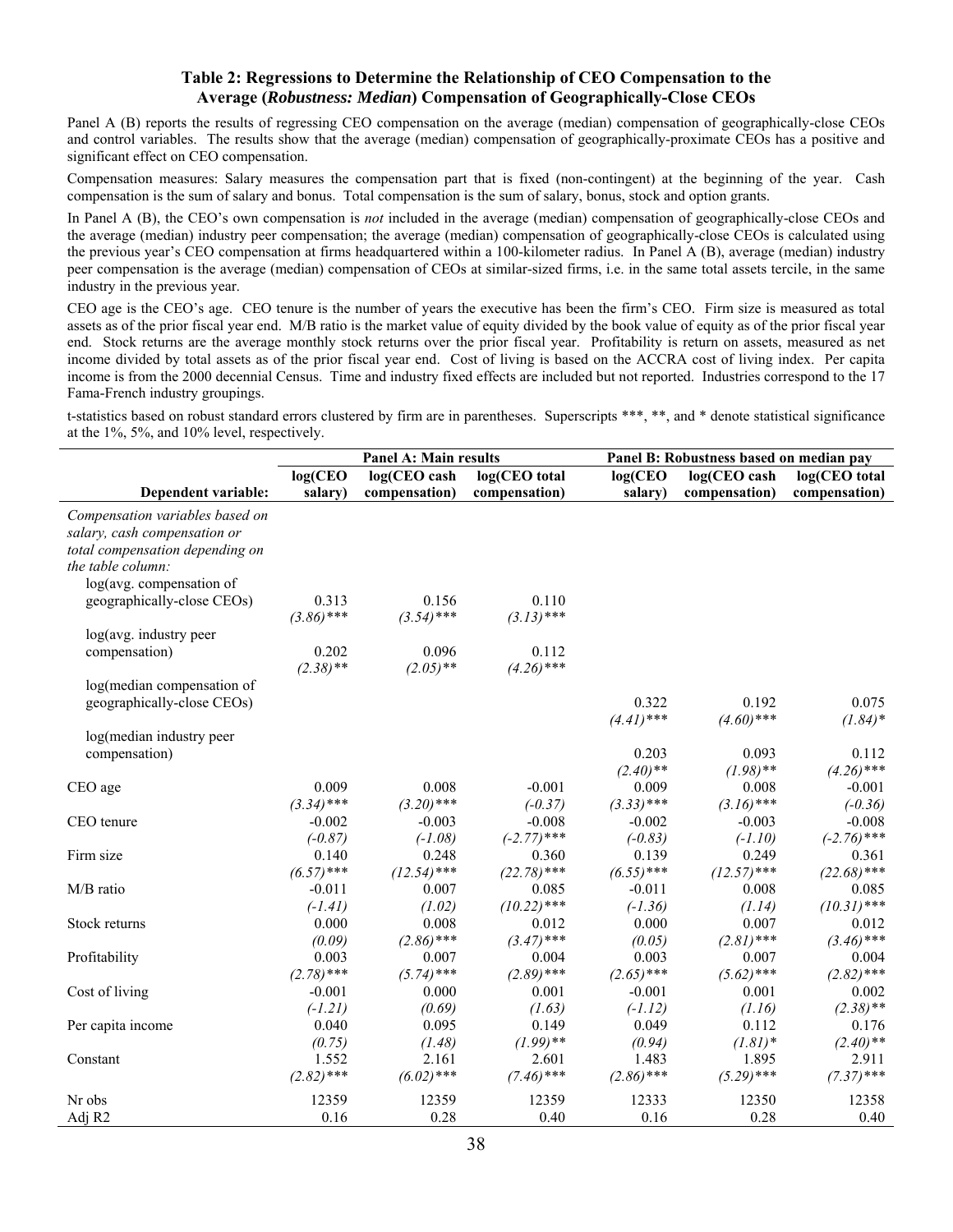### Table 2: Regressions to Determine the Relationship of CEO Compensation to the Average (*Robustness: Median*) Compensation of Geographically-Close CEOs

Panel A (B) reports the results of regressing CEO compensation on the average (median) compensation of geographically-close CEOs and control variables. The results show that the average (median) compensation of geographically-proximate CEOs has a positive and significant effect on CEO compensation.

Compensation measures: Salary measures the compensation part that is fixed (non-contingent) at the beginning of the year. Cash compensation is the sum of salary and bonus. Total compensation is the sum of salary, bonus, stock and option grants.

In Panel A (B), the CEO's own compensation is *not* included in the average (median) compensation of geographically-close CEOs and the average (median) industry peer compensation; the average (median) compensation of geographically-close CEOs is calculated using the previous year's CEO compensation at firms headquartered within a 100-kilometer radius. In Panel A (B), average (median) industry peer compensation is the average (median) compensation of CEOs at similar-sized firms, i.e. in the same total assets tercile, in the same industry in the previous year.

CEO age is the CEO's age. CEO tenure is the number of years the executive has been the firm's CEO. Firm size is measured as total assets as of the prior fiscal year end. M/B ratio is the market value of equity divided by the book value of equity as of the prior fiscal year end. Stock returns are the average monthly stock returns over the prior fiscal year. Profitability is return on assets, measured as net income divided by total assets as of the prior fiscal year end. Cost of living is based on the ACCRA cost of living index. Per capita income is from the 2000 decennial Census. Time and industry fixed effects are included but not reported. Industries correspond to the 17 Fama-French industry groupings.

t-statistics based on robust standard errors clustered by firm are in parentheses. Superscripts ***, **, and * denote statistical significance at the 1%, 5%, and 10% level, respectively.

| | Panel A: Main results | | | Panel B: Robustness based on median pay | | |
|---|---|---|---|---|---|---|
| **Dependent variable:** | **log(CEO salary)** | **log(CEO cash compensation)** | **log(CEO total compensation)** | **log(CEO salary)** | **log(CEO cash compensation)** | **log(CEO total compensation)** |
| *Compensation variables based on salary, cash compensation or total compensation depending on the table column:* | | | | | | |
| log(avg. compensation of geographically-close CEOs) | 0.313 | 0.156 | 0.110 | | | |
| | *(3.86)****| *(3.54)****| *(3.13)****| | | |
| log(avg. industry peer compensation) | 0.202 | 0.096 | 0.112 | | | |
| | *(2.38)***| *(2.05)***| *(4.26)****| | | |
| log(median compensation of geographically-close CEOs) | | | | 0.322 | 0.192 | 0.075 |
| | | | | *(4.41)****| *(4.60)****| *(1.84)** |
| log(median industry peer compensation) | | | | 0.203 | 0.093 | 0.112 |
| | | | | *(2.40)***| *(1.98)***| *(4.26)****|
| CEO age | 0.009 | 0.008 | -0.001 | 0.009 | 0.008 | -0.001 |
| | *(3.34)****| *(3.20)****| *(-0.37)* | *(3.33)****| *(3.16)****| *(-0.36)* |
| CEO tenure | -0.002 | -0.003 | -0.008 | -0.002 | -0.003 | -0.008 |
| | *(-0.87)* | *(-1.08)* | *(-2.77)****| *(-0.83)* | *(-1.10)* | *(-2.76)****|
| Firm size | 0.140 | 0.248 | 0.360 | 0.139 | 0.249 | 0.361 |
| | *(6.57)****| *(12.54)****| *(22.78)****| *(6.55)****| *(12.57)****| *(22.68)****|
| M/B ratio | -0.011 | 0.007 | 0.085 | -0.011 | 0.008 | 0.085 |
| | *(-1.41)* | *(1.02)* | *(10.22)****| *(-1.36)* | *(1.14)* | *(10.31)****|
| Stock returns | 0.000 | 0.008 | 0.012 | 0.000 | 0.007 | 0.012 |
| | *(0.09)* | *(2.86)****| *(3.47)****| *(0.05)* | *(2.81)****| *(3.46)****|
| Profitability | 0.003 | 0.007 | 0.004 | 0.003 | 0.007 | 0.004 |
| | *(2.78)****| *(5.74)****| *(2.89)****| *(2.65)****| *(5.62)****| *(2.82)****|
| Cost of living | -0.001 | 0.000 | 0.001 | -0.001 | 0.001 | 0.002 |
| | *(-1.21)* | *(0.69)* | *(1.63)* | *(-1.12)* | *(1.16)* | *(2.38)***|
| Per capita income | 0.040 | 0.095 | 0.149 | 0.049 | 0.112 | 0.176 |
| | *(0.75)* | *(1.48)* | *(1.99)***| *(0.94)* | *(1.81)** | *(2.40)***|
| Constant | 1.552 | 2.161 | 2.601 | 1.483 | 1.895 | 2.911 |
| | *(2.82)****| *(6.02)****| *(7.46)****| *(2.86)****| *(5.29)****| *(7.37)****|
| Nr obs | 12359 | 12359 | 12359 | 12333 | 12350 | 12358 |
| Adj R2 | 0.16 | 0.28 | 0.40 | 0.16 | 0.28 | 0.40 |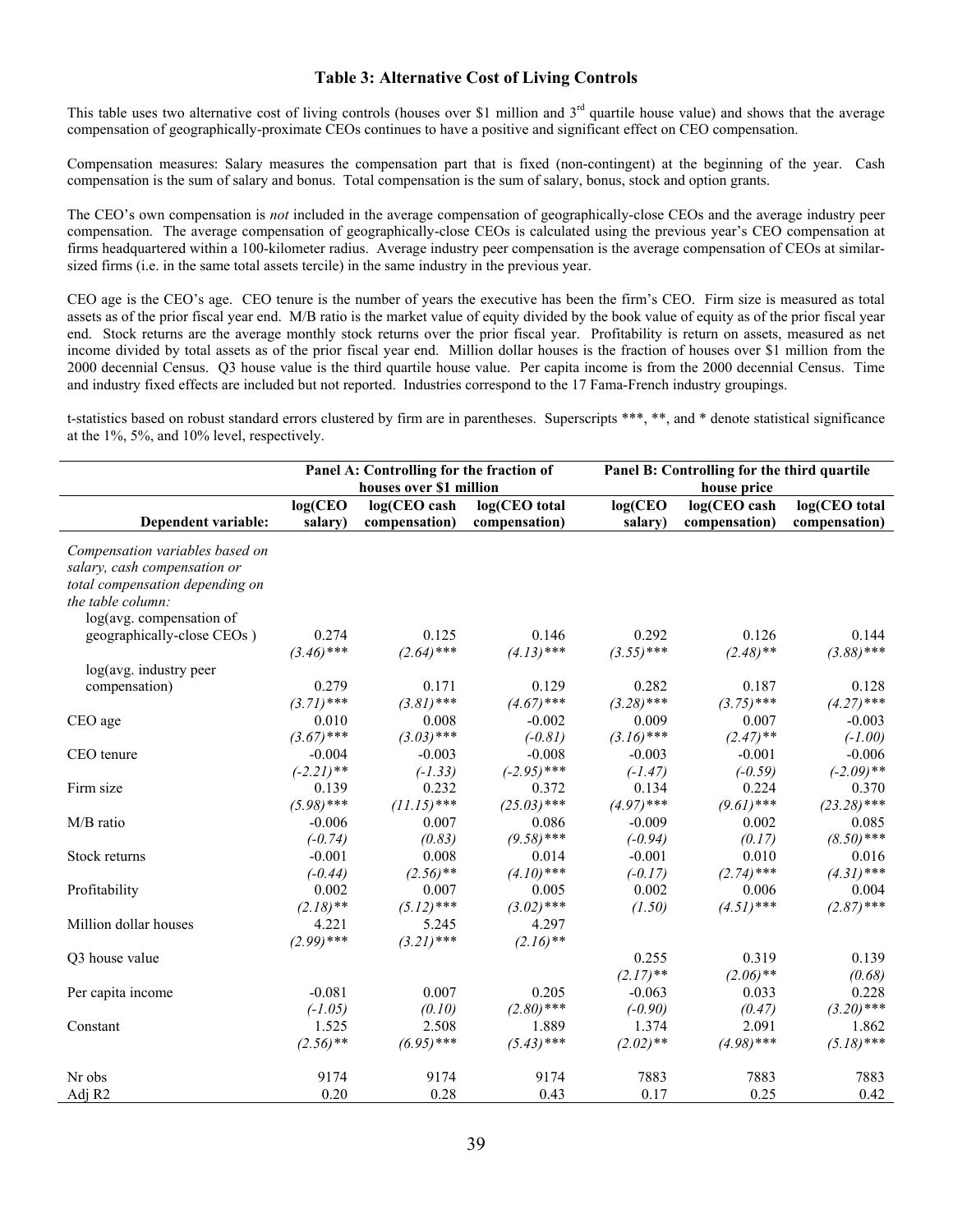### Table 3: Alternative Cost of Living Controls

This table uses two alternative cost of living controls (houses over \$1 million and 3rd quartile house value) and shows that the average compensation of geographically-proximate CEOs continues to have a positive and significant effect on CEO compensation.

Compensation measures: Salary measures the compensation part that is fixed (non-contingent) at the beginning of the year. Cash compensation is the sum of salary and bonus. Total compensation is the sum of salary, bonus, stock and option grants.

The CEO's own compensation is *not* included in the average compensation of geographically-close CEOs and the average industry peer compensation. The average compensation of geographically-close CEOs is calculated using the previous year's CEO compensation at firms headquartered within a 100-kilometer radius. Average industry peer compensation is the average compensation of CEOs at similar-sized firms (i.e. in the same total assets tercile) in the same industry in the previous year.

CEO age is the CEO's age. CEO tenure is the number of years the executive has been the firm's CEO. Firm size is measured as total assets as of the prior fiscal year end. M/B ratio is the market value of equity divided by the book value of equity as of the prior fiscal year end. Stock returns are the average monthly stock returns over the prior fiscal year. Profitability is return on assets, measured as net income divided by total assets as of the prior fiscal year end. Million dollar houses is the fraction of houses over \$1 million from the 2000 decennial Census. Q3 house value is the third quartile house value. Per capita income is from the 2000 decennial Census. Time and industry fixed effects are included but not reported. Industries correspond to the 17 Fama-French industry groupings.

t-statistics based on robust standard errors clustered by firm are in parentheses. Superscripts \*\*\*, \*\*, and \* denote statistical significance at the 1%, 5%, and 10% level, respectively.

| | Panel A: Controlling for the fraction of houses over \$1 million | | | Panel B: Controlling for the third quartile house price | | |
|---|---|---|---|---|---|---|
| **Dependent variable:** | **log(CEO salary)** | **log(CEO cash compensation)** | **log(CEO total compensation)** | **log(CEO salary)** | **log(CEO cash compensation)** | **log(CEO total compensation)** |
| *Compensation variables based on salary, cash compensation or total compensation depending on the table column:* | | | | | | |
| log(avg. compensation of geographically-close CEOs ) | 0.274 | 0.125 | 0.146 | 0.292 | 0.126 | 0.144 |
| | *(3.46)*\*\*\* | *(2.64)*\*\*\* | *(4.13)*\*\*\* | *(3.55)*\*\*\* | *(2.48)*\*\* | *(3.88)*\*\*\* |
| log(avg. industry peer compensation) | 0.279 | 0.171 | 0.129 | 0.282 | 0.187 | 0.128 |
| | *(3.71)*\*\*\* | *(3.81)*\*\*\* | *(4.67)*\*\*\* | *(3.28)*\*\*\* | *(3.75)*\*\*\* | *(4.27)*\*\*\* |
| CEO age | 0.010 | 0.008 | -0.002 | 0.009 | 0.007 | -0.003 |
| | *(3.67)*\*\*\* | *(3.03)*\*\*\* | *(-0.81)* | *(3.16)*\*\*\* | *(2.47)*\*\* | *(-1.00)* |
| CEO tenure | -0.004 | -0.003 | -0.008 | -0.003 | -0.001 | -0.006 |
| | *(-2.21)*\*\* | *(-1.33)* | *(-2.95)*\*\*\* | *(-1.47)* | *(-0.59)* | *(-2.09)*\*\* |
| Firm size | 0.139 | 0.232 | 0.372 | 0.134 | 0.224 | 0.370 |
| | *(5.98)*\*\*\* | *(11.15)*\*\*\* | *(25.03)*\*\*\* | *(4.97)*\*\*\* | *(9.61)*\*\*\* | *(23.28)*\*\*\* |
| M/B ratio | -0.006 | 0.007 | 0.086 | -0.009 | 0.002 | 0.085 |
| | *(-0.74)* | *(0.83)* | *(9.58)*\*\*\* | *(-0.94)* | *(0.17)* | *(8.50)*\*\*\* |
| Stock returns | -0.001 | 0.008 | 0.014 | -0.001 | 0.010 | 0.016 |
| | *(-0.44)* | *(2.56)*\*\* | *(4.10)*\*\*\* | *(-0.17)* | *(2.74)*\*\*\* | *(4.31)*\*\*\* |
| Profitability | 0.002 | 0.007 | 0.005 | 0.002 | 0.006 | 0.004 |
| | *(2.18)*\*\* | *(5.12)*\*\*\* | *(3.02)*\*\*\* | *(1.50)* | *(4.51)*\*\*\* | *(2.87)*\*\*\* |
| Million dollar houses | 4.221 | 5.245 | 4.297 | | | |
| | *(2.99)*\*\*\* | *(3.21)*\*\*\* | *(2.16)*\*\* | | | |
| Q3 house value | | | | 0.255 | 0.319 | 0.139 |
| | | | | *(2.17)*\*\* | *(2.06)*\*\* | *(0.68)* |
| Per capita income | -0.081 | 0.007 | 0.205 | -0.063 | 0.033 | 0.228 |
| | *(-1.05)* | *(0.10)* | *(2.80)*\*\*\* | *(-0.90)* | *(0.47)* | *(3.20)*\*\*\* |
| Constant | 1.525 | 2.508 | 1.889 | 1.374 | 2.091 | 1.862 |
| | *(2.56)*\*\* | *(6.95)*\*\*\* | *(5.43)*\*\*\* | *(2.02)*\*\* | *(4.98)*\*\*\* | *(5.18)*\*\*\* |
| Nr obs | 9174 | 9174 | 9174 | 7883 | 7883 | 7883 |
| Adj R2 | 0.20 | 0.28 | 0.43 | 0.17 | 0.25 | 0.42 |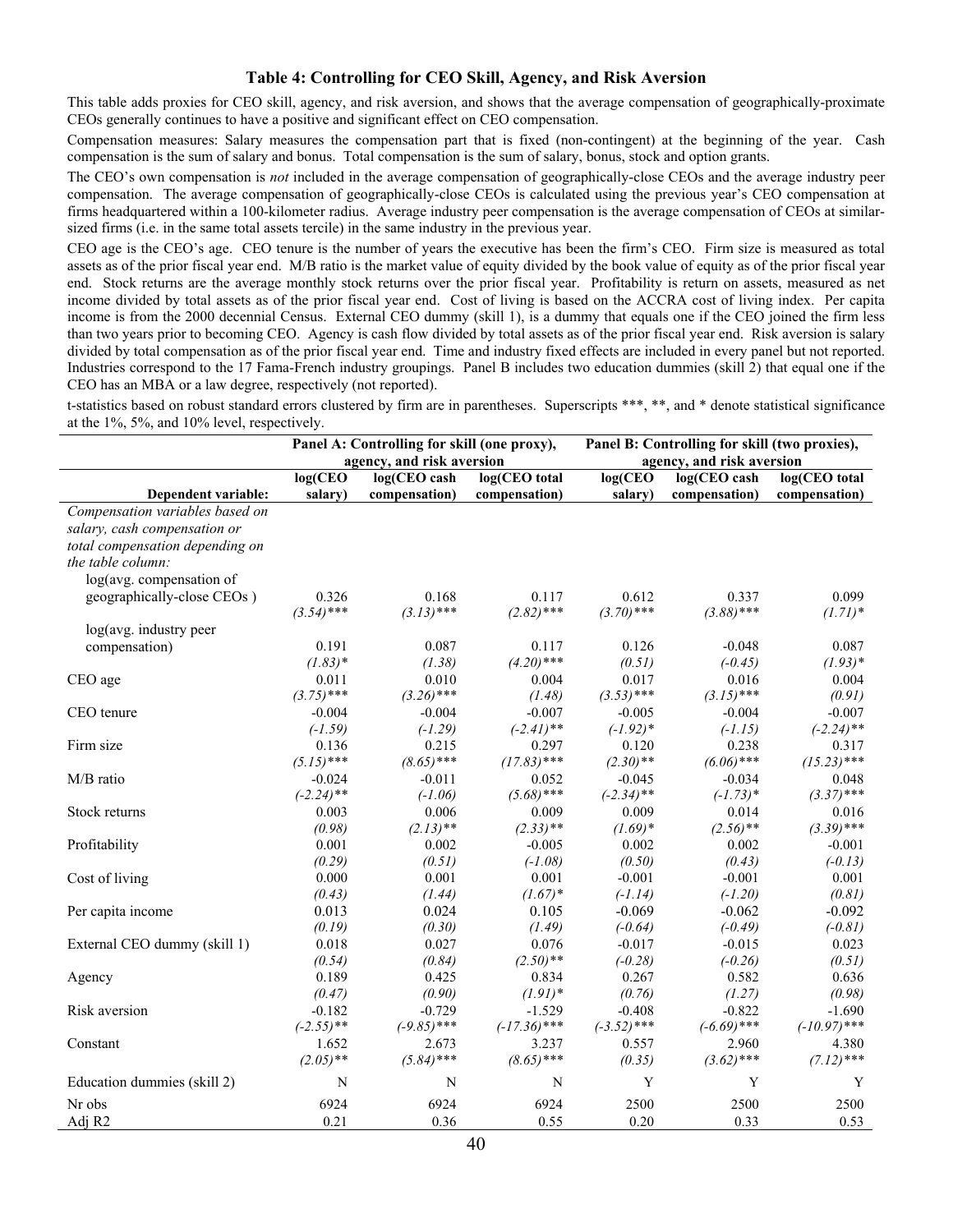### Table 4: Controlling for CEO Skill, Agency, and Risk Aversion

This table adds proxies for CEO skill, agency, and risk aversion, and shows that the average compensation of geographically-proximate CEOs generally continues to have a positive and significant effect on CEO compensation.

Compensation measures: Salary measures the compensation part that is fixed (non-contingent) at the beginning of the year. Cash compensation is the sum of salary and bonus. Total compensation is the sum of salary, bonus, stock and option grants.

The CEO's own compensation is *not* included in the average compensation of geographically-close CEOs and the average industry peer compensation. The average compensation of geographically-close CEOs is calculated using the previous year's CEO compensation at firms headquartered within a 100-kilometer radius. Average industry peer compensation is the average compensation of CEOs at similar-sized firms (i.e. in the same total assets tercile) in the same industry in the previous year.

CEO age is the CEO's age. CEO tenure is the number of years the executive has been the firm's CEO. Firm size is measured as total assets as of the prior fiscal year end. M/B ratio is the market value of equity divided by the book value of equity as of the prior fiscal year end. Stock returns are the average monthly stock returns over the prior fiscal year. Profitability is return on assets, measured as net income divided by total assets as of the prior fiscal year end. Cost of living is based on the ACCRA cost of living index. Per capita income is from the 2000 decennial Census. External CEO dummy (skill 1), is a dummy that equals one if the CEO joined the firm less than two years prior to becoming CEO. Agency is cash flow divided by total assets as of the prior fiscal year end. Risk aversion is salary divided by total compensation as of the prior fiscal year end. Time and industry fixed effects are included in every panel but not reported. Industries correspond to the 17 Fama-French industry groupings. Panel B includes two education dummies (skill 2) that equal one if the CEO has an MBA or a law degree, respectively (not reported).

t-statistics based on robust standard errors clustered by firm are in parentheses. Superscripts \*\*\*, \*\*, and \* denote statistical significance at the 1%, 5%, and 10% level, respectively.

| | Panel A: Controlling for skill (one proxy), agency, and risk aversion | | | Panel B: Controlling for skill (two proxies), agency, and risk aversion | | |
|---|---|---|---|---|---|---|
| **Dependent variable:** | **log(CEO salary)** | **log(CEO cash compensation)** | **log(CEO total compensation)** | **log(CEO salary)** | **log(CEO cash compensation)** | **log(CEO total compensation)** |
| *Compensation variables based on salary, cash compensation or total compensation depending on the table column:* | | | | | | |
| log(avg. compensation of geographically-close CEOs ) | 0.326 | 0.168 | 0.117 | 0.612 | 0.337 | 0.099 |
| | *(3.54)\*\*\** | *(3.13)\*\*\** | *(2.82)\*\*\** | *(3.70)\*\*\** | *(3.88)\*\*\** | *(1.71)\** |
| log(avg. industry peer compensation) | 0.191 | 0.087 | 0.117 | 0.126 | -0.048 | 0.087 |
| | *(1.83)\** | *(1.38)* | *(4.20)\*\*\** | *(0.51)* | *(-0.45)* | *(1.93)\** |
| CEO age | 0.011 | 0.010 | 0.004 | 0.017 | 0.016 | 0.004 |
| | *(3.75)\*\*\** | *(3.26)\*\*\** | *(1.48)* | *(3.53)\*\*\** | *(3.15)\*\*\** | *(0.91)* |
| CEO tenure | -0.004 | -0.004 | -0.007 | -0.005 | -0.004 | -0.007 |
| | *(-1.59)* | *(-1.29)* | *(-2.41)\*\** | *(-1.92)\** | *(-1.15)* | *(-2.24)\*\** |
| Firm size | 0.136 | 0.215 | 0.297 | 0.120 | 0.238 | 0.317 |
| | *(5.15)\*\*\** | *(8.65)\*\*\** | *(17.83)\*\*\** | *(2.30)\*\** | *(6.06)\*\*\** | *(15.23)\*\*\** |
| M/B ratio | -0.024 | -0.011 | 0.052 | -0.045 | -0.034 | 0.048 |
| | *(-2.24)\*\** | *(-1.06)* | *(5.68)\*\*\** | *(-2.34)\*\** | *(-1.73)\** | *(3.37)\*\*\** |
| Stock returns | 0.003 | 0.006 | 0.009 | 0.009 | 0.014 | 0.016 |
| | *(0.98)* | *(2.13)\*\** | *(2.33)\*\** | *(1.69)\** | *(2.56)\*\** | *(3.39)\*\*\** |
| Profitability | 0.001 | 0.002 | -0.005 | 0.002 | 0.002 | -0.001 |
| | *(0.29)* | *(0.51)* | *(-1.08)* | *(0.50)* | *(0.43)* | *(-0.13)* |
| Cost of living | 0.000 | 0.001 | 0.001 | -0.001 | -0.001 | 0.001 |
| | *(0.43)* | *(1.44)* | *(1.67)\** | *(-1.14)* | *(-1.20)* | *(0.81)* |
| Per capita income | 0.013 | 0.024 | 0.105 | -0.069 | -0.062 | -0.092 |
| | *(0.19)* | *(0.30)* | *(1.49)* | *(-0.64)* | *(-0.49)* | *(-0.81)* |
| External CEO dummy (skill 1) | 0.018 | 0.027 | 0.076 | -0.017 | -0.015 | 0.023 |
| | *(0.54)* | *(0.84)* | *(2.50)\*\** | *(-0.28)* | *(-0.26)* | *(0.51)* |
| Agency | 0.189 | 0.425 | 0.834 | 0.267 | 0.582 | 0.636 |
| | *(0.47)* | *(0.90)* | *(1.91)\** | *(0.76)* | *(1.27)* | *(0.98)* |
| Risk aversion | -0.182 | -0.729 | -1.529 | -0.408 | -0.822 | -1.690 |
| | *(-2.55)\*\** | *(-9.85)\*\*\** | *(-17.36)\*\*\** | *(-3.52)\*\*\** | *(-6.69)\*\*\** | *(-10.97)\*\*\** |
| Constant | 1.652 | 2.673 | 3.237 | 0.557 | 2.960 | 4.380 |
| | *(2.05)\*\** | *(5.84)\*\*\** | *(8.65)\*\*\** | *(0.35)* | *(3.62)\*\*\** | *(7.12)\*\*\** |
| Education dummies (skill 2) | N | N | N | Y | Y | Y |
| Nr obs | 6924 | 6924 | 6924 | 2500 | 2500 | 2500 |
| Adj R2 | 0.21 | 0.36 | 0.55 | 0.20 | 0.33 | 0.53 |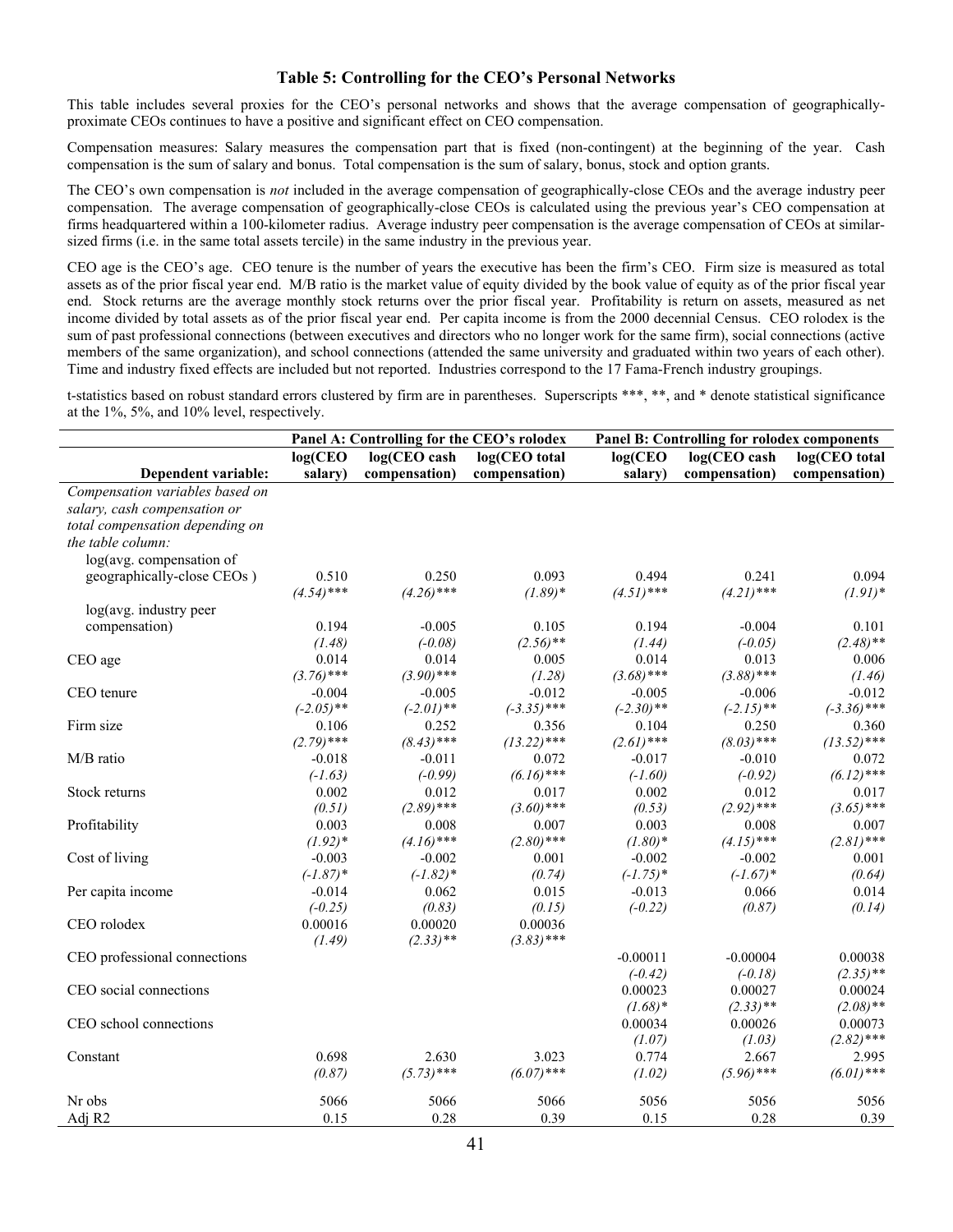### Table 5: Controlling for the CEO's Personal Networks

This table includes several proxies for the CEO's personal networks and shows that the average compensation of geographically-proximate CEOs continues to have a positive and significant effect on CEO compensation.

Compensation measures: Salary measures the compensation part that is fixed (non-contingent) at the beginning of the year. Cash compensation is the sum of salary and bonus. Total compensation is the sum of salary, bonus, stock and option grants.

The CEO's own compensation is *not* included in the average compensation of geographically-close CEOs and the average industry peer compensation. The average compensation of geographically-close CEOs is calculated using the previous year's CEO compensation at firms headquartered within a 100-kilometer radius. Average industry peer compensation is the average compensation of CEOs at similar-sized firms (i.e. in the same total assets tercile) in the same industry in the previous year.

CEO age is the CEO's age. CEO tenure is the number of years the executive has been the firm's CEO. Firm size is measured as total assets as of the prior fiscal year end. M/B ratio is the market value of equity divided by the book value of equity as of the prior fiscal year end. Stock returns are the average monthly stock returns over the prior fiscal year. Profitability is return on assets, measured as net income divided by total assets as of the prior fiscal year end. Per capita income is from the 2000 decennial Census. CEO rolodex is the sum of past professional connections (between executives and directors who no longer work for the same firm), social connections (active members of the same organization), and school connections (attended the same university and graduated within two years of each other). Time and industry fixed effects are included but not reported. Industries correspond to the 17 Fama-French industry groupings.

t-statistics based on robust standard errors clustered by firm are in parentheses. Superscripts \*\*\*, \*\*, and \* denote statistical significance at the 1%, 5%, and 10% level, respectively.

| | **Panel A: Controlling for the CEO's rolodex** | | | **Panel B: Controlling for rolodex components** | | |
|---|---|---|---|---|---|---|
| **Dependent variable:** | **log(CEO salary)** | **log(CEO cash compensation)** | **log(CEO total compensation)** | **log(CEO salary)** | **log(CEO cash compensation)** | **log(CEO total compensation)** |
| *Compensation variables based on salary, cash compensation or total compensation depending on the table column:* | | | | | | |
| log(avg. compensation of geographically-close CEOs ) | 0.510 | 0.250 | 0.093 | 0.494 | 0.241 | 0.094 |
| | *(4.54)\*\*\** | *(4.26)\*\*\** | *(1.89)\** | *(4.51)\*\*\** | *(4.21)\*\*\** | *(1.91)\** |
| log(avg. industry peer compensation) | 0.194 | -0.005 | 0.105 | 0.194 | -0.004 | 0.101 |
| | *(1.48)* | *(-0.08)* | *(2.56)\*\** | *(1.44)* | *(-0.05)* | *(2.48)\*\** |
| CEO age | 0.014 | 0.014 | 0.005 | 0.014 | 0.013 | 0.006 |
| | *(3.76)\*\*\** | *(3.90)\*\*\** | *(1.28)* | *(3.68)\*\*\** | *(3.88)\*\*\** | *(1.46)* |
| CEO tenure | -0.004 | -0.005 | -0.012 | -0.005 | -0.006 | -0.012 |
| | *(-2.05)\*\** | *(-2.01)\*\** | *(-3.35)\*\*\** | *(-2.30)\*\** | *(-2.15)\*\** | *(-3.36)\*\*\** |
| Firm size | 0.106 | 0.252 | 0.356 | 0.104 | 0.250 | 0.360 |
| | *(2.79)\*\*\** | *(8.43)\*\*\** | *(13.22)\*\*\** | *(2.61)\*\*\** | *(8.03)\*\*\** | *(13.52)\*\*\** |
| M/B ratio | -0.018 | -0.011 | 0.072 | -0.017 | -0.010 | 0.072 |
| | *(-1.63)* | *(-0.99)* | *(6.16)\*\*\** | *(-1.60)* | *(-0.92)* | *(6.12)\*\*\** |
| Stock returns | 0.002 | 0.012 | 0.017 | 0.002 | 0.012 | 0.017 |
| | *(0.51)* | *(2.89)\*\*\** | *(3.60)\*\*\** | *(0.53)* | *(2.92)\*\*\** | *(3.65)\*\*\** |
| Profitability | 0.003 | 0.008 | 0.007 | 0.003 | 0.008 | 0.007 |
| | *(1.92)\** | *(4.16)\*\*\** | *(2.80)\*\*\** | *(1.80)\** | *(4.15)\*\*\** | *(2.81)\*\*\** |
| Cost of living | -0.003 | -0.002 | 0.001 | -0.002 | -0.002 | 0.001 |
| | *(-1.87)\** | *(-1.82)\** | *(0.74)* | *(-1.75)\** | *(-1.67)\** | *(0.64)* |
| Per capita income | -0.014 | 0.062 | 0.015 | -0.013 | 0.066 | 0.014 |
| | *(-0.25)* | *(0.83)* | *(0.15)* | *(-0.22)* | *(0.87)* | *(0.14)* |
| CEO rolodex | 0.00016 | 0.00020 | 0.00036 | | | |
| | *(1.49)* | *(2.33)\*\** | *(3.83)\*\*\** | | | |
| CEO professional connections | | | | -0.00011 | -0.00004 | 0.00038 |
| | | | | *(-0.42)* | *(-0.18)* | *(2.35)\*\** |
| CEO social connections | | | | 0.00023 | 0.00027 | 0.00024 |
| | | | | *(1.68)\** | *(2.33)\*\** | *(2.08)\*\** |
| CEO school connections | | | | 0.00034 | 0.00026 | 0.00073 |
| | | | | *(1.07)* | *(1.03)* | *(2.82)\*\*\** |
| Constant | 0.698 | 2.630 | 3.023 | 0.774 | 2.667 | 2.995 |
| | *(0.87)* | *(5.73)\*\*\** | *(6.07)\*\*\** | *(1.02)* | *(5.96)\*\*\** | *(6.01)\*\*\** |
| Nr obs | 5066 | 5066 | 5066 | 5056 | 5056 | 5056 |
| Adj R2 | 0.15 | 0.28 | 0.39 | 0.15 | 0.28 | 0.39 |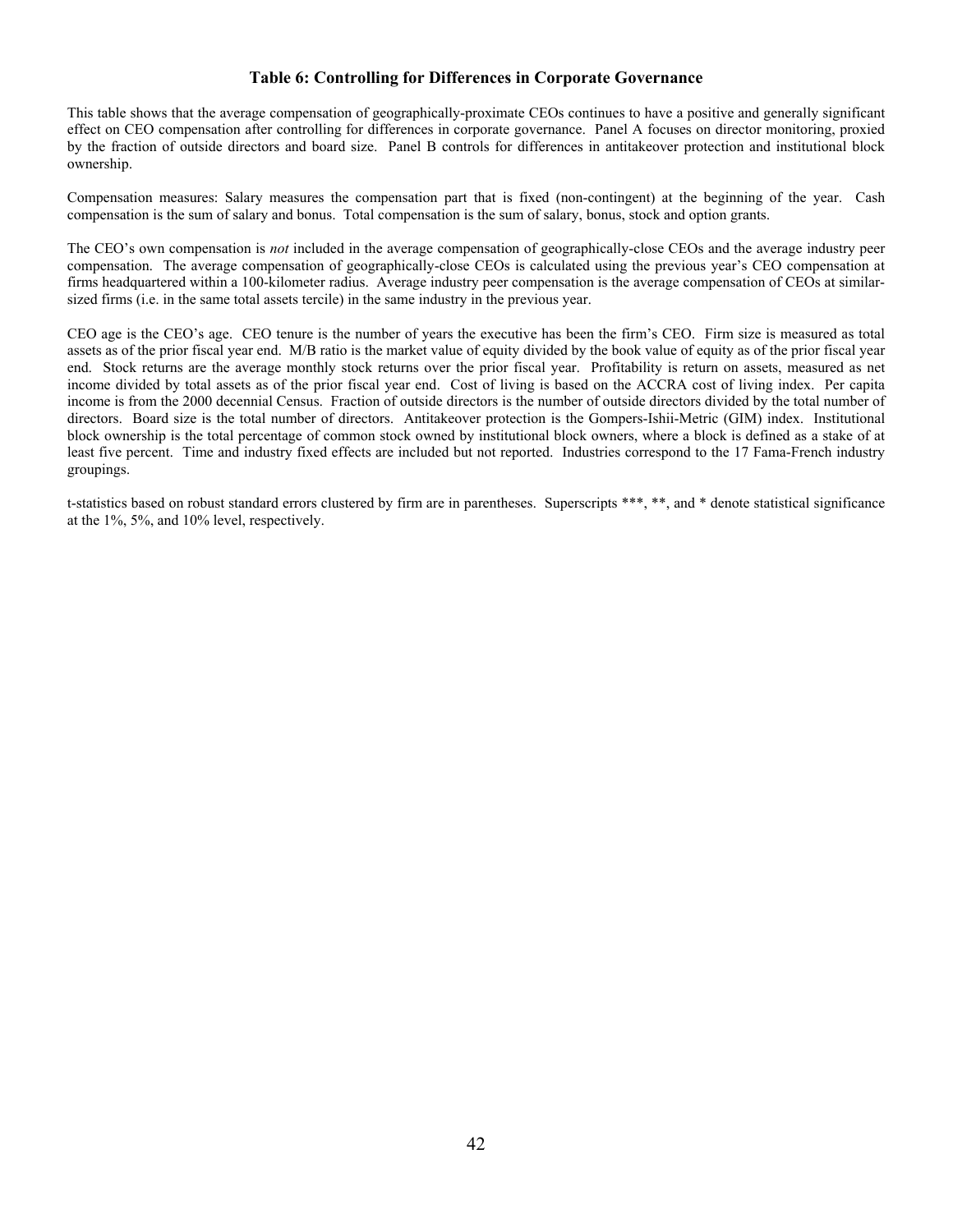### Table 6: Controlling for Differences in Corporate Governance

This table shows that the average compensation of geographically-proximate CEOs continues to have a positive and generally significant effect on CEO compensation after controlling for differences in corporate governance. Panel A focuses on director monitoring, proxied by the fraction of outside directors and board size. Panel B controls for differences in antitakeover protection and institutional block ownership.

Compensation measures: Salary measures the compensation part that is fixed (non-contingent) at the beginning of the year. Cash compensation is the sum of salary and bonus. Total compensation is the sum of salary, bonus, stock and option grants.

The CEO's own compensation is *not* included in the average compensation of geographically-close CEOs and the average industry peer compensation. The average compensation of geographically-close CEOs is calculated using the previous year's CEO compensation at firms headquartered within a 100-kilometer radius. Average industry peer compensation is the average compensation of CEOs at similar-sized firms (i.e. in the same total assets tercile) in the same industry in the previous year.

CEO age is the CEO's age. CEO tenure is the number of years the executive has been the firm's CEO. Firm size is measured as total assets as of the prior fiscal year end. M/B ratio is the market value of equity divided by the book value of equity as of the prior fiscal year end. Stock returns are the average monthly stock returns over the prior fiscal year. Profitability is return on assets, measured as net income divided by total assets as of the prior fiscal year end. Cost of living is based on the ACCRA cost of living index. Per capita income is from the 2000 decennial Census. Fraction of outside directors is the number of outside directors divided by the total number of directors. Board size is the total number of directors. Antitakeover protection is the Gompers-Ishii-Metric (GIM) index. Institutional block ownership is the total percentage of common stock owned by institutional block owners, where a block is defined as a stake of at least five percent. Time and industry fixed effects are included but not reported. Industries correspond to the 17 Fama-French industry groupings.

t-statistics based on robust standard errors clustered by firm are in parentheses. Superscripts ***, **, and * denote statistical significance at the 1%, 5%, and 10% level, respectively.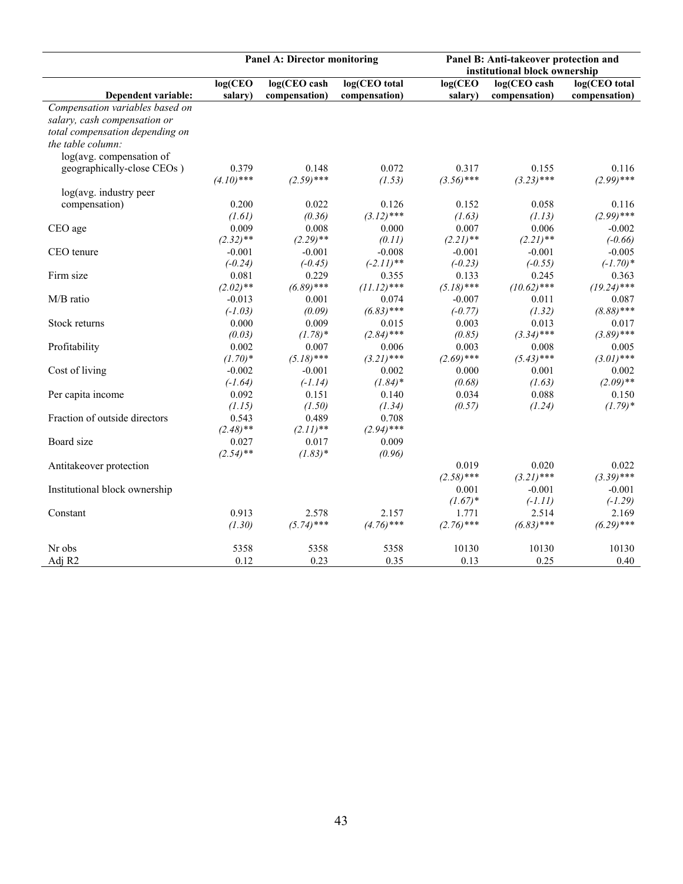| | Panel A: Director monitoring | | | Panel B: Anti-takeover protection and institutional block ownership | | |
|---|---|---|---|---|---|---|
| **Dependent variable:** | **log(CEO salary)** | **log(CEO cash compensation)** | **log(CEO total compensation)** | **log(CEO salary)** | **log(CEO cash compensation)** | **log(CEO total compensation)** |
| *Compensation variables based on salary, cash compensation or total compensation depending on the table column:* | | | | | | |
| log(avg. compensation of geographically-close CEOs ) | 0.379 | 0.148 | 0.072 | 0.317 | 0.155 | 0.116 |
| | *(4.10)**** | *(2.59)**** | *(1.53)* | *(3.56)**** | *(3.23)**** | *(2.99)**** |
| log(avg. industry peer compensation) | 0.200 | 0.022 | 0.126 | 0.152 | 0.058 | 0.116 |
| | *(1.61)* | *(0.36)* | *(3.12)**** | *(1.63)* | *(1.13)* | *(2.99)**** |
| CEO age | 0.009 | 0.008 | 0.000 | 0.007 | 0.006 | -0.002 |
| | *(2.32)*** | *(2.29)*** | *(0.11)* | *(2.21)*** | *(2.21)*** | *(-0.66)* |
| CEO tenure | -0.001 | -0.001 | -0.008 | -0.001 | -0.001 | -0.005 |
| | *(-0.24)* | *(-0.45)* | *(-2.11)*** | *(-0.23)* | *(-0.55)* | *(-1.70)** |
| Firm size | 0.081 | 0.229 | 0.355 | 0.133 | 0.245 | 0.363 |
| | *(2.02)*** | *(6.89)**** | *(11.12)**** | *(5.18)**** | *(10.62)**** | *(19.24)**** |
| M/B ratio | -0.013 | 0.001 | 0.074 | -0.007 | 0.011 | 0.087 |
| | *(-1.03)* | *(0.09)* | *(6.83)**** | *(-0.77)* | *(1.32)* | *(8.88)**** |
| Stock returns | 0.000 | 0.009 | 0.015 | 0.003 | 0.013 | 0.017 |
| | *(0.03)* | *(1.78)** | *(2.84)**** | *(0.85)* | *(3.34)**** | *(3.89)**** |
| Profitability | 0.002 | 0.007 | 0.006 | 0.003 | 0.008 | 0.005 |
| | *(1.70)** | *(5.18)**** | *(3.21)**** | *(2.69)**** | *(5.43)**** | *(3.01)**** |
| Cost of living | -0.002 | -0.001 | 0.002 | 0.000 | 0.001 | 0.002 |
| | *(-1.64)* | *(-1.14)* | *(1.84)** | *(0.68)* | *(1.63)* | *(2.09)*** |
| Per capita income | 0.092 | 0.151 | 0.140 | 0.034 | 0.088 | 0.150 |
| | *(1.15)* | *(1.50)* | *(1.34)* | *(0.57)* | *(1.24)* | *(1.79)** |
| Fraction of outside directors | 0.543 | 0.489 | 0.708 | | | |
| | *(2.48)*** | *(2.11)*** | *(2.94)**** | | | |
| Board size | 0.027 | 0.017 | 0.009 | | | |
| | *(2.54)*** | *(1.83)** | *(0.96)* | | | |
| Antitakeover protection | | | | 0.019 | 0.020 | 0.022 |
| | | | | *(2.58)**** | *(3.21)**** | *(3.39)**** |
| Institutional block ownership | | | | 0.001 | -0.001 | -0.001 |
| | | | | *(1.67)** | *(-1.11)* | *(-1.29)* |
| Constant | 0.913 | 2.578 | 2.157 | 1.771 | 2.514 | 2.169 |
| | *(1.30)* | *(5.74)**** | *(4.76)**** | *(2.76)**** | *(6.83)**** | *(6.29)**** |
| Nr obs | 5358 | 5358 | 5358 | 10130 | 10130 | 10130 |
| Adj $R^2$ | 0.12 | 0.23 | 0.35 | 0.13 | 0.25 | 0.40 |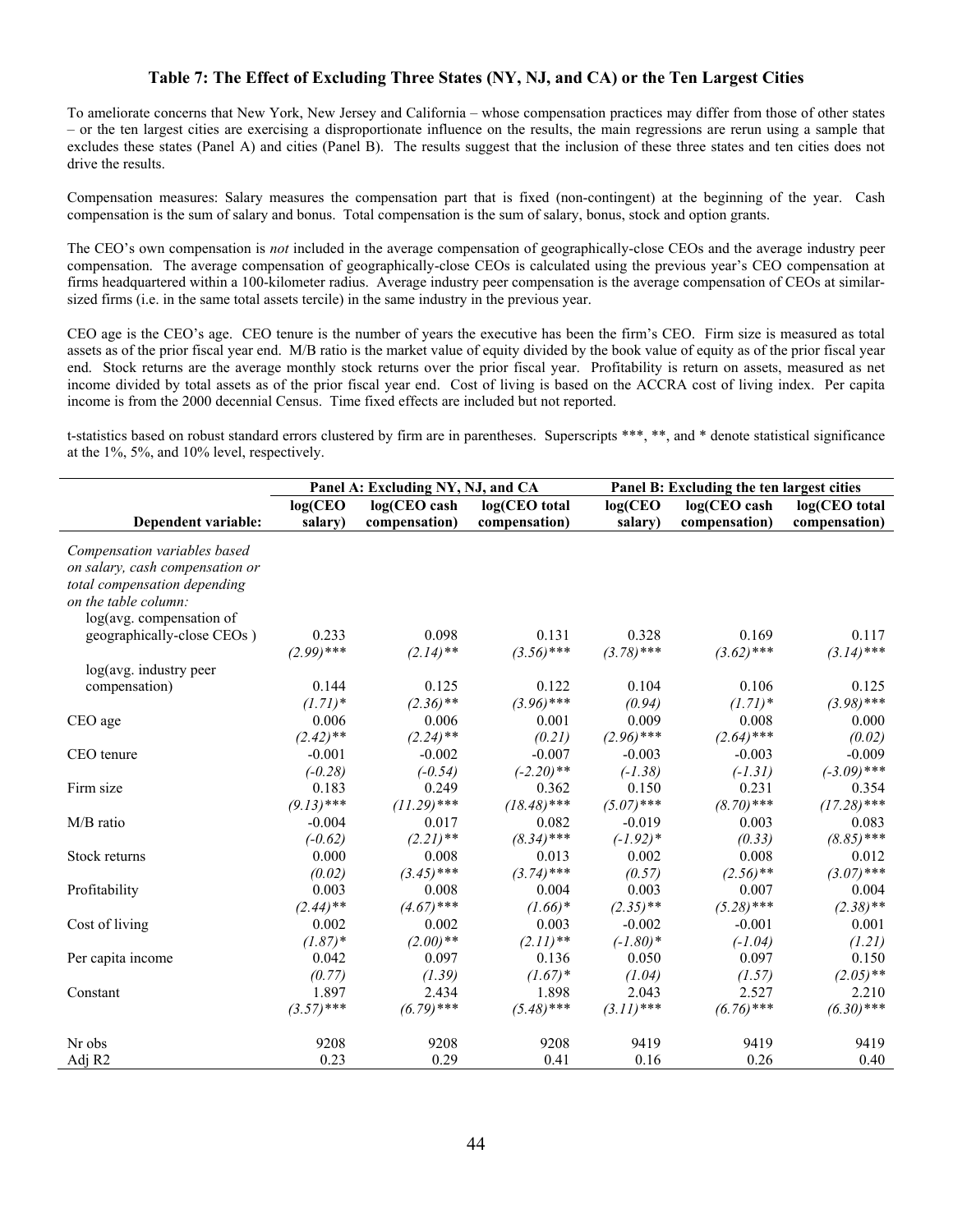### Table 7: The Effect of Excluding Three States (NY, NJ, and CA) or the Ten Largest Cities

To ameliorate concerns that New York, New Jersey and California – whose compensation practices may differ from those of other states – or the ten largest cities are exercising a disproportionate influence on the results, the main regressions are rerun using a sample that excludes these states (Panel A) and cities (Panel B). The results suggest that the inclusion of these three states and ten cities does not drive the results.

Compensation measures: Salary measures the compensation part that is fixed (non-contingent) at the beginning of the year. Cash compensation is the sum of salary and bonus. Total compensation is the sum of salary, bonus, stock and option grants.

The CEO's own compensation is *not* included in the average compensation of geographically-close CEOs and the average industry peer compensation. The average compensation of geographically-close CEOs is calculated using the previous year's CEO compensation at firms headquartered within a 100-kilometer radius. Average industry peer compensation is the average compensation of CEOs at similar-sized firms (i.e. in the same total assets tercile) in the same industry in the previous year.

CEO age is the CEO's age. CEO tenure is the number of years the executive has been the firm's CEO. Firm size is measured as total assets as of the prior fiscal year end. M/B ratio is the market value of equity divided by the book value of equity as of the prior fiscal year end. Stock returns are the average monthly stock returns over the prior fiscal year. Profitability is return on assets, measured as net income divided by total assets as of the prior fiscal year end. Cost of living is based on the ACCRA cost of living index. Per capita income is from the 2000 decennial Census. Time fixed effects are included but not reported.

t-statistics based on robust standard errors clustered by firm are in parentheses. Superscripts ***, **, and * denote statistical significance at the 1%, 5%, and 10% level, respectively.

| | Panel A: Excluding NY, NJ, and CA | | | Panel B: Excluding the ten largest cities | | |
|---|---|---|---|---|---|---|
| **Dependent variable:** | **log(CEO salary)** | **log(CEO cash compensation)** | **log(CEO total compensation)** | **log(CEO salary)** | **log(CEO cash compensation)** | **log(CEO total compensation)** |
| *Compensation variables based on salary, cash compensation or total compensation depending on the table column:* | | | | | | |
| log(avg. compensation of geographically-close CEOs ) | 0.233 | 0.098 | 0.131 | 0.328 | 0.169 | 0.117 |
| | *(2.99)**** | *(2.14)*** | *(3.56)**** | *(3.78)**** | *(3.62)**** | *(3.14)**** |
| log(avg. industry peer compensation) | 0.144 | 0.125 | 0.122 | 0.104 | 0.106 | 0.125 |
| | *(1.71)** | *(2.36)*** | *(3.96)**** | *(0.94)* | *(1.71)** | *(3.98)**** |
| CEO age | 0.006 | 0.006 | 0.001 | 0.009 | 0.008 | 0.000 |
| | *(2.42)*** | *(2.24)*** | *(0.21)* | *(2.96)**** | *(2.64)**** | *(0.02)* |
| CEO tenure | -0.001 | -0.002 | -0.007 | -0.003 | -0.003 | -0.009 |
| | *(-0.28)* | *(-0.54)* | *(-2.20)*** | *(-1.38)* | *(-1.31)* | *(-3.09)**** |
| Firm size | 0.183 | 0.249 | 0.362 | 0.150 | 0.231 | 0.354 |
| | *(9.13)**** | *(11.29)**** | *(18.48)**** | *(5.07)**** | *(8.70)**** | *(17.28)**** |
| M/B ratio | -0.004 | 0.017 | 0.082 | -0.019 | 0.003 | 0.083 |
| | *(-0.62)* | *(2.21)*** | *(8.34)**** | *(-1.92)** | *(0.33)* | *(8.85)**** |
| Stock returns | 0.000 | 0.008 | 0.013 | 0.002 | 0.008 | 0.012 |
| | *(0.02)* | *(3.45)**** | *(3.74)**** | *(0.57)* | *(2.56)*** | *(3.07)**** |
| Profitability | 0.003 | 0.008 | 0.004 | 0.003 | 0.007 | 0.004 |
| | *(2.44)*** | *(4.67)**** | *(1.66)** | *(2.35)*** | *(5.28)**** | *(2.38)*** |
| Cost of living | 0.002 | 0.002 | 0.003 | -0.002 | -0.001 | 0.001 |
| | *(1.87)** | *(2.00)*** | *(2.11)*** | *(-1.80)** | *(-1.04)* | *(1.21)* |
| Per capita income | 0.042 | 0.097 | 0.136 | 0.050 | 0.097 | 0.150 |
| | *(0.77)* | *(1.39)* | *(1.67)** | *(1.04)* | *(1.57)* | *(2.05)*** |
| Constant | 1.897 | 2.434 | 1.898 | 2.043 | 2.527 | 2.210 |
| | *(3.57)**** | *(6.79)**** | *(5.48)**** | *(3.11)**** | *(6.76)**** | *(6.30)**** |
| Nr obs | 9208 | 9208 | 9208 | 9419 | 9419 | 9419 |
| Adj R2 | 0.23 | 0.29 | 0.41 | 0.16 | 0.26 | 0.40 |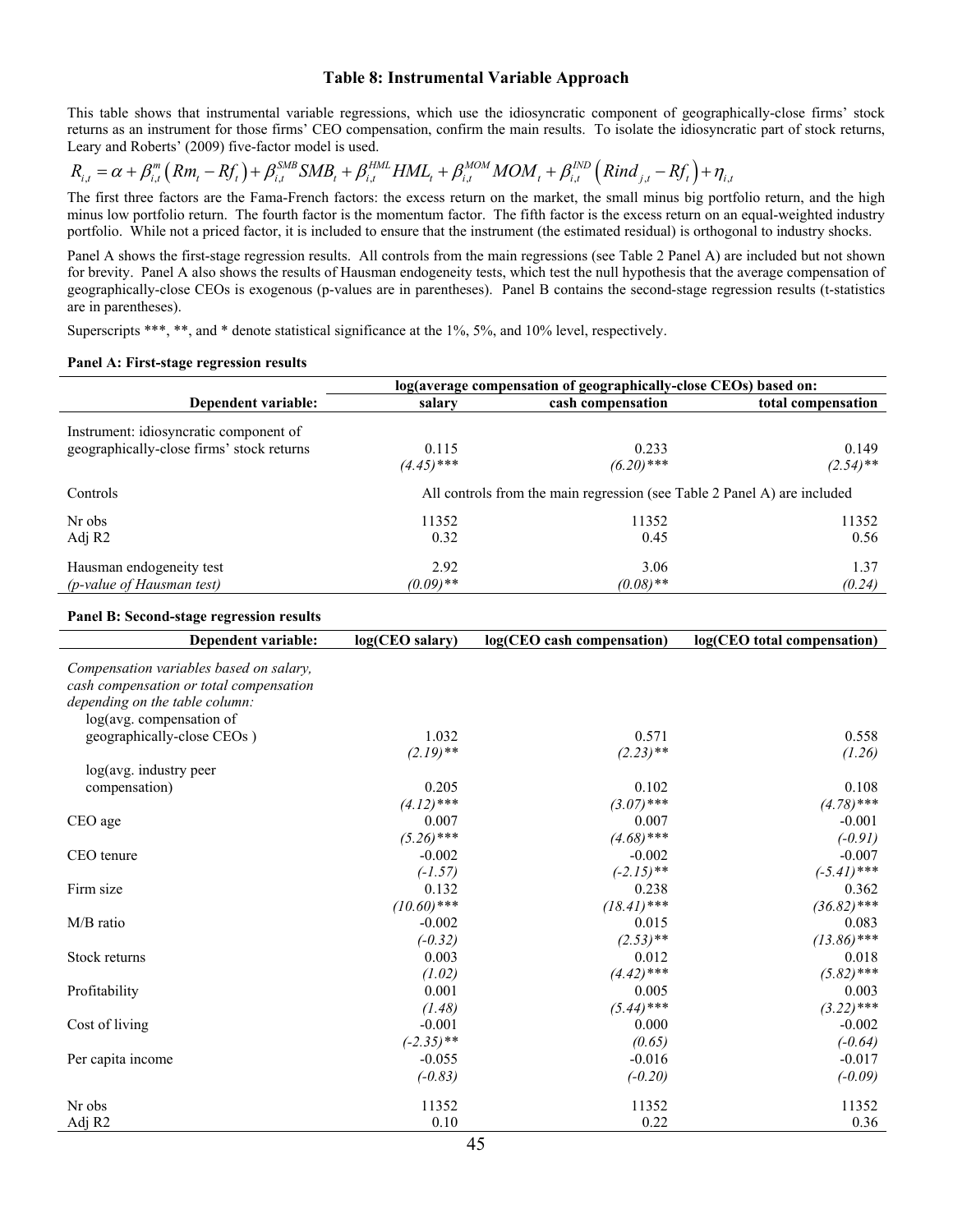### Table 8: Instrumental Variable Approach

This table shows that instrumental variable regressions, which use the idiosyncratic component of geographically-close firms' stock returns as an instrument for those firms' CEO compensation, confirm the main results. To isolate the idiosyncratic part of stock returns, Leary and Roberts' (2009) five-factor model is used.

$$R_{i,t} = \alpha + \beta_{i,t}^{m}\left(Rm_t - Rf_t\right) + \beta_{i,t}^{SMB} SMB_t + \beta_{i,t}^{HML} HML_t + \beta_{i,t}^{MOM} MOM_t + \beta_{i,t}^{IND}\left(Rind_{j,t} - Rf_t\right) + \eta_{i,t}$$

The first three factors are the Fama-French factors: the excess return on the market, the small minus big portfolio return, and the high minus low portfolio return. The fourth factor is the momentum factor. The fifth factor is the excess return on an equal-weighted industry portfolio. While not a priced factor, it is included to ensure that the instrument (the estimated residual) is orthogonal to industry shocks.

Panel A shows the first-stage regression results. All controls from the main regressions (see Table 2 Panel A) are included but not shown for brevity. Panel A also shows the results of Hausman endogeneity tests, which test the null hypothesis that the average compensation of geographically-close CEOs is exogenous (p-values are in parentheses). Panel B contains the second-stage regression results (t-statistics are in parentheses).

Superscripts \*\*\*, \*\*, and \* denote statistical significance at the 1%, 5%, and 10% level, respectively.

**Panel A: First-stage regression results**

| | log(average compensation of geographically-close CEOs) based on: | | |
|---|---|---|---|
| **Dependent variable:** | **salary** | **cash compensation** | **total compensation** |
| Instrument: idiosyncratic component of geographically-close firms' stock returns | 0.115 | 0.233 | 0.149 |
| | *(4.45)****** | *(6.20)****** | *(2.54)**** |
| Controls | All controls from the main regression (see Table 2 Panel A) are included | | |
| Nr obs | 11352 | 11352 | 11352 |
| Adj R2 | 0.32 | 0.45 | 0.56 |
| Hausman endogeneity test | 2.92 | 3.06 | 1.37 |
| *(p-value of Hausman test)* | *(0.09)**** | *(0.08)**** | *(0.24)* |

**Panel B: Second-stage regression results**

| **Dependent variable:** | **log(CEO salary)** | **log(CEO cash compensation)** | **log(CEO total compensation)** |
|---|---|---|---|
| *Compensation variables based on salary, cash compensation or total compensation depending on the table column:* | | | |
| log(avg. compensation of geographically-close CEOs ) | 1.032 | 0.571 | 0.558 |
| | *(2.19)**** | *(2.23)**** | *(1.26)* |
| log(avg. industry peer compensation) | 0.205 | 0.102 | 0.108 |
| | *(4.12)****** | *(3.07)****** | *(4.78)****** |
| CEO age | 0.007 | 0.007 | -0.001 |
| | *(5.26)****** | *(4.68)****** | *(-0.91)* |
| CEO tenure | -0.002 | -0.002 | -0.007 |
| | *(-1.57)* | *(-2.15)**** | *(-5.41)****** |
| Firm size | 0.132 | 0.238 | 0.362 |
| | *(10.60)****** | *(18.41)****** | *(36.82)****** |
| M/B ratio | -0.002 | 0.015 | 0.083 |
| | *(-0.32)* | *(2.53)**** | *(13.86)****** |
| Stock returns | 0.003 | 0.012 | 0.018 |
| | *(1.02)* | *(4.42)****** | *(5.82)****** |
| Profitability | 0.001 | 0.005 | 0.003 |
| | *(1.48)* | *(5.44)****** | *(3.22)****** |
| Cost of living | -0.001 | 0.000 | -0.002 |
| | *(-2.35)**** | *(0.65)* | *(-0.64)* |
| Per capita income | -0.055 | -0.016 | -0.017 |
| | *(-0.83)* | *(-0.20)* | *(-0.09)* |
| Nr obs | 11352 | 11352 | 11352 |
| Adj R2 | 0.10 | 0.22 | 0.36 |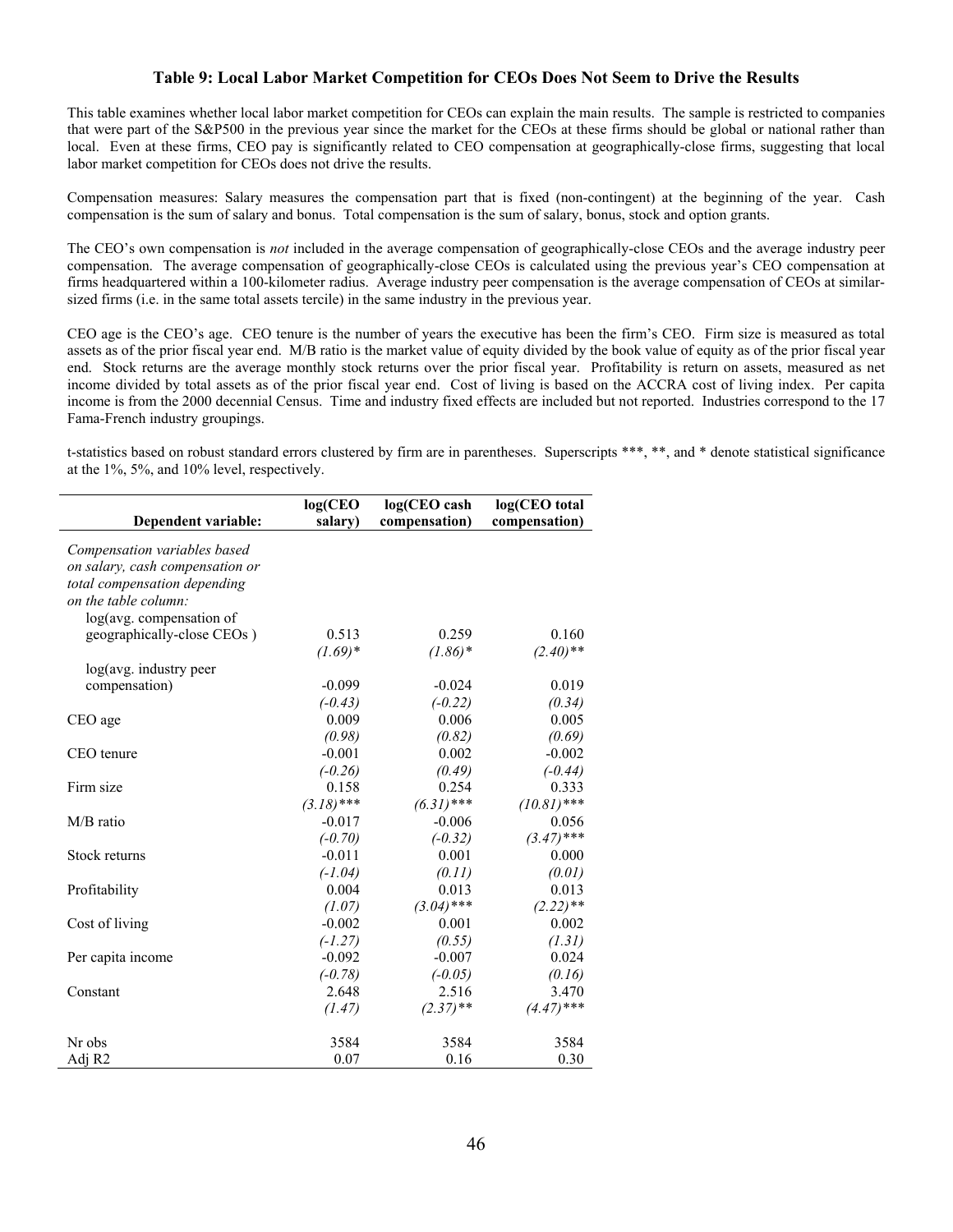### Table 9: Local Labor Market Competition for CEOs Does Not Seem to Drive the Results

This table examines whether local labor market competition for CEOs can explain the main results. The sample is restricted to companies that were part of the S&P500 in the previous year since the market for the CEOs at these firms should be global or national rather than local. Even at these firms, CEO pay is significantly related to CEO compensation at geographically-close firms, suggesting that local labor market competition for CEOs does not drive the results.

Compensation measures: Salary measures the compensation part that is fixed (non-contingent) at the beginning of the year. Cash compensation is the sum of salary and bonus. Total compensation is the sum of salary, bonus, stock and option grants.

The CEO's own compensation is *not* included in the average compensation of geographically-close CEOs and the average industry peer compensation. The average compensation of geographically-close CEOs is calculated using the previous year's CEO compensation at firms headquartered within a 100-kilometer radius. Average industry peer compensation is the average compensation of CEOs at similar-sized firms (i.e. in the same total assets tercile) in the same industry in the previous year.

CEO age is the CEO's age. CEO tenure is the number of years the executive has been the firm's CEO. Firm size is measured as total assets as of the prior fiscal year end. M/B ratio is the market value of equity divided by the book value of equity as of the prior fiscal year end. Stock returns are the average monthly stock returns over the prior fiscal year. Profitability is return on assets, measured as net income divided by total assets as of the prior fiscal year end. Cost of living is based on the ACCRA cost of living index. Per capita income is from the 2000 decennial Census. Time and industry fixed effects are included but not reported. Industries correspond to the 17 Fama-French industry groupings.

t-statistics based on robust standard errors clustered by firm are in parentheses. Superscripts \*\*\*, \*\*, and \* denote statistical significance at the 1%, 5%, and 10% level, respectively.

| Dependent variable: | log(CEO salary) | log(CEO cash compensation) | log(CEO total compensation) |
|---|---|---|---|
| *Compensation variables based on salary, cash compensation or total compensation depending on the table column:* | | | |
| log(avg. compensation of geographically-close CEOs ) | 0.513 | 0.259 | 0.160 |
| | *(1.69)\** | *(1.86)\** | *(2.40)\*\** |
| log(avg. industry peer compensation) | -0.099 | -0.024 | 0.019 |
| | *(-0.43)* | *(-0.22)* | *(0.34)* |
| CEO age | 0.009 | 0.006 | 0.005 |
| | *(0.98)* | *(0.82)* | *(0.69)* |
| CEO tenure | -0.001 | 0.002 | -0.002 |
| | *(-0.26)* | *(0.49)* | *(-0.44)* |
| Firm size | 0.158 | 0.254 | 0.333 |
| | *(3.18)\*\*\** | *(6.31)\*\*\** | *(10.81)\*\*\** |
| M/B ratio | -0.017 | -0.006 | 0.056 |
| | *(-0.70)* | *(-0.32)* | *(3.47)\*\*\** |
| Stock returns | -0.011 | 0.001 | 0.000 |
| | *(-1.04)* | *(0.11)* | *(0.01)* |
| Profitability | 0.004 | 0.013 | 0.013 |
| | *(1.07)* | *(3.04)\*\*\** | *(2.22)\*\** |
| Cost of living | -0.002 | 0.001 | 0.002 |
| | *(-1.27)* | *(0.55)* | *(1.31)* |
| Per capita income | -0.092 | -0.007 | 0.024 |
| | *(-0.78)* | *(-0.05)* | *(0.16)* |
| Constant | 2.648 | 2.516 | 3.470 |
| | *(1.47)* | *(2.37)\*\** | *(4.47)\*\*\** |
| Nr obs | 3584 | 3584 | 3584 |
| Adj R2 | 0.07 | 0.16 | 0.30 |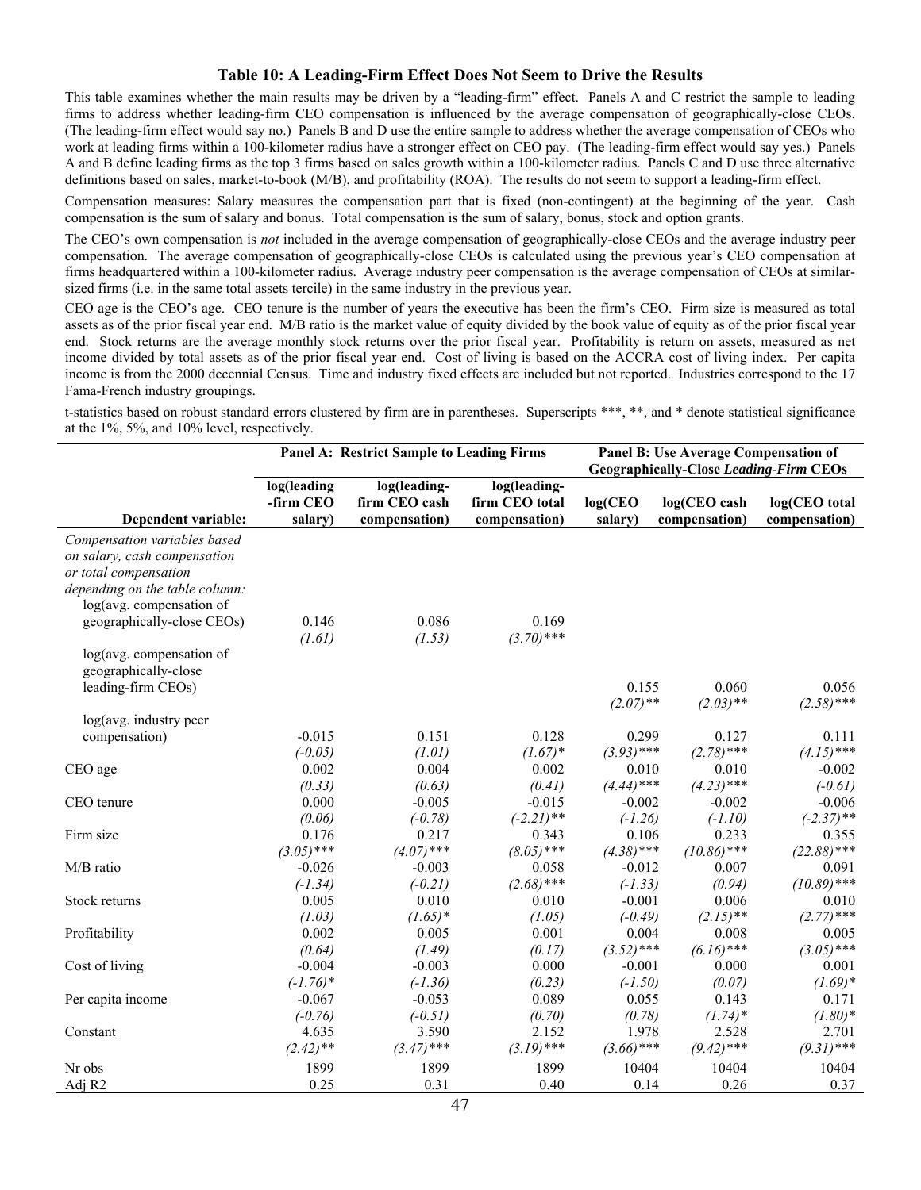### Table 10: A Leading-Firm Effect Does Not Seem to Drive the Results

This table examines whether the main results may be driven by a "leading-firm" effect. Panels A and C restrict the sample to leading firms to address whether leading-firm CEO compensation is influenced by the average compensation of geographically-close CEOs. (The leading-firm effect would say no.) Panels B and D use the entire sample to address whether the average compensation of CEOs who work at leading firms within a 100-kilometer radius have a stronger effect on CEO pay. (The leading-firm effect would say yes.) Panels A and B define leading firms as the top 3 firms based on sales growth within a 100-kilometer radius. Panels C and D use three alternative definitions based on sales, market-to-book (M/B), and profitability (ROA). The results do not seem to support a leading-firm effect.

Compensation measures: Salary measures the compensation part that is fixed (non-contingent) at the beginning of the year. Cash compensation is the sum of salary and bonus. Total compensation is the sum of salary, bonus, stock and option grants.

The CEO's own compensation is *not* included in the average compensation of geographically-close CEOs and the average industry peer compensation. The average compensation of geographically-close CEOs is calculated using the previous year's CEO compensation at firms headquartered within a 100-kilometer radius. Average industry peer compensation is the average compensation of CEOs at similar-sized firms (i.e. in the same total assets tercile) in the same industry in the previous year.

CEO age is the CEO's age. CEO tenure is the number of years the executive has been the firm's CEO. Firm size is measured as total assets as of the prior fiscal year end. M/B ratio is the market value of equity divided by the book value of equity as of the prior fiscal year end. Stock returns are the average monthly stock returns over the prior fiscal year. Profitability is return on assets, measured as net income divided by total assets as of the prior fiscal year end. Cost of living is based on the ACCRA cost of living index. Per capita income is from the 2000 decennial Census. Time and industry fixed effects are included but not reported. Industries correspond to the 17 Fama-French industry groupings.

t-statistics based on robust standard errors clustered by firm are in parentheses. Superscripts \*\*\*, \*\*, and \* denote statistical significance at the 1%, 5%, and 10% level, respectively.

| | **Panel A: Restrict Sample to Leading Firms** | | | **Panel B: Use Average Compensation of Geographically-Close *Leading-Firm* CEOs** | | |
|---|---|---|---|---|---|---|
| **Dependent variable:** | **log(leading -firm CEO salary)** | **log(leading-firm CEO cash compensation)** | **log(leading-firm CEO total compensation)** | **log(CEO salary)** | **log(CEO cash compensation)** | **log(CEO total compensation)** |
| *Compensation variables based on salary, cash compensation or total compensation depending on the table column:* | | | | | | |
| log(avg. compensation of geographically-close CEOs) | 0.146 | 0.086 | 0.169 | | | |
| | *(1.61)* | *(1.53)* | *(3.70)\*\*\** | | | |
| log(avg. compensation of geographically-close leading-firm CEOs) | | | | 0.155 | 0.060 | 0.056 |
| | | | | *(2.07)\*\** | *(2.03)\*\** | *(2.58)\*\*\** |
| log(avg. industry peer compensation) | -0.015 | 0.151 | 0.128 | 0.299 | 0.127 | 0.111 |
| | *(-0.05)* | *(1.01)* | *(1.67)\** | *(3.93)\*\*\** | *(2.78)\*\*\** | *(4.15)\*\*\** |
| CEO age | 0.002 | 0.004 | 0.002 | 0.010 | 0.010 | -0.002 |
| | *(0.33)* | *(0.63)* | *(0.41)* | *(4.44)\*\*\** | *(4.23)\*\*\** | *(-0.61)* |
| CEO tenure | 0.000 | -0.005 | -0.015 | -0.002 | -0.002 | -0.006 |
| | *(0.06)* | *(-0.78)* | *(-2.21)\*\** | *(-1.26)* | *(-1.10)* | *(-2.37)\*\** |
| Firm size | 0.176 | 0.217 | 0.343 | 0.106 | 0.233 | 0.355 |
| | *(3.05)\*\*\** | *(4.07)\*\*\** | *(8.05)\*\*\** | *(4.38)\*\*\** | *(10.86)\*\*\** | *(22.88)\*\*\** |
| M/B ratio | -0.026 | -0.003 | 0.058 | -0.012 | 0.007 | 0.091 |
| | *(-1.34)* | *(-0.21)* | *(2.68)\*\*\** | *(-1.33)* | *(0.94)* | *(10.89)\*\*\** |
| Stock returns | 0.005 | 0.010 | 0.010 | -0.001 | 0.006 | 0.010 |
| | *(1.03)* | *(1.65)\** | *(1.05)* | *(-0.49)* | *(2.15)\*\** | *(2.77)\*\*\** |
| Profitability | 0.002 | 0.005 | 0.001 | 0.004 | 0.008 | 0.005 |
| | *(0.64)* | *(1.49)* | *(0.17)* | *(3.52)\*\*\** | *(6.16)\*\*\** | *(3.05)\*\*\** |
| Cost of living | -0.004 | -0.003 | 0.000 | -0.001 | 0.000 | 0.001 |
| | *(-1.76)\** | *(-1.36)* | *(0.23)* | *(-1.50)* | *(0.07)* | *(1.69)\** |
| Per capita income | -0.067 | -0.053 | 0.089 | 0.055 | 0.143 | 0.171 |
| | *(-0.76)* | *(-0.51)* | *(0.70)* | *(0.78)* | *(1.74)\** | *(1.80)\** |
| Constant | 4.635 | 3.590 | 2.152 | 1.978 | 2.528 | 2.701 |
| | *(2.42)\*\** | *(3.47)\*\*\** | *(3.19)\*\*\** | *(3.66)\*\*\** | *(9.42)\*\*\** | *(9.31)\*\*\** |
| Nr obs | 1899 | 1899 | 1899 | 10404 | 10404 | 10404 |
| Adj R2 | 0.25 | 0.31 | 0.40 | 0.14 | 0.26 | 0.37 |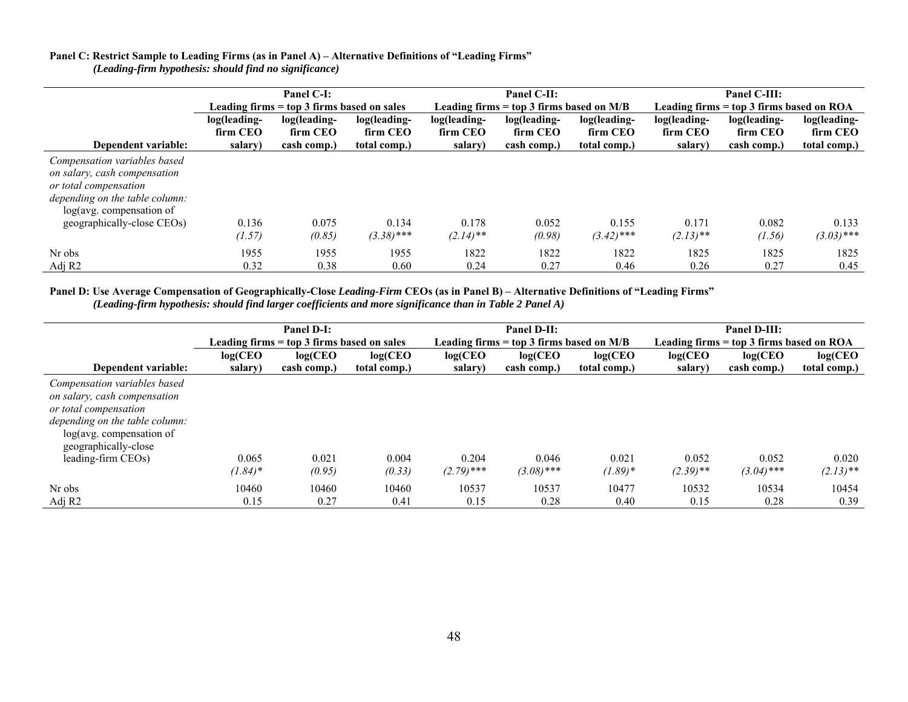**Panel C: Restrict Sample to Leading Firms (as in Panel A) – Alternative Definitions of "Leading Firms"**
***(Leading-firm hypothesis: should find no significance)***

| | Panel C-I: Leading firms = top 3 firms based on sales | | | Panel C-II: Leading firms = top 3 firms based on M/B | | | Panel C-III: Leading firms = top 3 firms based on ROA | | |
|---|---|---|---|---|---|---|---|---|---|
| **Dependent variable:** | **log(leading-firm CEO salary)** | **log(leading-firm CEO cash comp.)** | **log(leading-firm CEO total comp.)** | **log(leading-firm CEO salary)** | **log(leading-firm CEO cash comp.)** | **log(leading-firm CEO total comp.)** | **log(leading-firm CEO salary)** | **log(leading-firm CEO cash comp.)** | **log(leading-firm CEO total comp.)** |
| *Compensation variables based on salary, cash compensation or total compensation depending on the table column:* log(avg. compensation of geographically-close CEOs) | 0.136 | 0.075 | 0.134 | 0.178 | 0.052 | 0.155 | 0.171 | 0.082 | 0.133 |
| | *(1.57)* | *(0.85)* | *(3.38)**** | *(2.14)*** | *(0.98)* | *(3.42)**** | *(2.13)*** | *(1.56)* | *(3.03)**** |
| Nr obs | 1955 | 1955 | 1955 | 1822 | 1822 | 1822 | 1825 | 1825 | 1825 |
| Adj R2 | 0.32 | 0.38 | 0.60 | 0.24 | 0.27 | 0.46 | 0.26 | 0.27 | 0.45 |

**Panel D: Use Average Compensation of Geographically-Close *Leading-Firm* CEOs (as in Panel B) – Alternative Definitions of "Leading Firms"**
***(Leading-firm hypothesis: should find larger coefficients and more significance than in Table 2 Panel A)***

| | Panel D-I: Leading firms = top 3 firms based on sales | | | Panel D-II: Leading firms = top 3 firms based on M/B | | | Panel D-III: Leading firms = top 3 firms based on ROA | | |
|---|---|---|---|---|---|---|---|---|---|
| **Dependent variable:** | **log(CEO salary)** | **log(CEO cash comp.)** | **log(CEO total comp.)** | **log(CEO salary)** | **log(CEO cash comp.)** | **log(CEO total comp.)** | **log(CEO salary)** | **log(CEO cash comp.)** | **log(CEO total comp.)** |
| *Compensation variables based on salary, cash compensation or total compensation depending on the table column:* log(avg. compensation of geographically-close leading-firm CEOs) | 0.065 | 0.021 | 0.004 | 0.204 | 0.046 | 0.021 | 0.052 | 0.052 | 0.020 |
| | *(1.84)** | *(0.95)* | *(0.33)* | *(2.79)**** | *(3.08)**** | *(1.89)** | *(2.39)*** | *(3.04)**** | *(2.13)*** |
| Nr obs | 10460 | 10460 | 10460 | 10537 | 10537 | 10477 | 10532 | 10534 | 10454 |
| Adj R2 | 0.15 | 0.27 | 0.41 | 0.15 | 0.28 | 0.40 | 0.15 | 0.28 | 0.39 |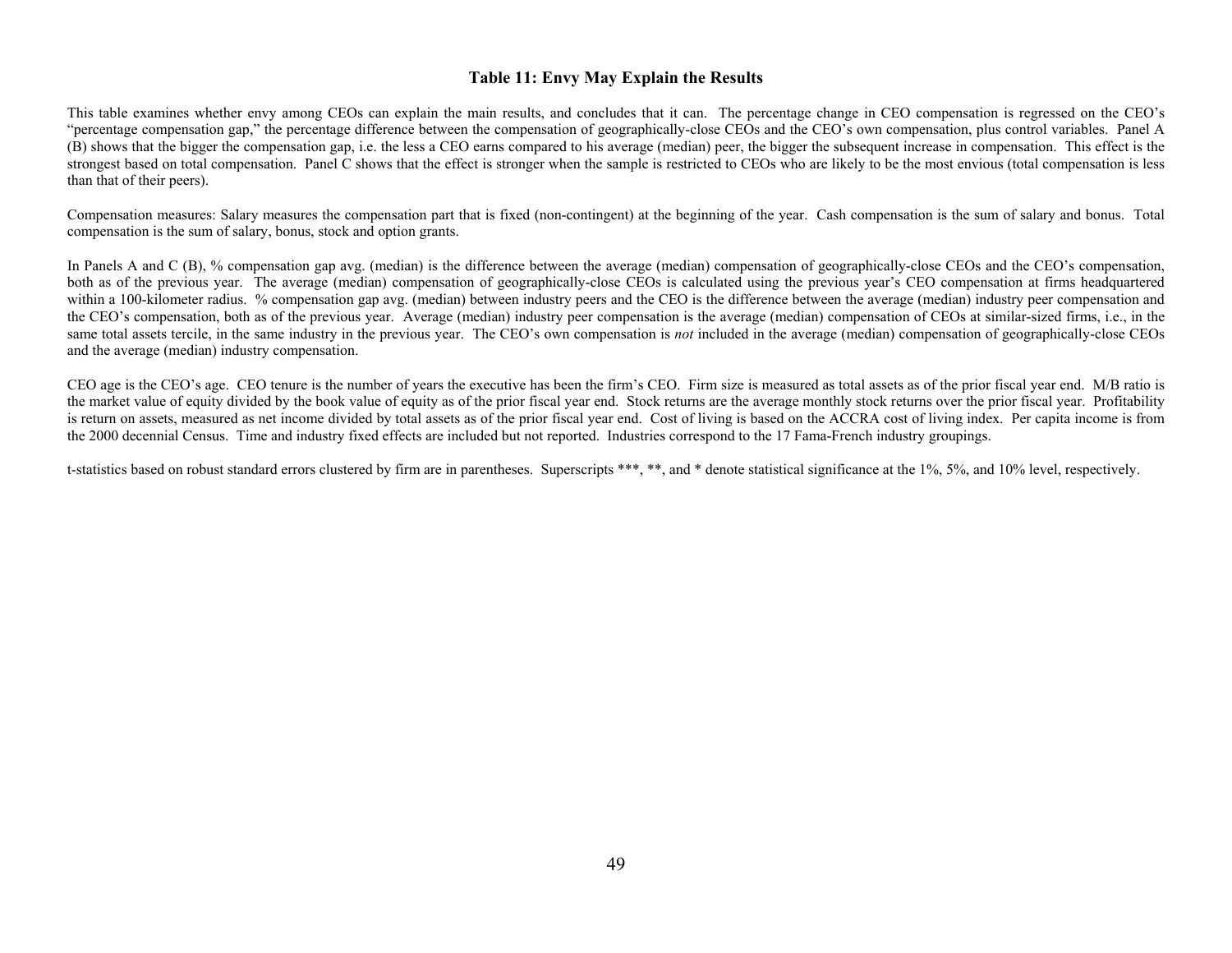### Table 11: Envy May Explain the Results

This table examines whether envy among CEOs can explain the main results, and concludes that it can. The percentage change in CEO compensation is regressed on the CEO's "percentage compensation gap," the percentage difference between the compensation of geographically-close CEOs and the CEO's own compensation, plus control variables. Panel A (B) shows that the bigger the compensation gap, i.e. the less a CEO earns compared to his average (median) peer, the bigger the subsequent increase in compensation. This effect is the strongest based on total compensation. Panel C shows that the effect is stronger when the sample is restricted to CEOs who are likely to be the most envious (total compensation is less than that of their peers).

Compensation measures: Salary measures the compensation part that is fixed (non-contingent) at the beginning of the year. Cash compensation is the sum of salary and bonus. Total compensation is the sum of salary, bonus, stock and option grants.

In Panels A and C (B), % compensation gap avg. (median) is the difference between the average (median) compensation of geographically-close CEOs and the CEO's compensation, both as of the previous year. The average (median) compensation of geographically-close CEOs is calculated using the previous year's CEO compensation at firms headquartered within a 100-kilometer radius. % compensation gap avg. (median) between industry peers and the CEO is the difference between the average (median) industry peer compensation and the CEO's compensation, both as of the previous year. Average (median) industry peer compensation is the average (median) compensation of CEOs at similar-sized firms, i.e., in the same total assets tercile, in the same industry in the previous year. The CEO's own compensation is *not* included in the average (median) compensation of geographically-close CEOs and the average (median) industry compensation.

CEO age is the CEO's age. CEO tenure is the number of years the executive has been the firm's CEO. Firm size is measured as total assets as of the prior fiscal year end. M/B ratio is the market value of equity divided by the book value of equity as of the prior fiscal year end. Stock returns are the average monthly stock returns over the prior fiscal year. Profitability is return on assets, measured as net income divided by total assets as of the prior fiscal year end. Cost of living is based on the ACCRA cost of living index. Per capita income is from the 2000 decennial Census. Time and industry fixed effects are included but not reported. Industries correspond to the 17 Fama-French industry groupings.

t-statistics based on robust standard errors clustered by firm are in parentheses. Superscripts \*\*\*, \*\*, and \* denote statistical significance at the 1%, 5%, and 10% level, respectively.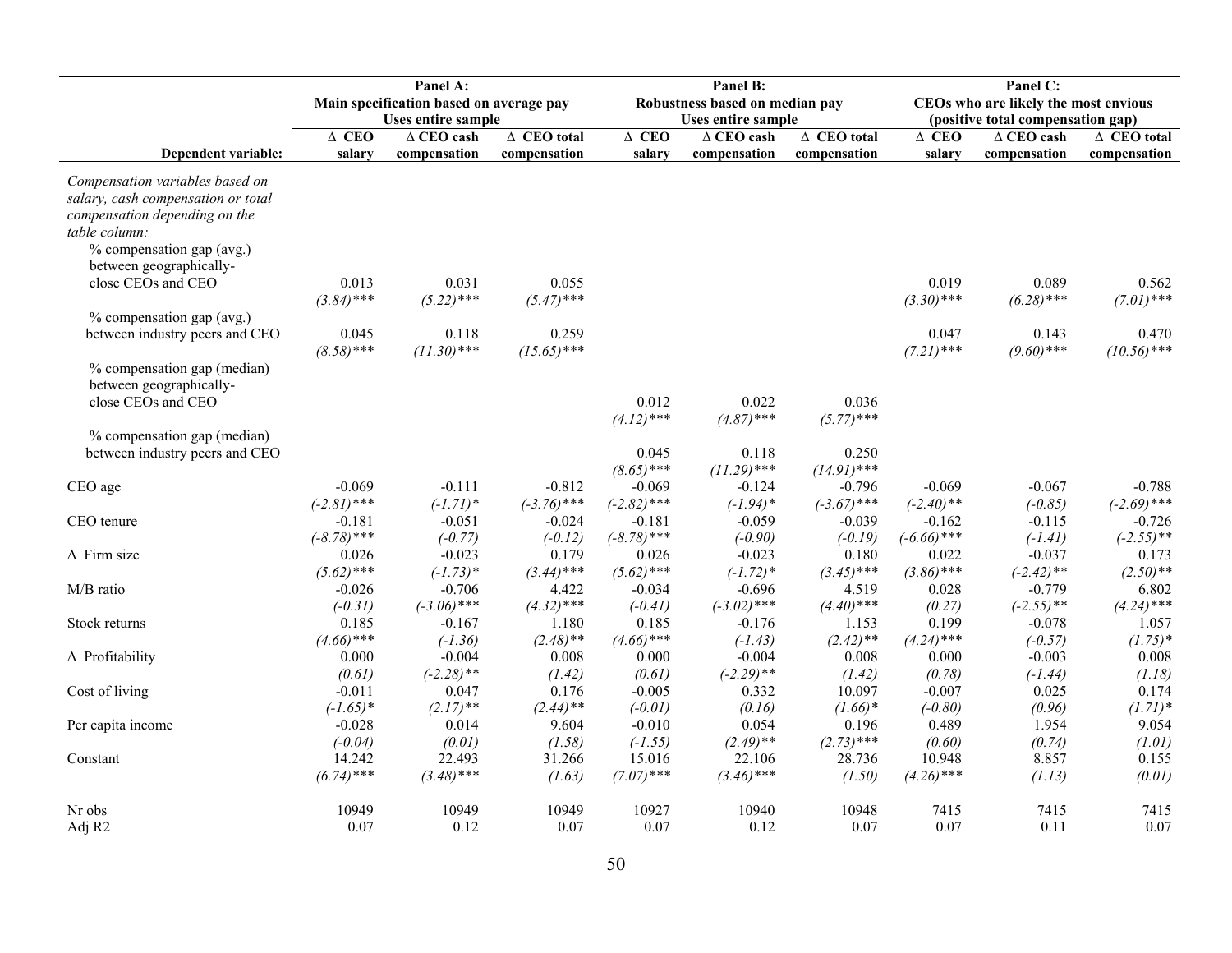| Dependent variable: | Panel A: Main specification based on average pay Uses entire sample | | | Panel B: Robustness based on median pay Uses entire sample | | | Panel C: CEOs who are likely the most envious (positive total compensation gap) | | |
|---|---|---|---|---|---|---|---|---|---|
| | Δ CEO salary | Δ CEO cash compensation | Δ CEO total compensation | Δ CEO salary | Δ CEO cash compensation | Δ CEO total compensation | Δ CEO salary | Δ CEO cash compensation | Δ CEO total compensation |
| *Compensation variables based on salary, cash compensation or total compensation depending on the table column:* | | | | | | | | | |
| % compensation gap (avg.) between geographically-close CEOs and CEO | 0.013 | 0.031 | 0.055 | | | | 0.019 | 0.089 | 0.562 |
| | *(3.84)*\*\*\* | *(5.22)*\*\*\* | *(5.47)*\*\*\* | | | | *(3.30)*\*\*\* | *(6.28)*\*\*\* | *(7.01)*\*\*\* |
| % compensation gap (avg.) between industry peers and CEO | 0.045 | 0.118 | 0.259 | | | | 0.047 | 0.143 | 0.470 |
| | *(8.58)*\*\*\* | *(11.30)*\*\*\* | *(15.65)*\*\*\* | | | | *(7.21)*\*\*\* | *(9.60)*\*\*\* | *(10.56)*\*\*\* |
| % compensation gap (median) between geographically-close CEOs and CEO | | | | 0.012 | 0.022 | 0.036 | | | |
| | | | | *(4.12)*\*\*\* | *(4.87)*\*\*\* | *(5.77)*\*\*\* | | | |
| % compensation gap (median) between industry peers and CEO | | | | 0.045 | 0.118 | 0.250 | | | |
| | | | | *(8.65)*\*\*\* | *(11.29)*\*\*\* | *(14.91)*\*\*\* | | | |
| CEO age | -0.069 | -0.111 | -0.812 | -0.069 | -0.124 | -0.796 | -0.069 | -0.067 | -0.788 |
| | *(-2.81)*\*\*\* | *(-1.71)*\* | *(-3.76)*\*\*\* | *(-2.82)*\*\*\* | *(-1.94)*\* | *(-3.67)*\*\*\* | *(-2.40)*\*\* | *(-0.85)* | *(-2.69)*\*\*\* |
| CEO tenure | -0.181 | -0.051 | -0.024 | -0.181 | -0.059 | -0.039 | -0.162 | -0.115 | -0.726 |
| | *(-8.78)*\*\*\* | *(-0.77)* | *(-0.12)* | *(-8.78)*\*\*\* | *(-0.90)* | *(-0.19)* | *(-6.66)*\*\*\* | *(-1.41)* | *(-2.55)*\*\* |
| Δ Firm size | 0.026 | -0.023 | 0.179 | 0.026 | -0.023 | 0.180 | 0.022 | -0.037 | 0.173 |
| | *(5.62)*\*\*\* | *(-1.73)*\* | *(3.44)*\*\*\* | *(5.62)*\*\*\* | *(-1.72)*\* | *(3.45)*\*\*\* | *(3.86)*\*\*\* | *(-2.42)*\*\* | *(2.50)*\*\* |
| M/B ratio | -0.026 | -0.706 | 4.422 | -0.034 | -0.696 | 4.519 | 0.028 | -0.779 | 6.802 |
| | *(-0.31)* | *(-3.06)*\*\*\* | *(4.32)*\*\*\* | *(-0.41)* | *(-3.02)*\*\*\* | *(4.40)*\*\*\* | *(0.27)* | *(-2.55)*\*\* | *(4.24)*\*\*\* |
| Stock returns | 0.185 | -0.167 | 1.180 | 0.185 | -0.176 | 1.153 | 0.199 | -0.078 | 1.057 |
| | *(4.66)*\*\*\* | *(-1.36)* | *(2.48)*\*\* | *(4.66)*\*\*\* | *(-1.43)* | *(2.42)*\*\* | *(4.24)*\*\*\* | *(-0.57)* | *(1.75)*\* |
| Δ Profitability | 0.000 | -0.004 | 0.008 | 0.000 | -0.004 | 0.008 | 0.000 | -0.003 | 0.008 |
| | *(0.61)* | *(-2.28)*\*\* | *(1.42)* | *(0.61)* | *(-2.29)*\*\* | *(1.42)* | *(0.78)* | *(-1.44)* | *(1.18)* |
| Cost of living | -0.011 | 0.047 | 0.176 | -0.005 | 0.332 | 10.097 | -0.007 | 0.025 | 0.174 |
| | *(-1.65)*\* | *(2.17)*\*\* | *(2.44)*\*\* | *(-0.01)* | *(0.16)* | *(1.66)*\* | *(-0.80)* | *(0.96)* | *(1.71)*\* |
| Per capita income | -0.028 | 0.014 | 9.604 | -0.010 | 0.054 | 0.196 | 0.489 | 1.954 | 9.054 |
| | *(-0.04)* | *(0.01)* | *(1.58)* | *(-1.55)* | *(2.49)*\*\* | *(2.73)*\*\*\* | *(0.60)* | *(0.74)* | *(1.01)* |
| Constant | 14.242 | 22.493 | 31.266 | 15.016 | 22.106 | 28.736 | 10.948 | 8.857 | 0.155 |
| | *(6.74)*\*\*\* | *(3.48)*\*\*\* | *(1.63)* | *(7.07)*\*\*\* | *(3.46)*\*\*\* | *(1.50)* | *(4.26)*\*\*\* | *(1.13)* | *(0.01)* |
| Nr obs | 10949 | 10949 | 10949 | 10927 | 10940 | 10948 | 7415 | 7415 | 7415 |
| Adj R2 | 0.07 | 0.12 | 0.07 | 0.07 | 0.12 | 0.07 | 0.07 | 0.11 | 0.07 |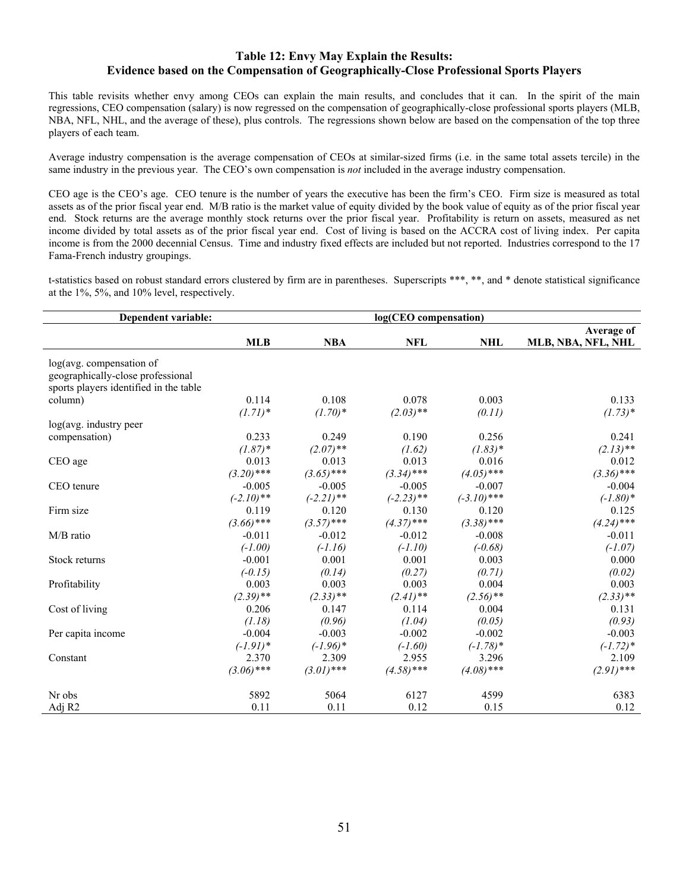### Table 12: Envy May Explain the Results: Evidence based on the Compensation of Geographically-Close Professional Sports Players

This table revisits whether envy among CEOs can explain the main results, and concludes that it can. In the spirit of the main regressions, CEO compensation (salary) is now regressed on the compensation of geographically-close professional sports players (MLB, NBA, NFL, NHL, and the average of these), plus controls. The regressions shown below are based on the compensation of the top three players of each team.

Average industry compensation is the average compensation of CEOs at similar-sized firms (i.e. in the same total assets tercile) in the same industry in the previous year. The CEO's own compensation is *not* included in the average industry compensation.

CEO age is the CEO's age. CEO tenure is the number of years the executive has been the firm's CEO. Firm size is measured as total assets as of the prior fiscal year end. M/B ratio is the market value of equity divided by the book value of equity as of the prior fiscal year end. Stock returns are the average monthly stock returns over the prior fiscal year. Profitability is return on assets, measured as net income divided by total assets as of the prior fiscal year end. Cost of living is based on the ACCRA cost of living index. Per capita income is from the 2000 decennial Census. Time and industry fixed effects are included but not reported. Industries correspond to the 17 Fama-French industry groupings.

t-statistics based on robust standard errors clustered by firm are in parentheses. Superscripts ***, **, and * denote statistical significance at the 1%, 5%, and 10% level, respectively.

| **Dependent variable:** | **log(CEO compensation)** | | | | |
|---|---|---|---|---|---|
| | **MLB** | **NBA** | **NFL** | **NHL** | **Average of MLB, NBA, NFL, NHL** |
| log(avg. compensation of geographically-close professional sports players identified in the table column) | 0.114 | 0.108 | 0.078 | 0.003 | 0.133 |
| | *(1.71)** | *(1.70)** | *(2.03)*** | *(0.11)* | *(1.73)** |
| log(avg. industry peer compensation) | 0.233 | 0.249 | 0.190 | 0.256 | 0.241 |
| | *(1.87)** | *(2.07)*** | *(1.62)* | *(1.83)** | *(2.13)*** |
| CEO age | 0.013 | 0.013 | 0.013 | 0.016 | 0.012 |
| | *(3.20)**** | *(3.65)**** | *(3.34)**** | *(4.05)**** | *(3.36)**** |
| CEO tenure | -0.005 | -0.005 | -0.005 | -0.007 | -0.004 |
| | *(-2.10)*** | *(-2.21)*** | *(-2.23)*** | *(-3.10)**** | *(-1.80)** |
| Firm size | 0.119 | 0.120 | 0.130 | 0.120 | 0.125 |
| | *(3.66)**** | *(3.57)**** | *(4.37)**** | *(3.38)**** | *(4.24)**** |
| M/B ratio | -0.011 | -0.012 | -0.012 | -0.008 | -0.011 |
| | *(-1.00)* | *(-1.16)* | *(-1.10)* | *(-0.68)* | *(-1.07)* |
| Stock returns | -0.001 | 0.001 | 0.001 | 0.003 | 0.000 |
| | *(-0.15)* | *(0.14)* | *(0.27)* | *(0.71)* | *(0.02)* |
| Profitability | 0.003 | 0.003 | 0.003 | 0.004 | 0.003 |
| | *(2.39)*** | *(2.33)*** | *(2.41)*** | *(2.56)*** | *(2.33)*** |
| Cost of living | 0.206 | 0.147 | 0.114 | 0.004 | 0.131 |
| | *(1.18)* | *(0.96)* | *(1.04)* | *(0.05)* | *(0.93)* |
| Per capita income | -0.004 | -0.003 | -0.002 | -0.002 | -0.003 |
| | *(-1.91)** | *(-1.96)** | *(-1.60)* | *(-1.78)** | *(-1.72)** |
| Constant | 2.370 | 2.309 | 2.955 | 3.296 | 2.109 |
| | *(3.06)**** | *(3.01)**** | *(4.58)**** | *(4.08)**** | *(2.91)**** |
| Nr obs | 5892 | 5064 | 6127 | 4599 | 6383 |
| Adj R2 | 0.11 | 0.11 | 0.12 | 0.15 | 0.12 |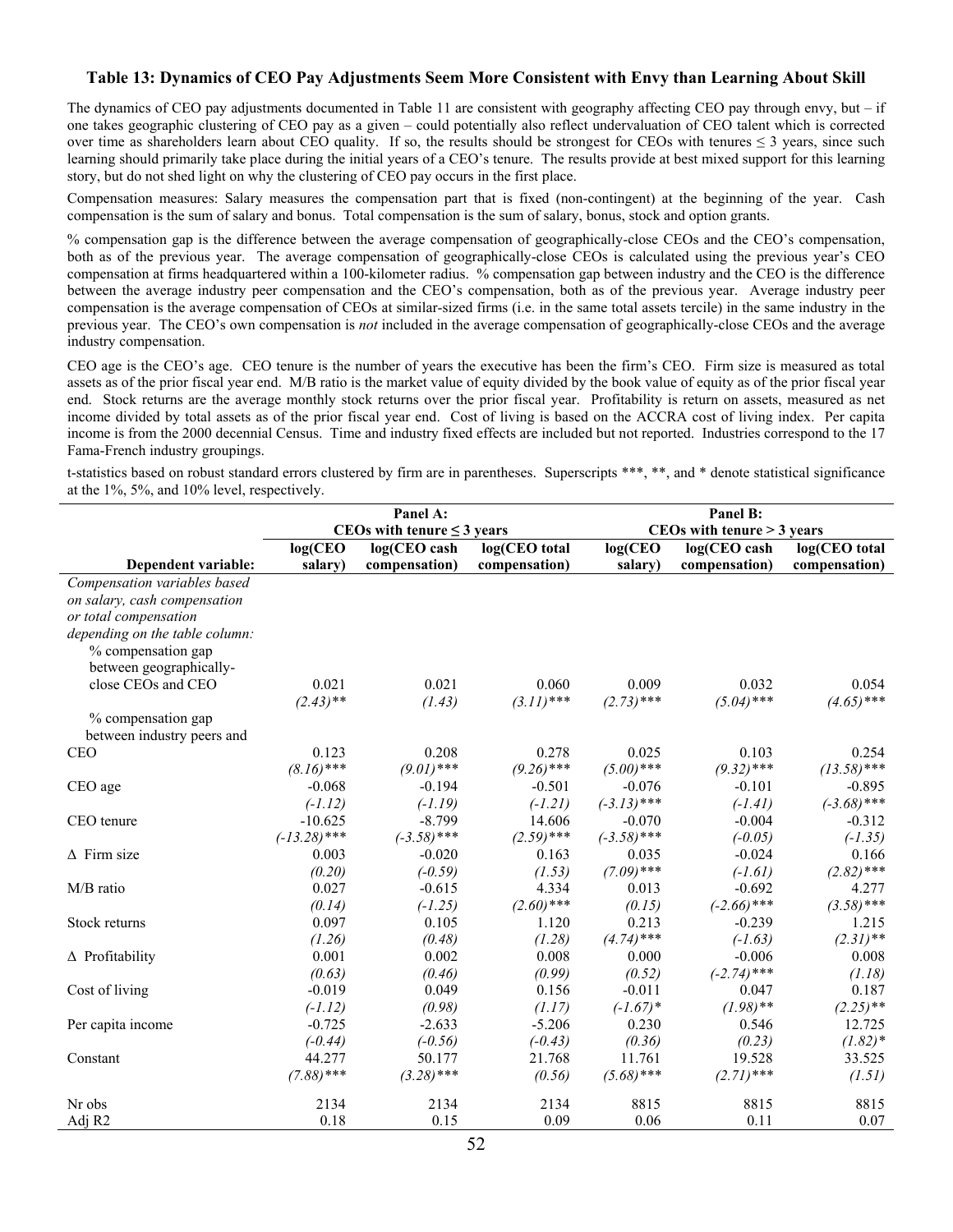### Table 13: Dynamics of CEO Pay Adjustments Seem More Consistent with Envy than Learning About Skill

The dynamics of CEO pay adjustments documented in Table 11 are consistent with geography affecting CEO pay through envy, but – if one takes geographic clustering of CEO pay as a given – could potentially also reflect undervaluation of CEO talent which is corrected over time as shareholders learn about CEO quality. If so, the results should be strongest for CEOs with tenures ≤ 3 years, since such learning should primarily take place during the initial years of a CEO's tenure. The results provide at best mixed support for this learning story, but do not shed light on why the clustering of CEO pay occurs in the first place.

Compensation measures: Salary measures the compensation part that is fixed (non-contingent) at the beginning of the year. Cash compensation is the sum of salary and bonus. Total compensation is the sum of salary, bonus, stock and option grants.

% compensation gap is the difference between the average compensation of geographically-close CEOs and the CEO's compensation, both as of the previous year. The average compensation of geographically-close CEOs is calculated using the previous year's CEO compensation at firms headquartered within a 100-kilometer radius. % compensation gap between industry and the CEO is the difference between the average industry peer compensation and the CEO's compensation, both as of the previous year. Average industry peer compensation is the average compensation of CEOs at similar-sized firms (i.e. in the same total assets tercile) in the same industry in the previous year. The CEO's own compensation is *not* included in the average compensation of geographically-close CEOs and the average industry compensation.

CEO age is the CEO's age. CEO tenure is the number of years the executive has been the firm's CEO. Firm size is measured as total assets as of the prior fiscal year end. M/B ratio is the market value of equity divided by the book value of equity as of the prior fiscal year end. Stock returns are the average monthly stock returns over the prior fiscal year. Profitability is return on assets, measured as net income divided by total assets as of the prior fiscal year end. Cost of living is based on the ACCRA cost of living index. Per capita income is from the 2000 decennial Census. Time and industry fixed effects are included but not reported. Industries correspond to the 17 Fama-French industry groupings.

t-statistics based on robust standard errors clustered by firm are in parentheses. Superscripts ***, **, and * denote statistical significance at the 1%, 5%, and 10% level, respectively.

| | Panel A: CEOs with tenure ≤ 3 years | | | Panel B: CEOs with tenure > 3 years | | |
|---|---|---|---|---|---|---|
| **Dependent variable:** | **log(CEO salary)** | **log(CEO cash compensation)** | **log(CEO total compensation)** | **log(CEO salary)** | **log(CEO cash compensation)** | **log(CEO total compensation)** |
| *Compensation variables based on salary, cash compensation or total compensation depending on the table column:* | | | | | | |
| % compensation gap between geographically-close CEOs and CEO | 0.021 | 0.021 | 0.060 | 0.009 | 0.032 | 0.054 |
| | *(2.43)*** | *(1.43)* | *(3.11)**** | *(2.73)**** | *(5.04)**** | *(4.65)**** |
| % compensation gap between industry peers and CEO | 0.123 | 0.208 | 0.278 | 0.025 | 0.103 | 0.254 |
| | *(8.16)**** | *(9.01)**** | *(9.26)**** | *(5.00)**** | *(9.32)**** | *(13.58)**** |
| CEO age | -0.068 | -0.194 | -0.501 | -0.076 | -0.101 | -0.895 |
| | *(-1.12)* | *(-1.19)* | *(-1.21)* | *(-3.13)**** | *(-1.41)* | *(-3.68)**** |
| CEO tenure | -10.625 | -8.799 | 14.606 | -0.070 | -0.004 | -0.312 |
| | *(-13.28)**** | *(-3.58)**** | *(2.59)**** | *(-3.58)**** | *(-0.05)* | *(-1.35)* |
| Δ Firm size | 0.003 | -0.020 | 0.163 | 0.035 | -0.024 | 0.166 |
| | *(0.20)* | *(-0.59)* | *(1.53)* | *(7.09)**** | *(-1.61)* | *(2.82)**** |
| M/B ratio | 0.027 | -0.615 | 4.334 | 0.013 | -0.692 | 4.277 |
| | *(0.14)* | *(-1.25)* | *(2.60)**** | *(0.15)* | *(-2.66)**** | *(3.58)**** |
| Stock returns | 0.097 | 0.105 | 1.120 | 0.213 | -0.239 | 1.215 |
| | *(1.26)* | *(0.48)* | *(1.28)* | *(4.74)**** | *(-1.63)* | *(2.31)*** |
| Δ Profitability | 0.001 | 0.002 | 0.008 | 0.000 | -0.006 | 0.008 |
| | *(0.63)* | *(0.46)* | *(0.99)* | *(0.52)* | *(-2.74)**** | *(1.18)* |
| Cost of living | -0.019 | 0.049 | 0.156 | -0.011 | 0.047 | 0.187 |
| | *(-1.12)* | *(0.98)* | *(1.17)* | *(-1.67)** | *(1.98)*** | *(2.25)*** |
| Per capita income | -0.725 | -2.633 | -5.206 | 0.230 | 0.546 | 12.725 |
| | *(-0.44)* | *(-0.56)* | *(-0.43)* | *(0.36)* | *(0.23)* | *(1.82)** |
| Constant | 44.277 | 50.177 | 21.768 | 11.761 | 19.528 | 33.525 |
| | *(7.88)**** | *(3.28)**** | *(0.56)* | *(5.68)**** | *(2.71)**** | *(1.51)* |
| Nr obs | 2134 | 2134 | 2134 | 8815 | 8815 | 8815 |
| Adj R2 | 0.18 | 0.15 | 0.09 | 0.06 | 0.11 | 0.07 |